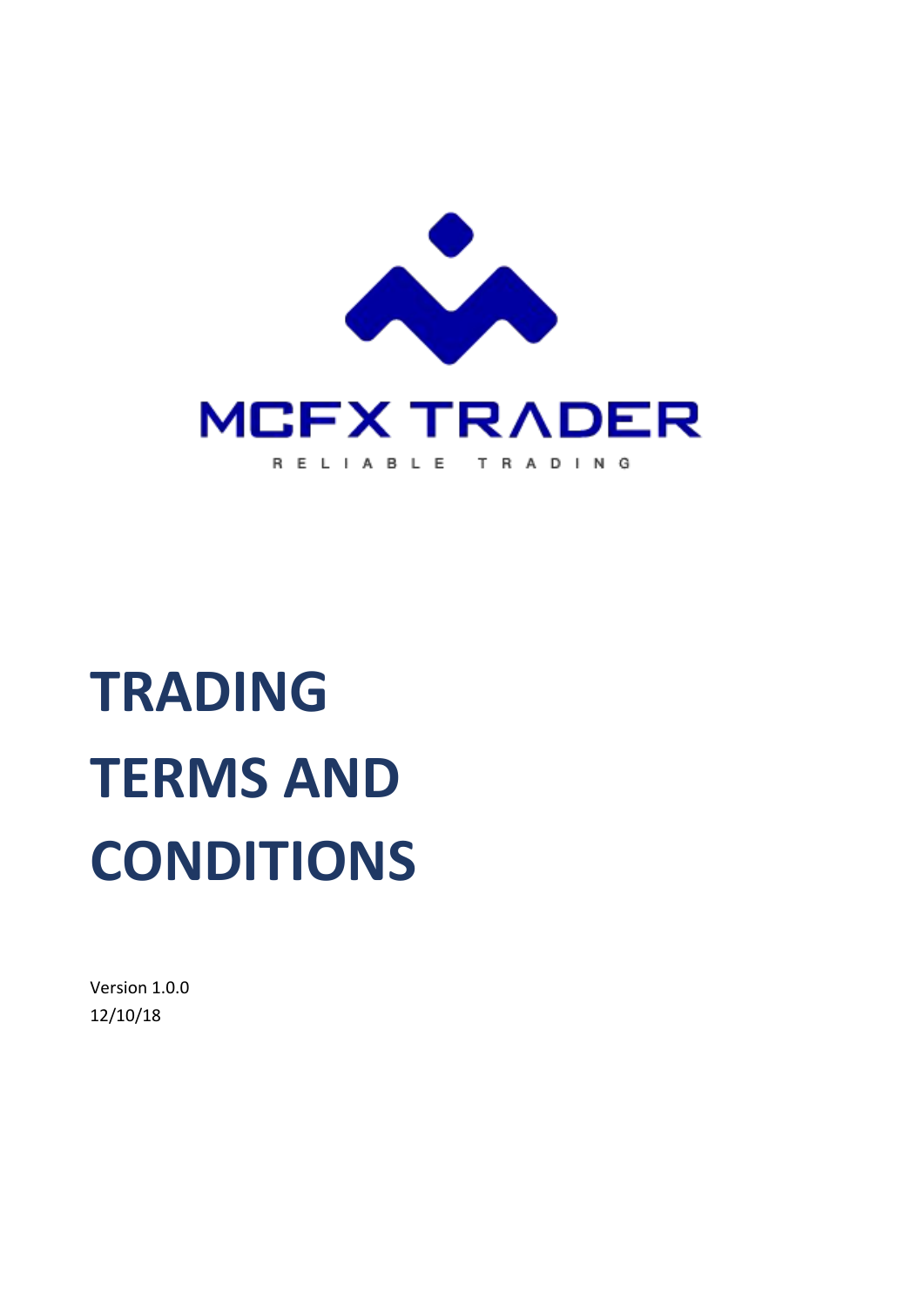MCFX TRADER

RELIABLE TRADING

# TRADING TERMS AND CONDITIONS

Version 1.0.0
12/10/18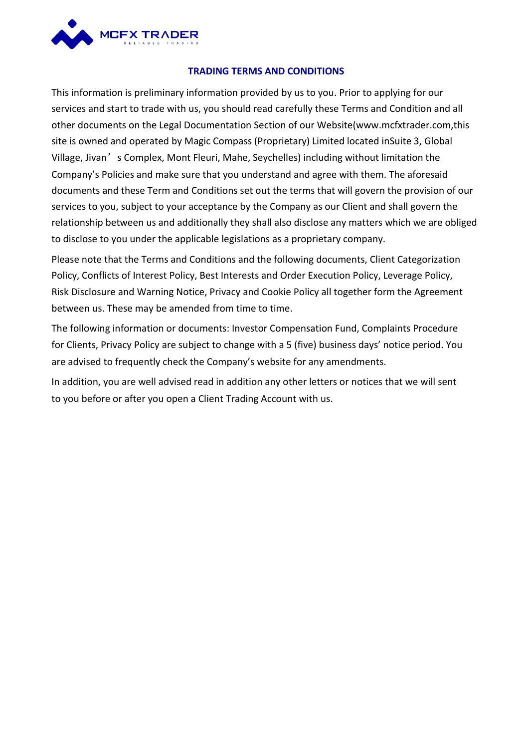## TRADING TERMS AND CONDITIONS

This information is preliminary information provided by us to you. Prior to applying for our services and start to trade with us, you should read carefully these Terms and Condition and all other documents on the Legal Documentation Section of our Website(www.mcfxtrader.com,this site is owned and operated by Magic Compass (Proprietary) Limited located inSuite 3, Global Village, Jivan’s Complex, Mont Fleuri, Mahe, Seychelles) including without limitation the Company’s Policies and make sure that you understand and agree with them. The aforesaid documents and these Term and Conditions set out the terms that will govern the provision of our services to you, subject to your acceptance by the Company as our Client and shall govern the relationship between us and additionally they shall also disclose any matters which we are obliged to disclose to you under the applicable legislations as a proprietary company.

Please note that the Terms and Conditions and the following documents, Client Categorization Policy, Conflicts of Interest Policy, Best Interests and Order Execution Policy, Leverage Policy, Risk Disclosure and Warning Notice, Privacy and Cookie Policy all together form the Agreement between us. These may be amended from time to time.

The following information or documents: Investor Compensation Fund, Complaints Procedure for Clients, Privacy Policy are subject to change with a 5 (five) business days’ notice period. You are advised to frequently check the Company’s website for any amendments.

In addition, you are well advised read in addition any other letters or notices that we will sent to you before or after you open a Client Trading Account with us.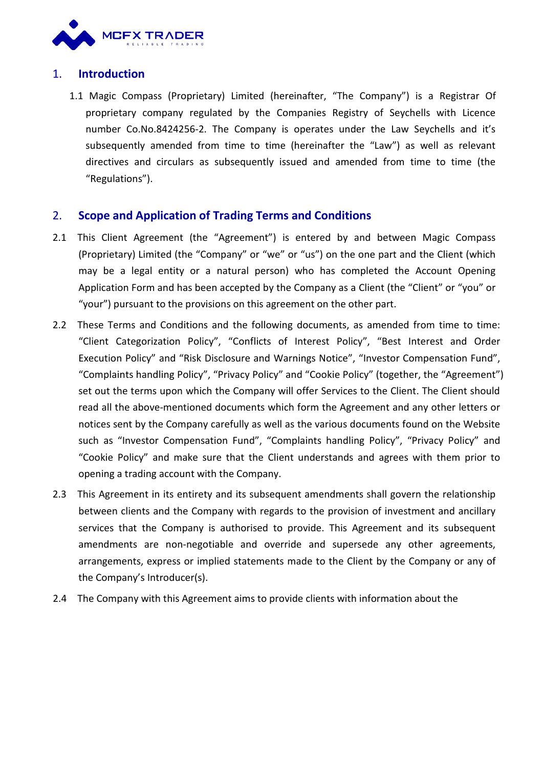## 1. Introduction

1.1 Magic Compass (Proprietary) Limited (hereinafter, "The Company") is a Registrar Of proprietary company regulated by the Companies Registry of Seychells with Licence number Co.No.8424256-2. The Company is operates under the Law Seychells and it's subsequently amended from time to time (hereinafter the "Law") as well as relevant directives and circulars as subsequently issued and amended from time to time (the "Regulations").

## 2. Scope and Application of Trading Terms and Conditions

2.1 This Client Agreement (the "Agreement") is entered by and between Magic Compass (Proprietary) Limited (the "Company" or "we" or "us") on the one part and the Client (which may be a legal entity or a natural person) who has completed the Account Opening Application Form and has been accepted by the Company as a Client (the "Client" or "you" or "your") pursuant to the provisions on this agreement on the other part.

2.2 These Terms and Conditions and the following documents, as amended from time to time: "Client Categorization Policy", "Conflicts of Interest Policy", "Best Interest and Order Execution Policy" and "Risk Disclosure and Warnings Notice", "Investor Compensation Fund", "Complaints handling Policy", "Privacy Policy" and "Cookie Policy" (together, the "Agreement") set out the terms upon which the Company will offer Services to the Client. The Client should read all the above-mentioned documents which form the Agreement and any other letters or notices sent by the Company carefully as well as the various documents found on the Website such as "Investor Compensation Fund", "Complaints handling Policy", "Privacy Policy" and "Cookie Policy" and make sure that the Client understands and agrees with them prior to opening a trading account with the Company.

2.3 This Agreement in its entirety and its subsequent amendments shall govern the relationship between clients and the Company with regards to the provision of investment and ancillary services that the Company is authorised to provide. This Agreement and its subsequent amendments are non-negotiable and override and supersede any other agreements, arrangements, express or implied statements made to the Client by the Company or any of the Company's Introducer(s).

2.4 The Company with this Agreement aims to provide clients with information about the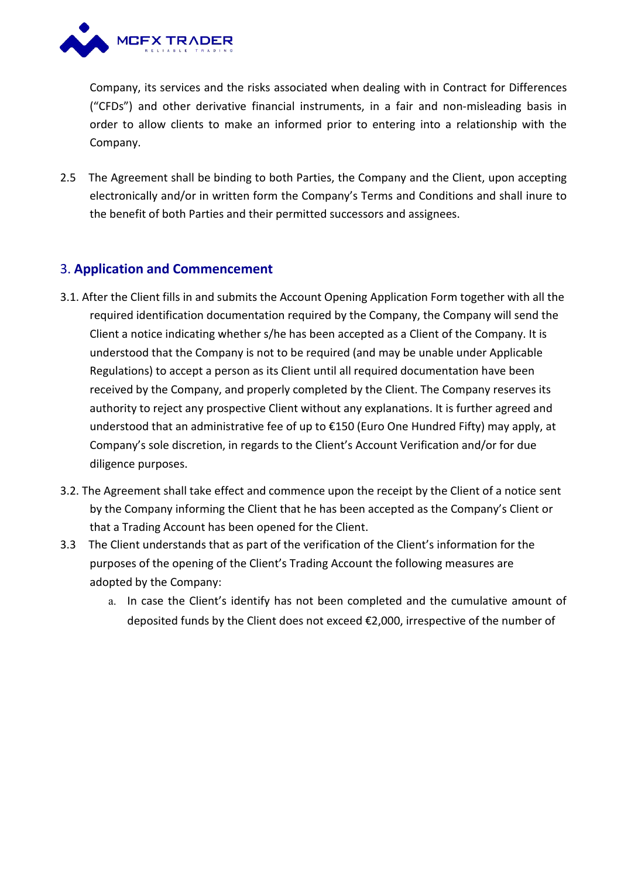Company, its services and the risks associated when dealing with in Contract for Differences ("CFDs") and other derivative financial instruments, in a fair and non-misleading basis in order to allow clients to make an informed prior to entering into a relationship with the Company.

2.5 The Agreement shall be binding to both Parties, the Company and the Client, upon accepting electronically and/or in written form the Company's Terms and Conditions and shall inure to the benefit of both Parties and their permitted successors and assignees.

## 3. Application and Commencement

3.1. After the Client fills in and submits the Account Opening Application Form together with all the required identification documentation required by the Company, the Company will send the Client a notice indicating whether s/he has been accepted as a Client of the Company. It is understood that the Company is not to be required (and may be unable under Applicable Regulations) to accept a person as its Client until all required documentation have been received by the Company, and properly completed by the Client. The Company reserves its authority to reject any prospective Client without any explanations. It is further agreed and understood that an administrative fee of up to €150 (Euro One Hundred Fifty) may apply, at Company's sole discretion, in regards to the Client's Account Verification and/or for due diligence purposes.

3.2. The Agreement shall take effect and commence upon the receipt by the Client of a notice sent by the Company informing the Client that he has been accepted as the Company's Client or that a Trading Account has been opened for the Client.

3.3 The Client understands that as part of the verification of the Client's information for the purposes of the opening of the Client's Trading Account the following measures are adopted by the Company:

a. In case the Client's identify has not been completed and the cumulative amount of deposited funds by the Client does not exceed €2,000, irrespective of the number of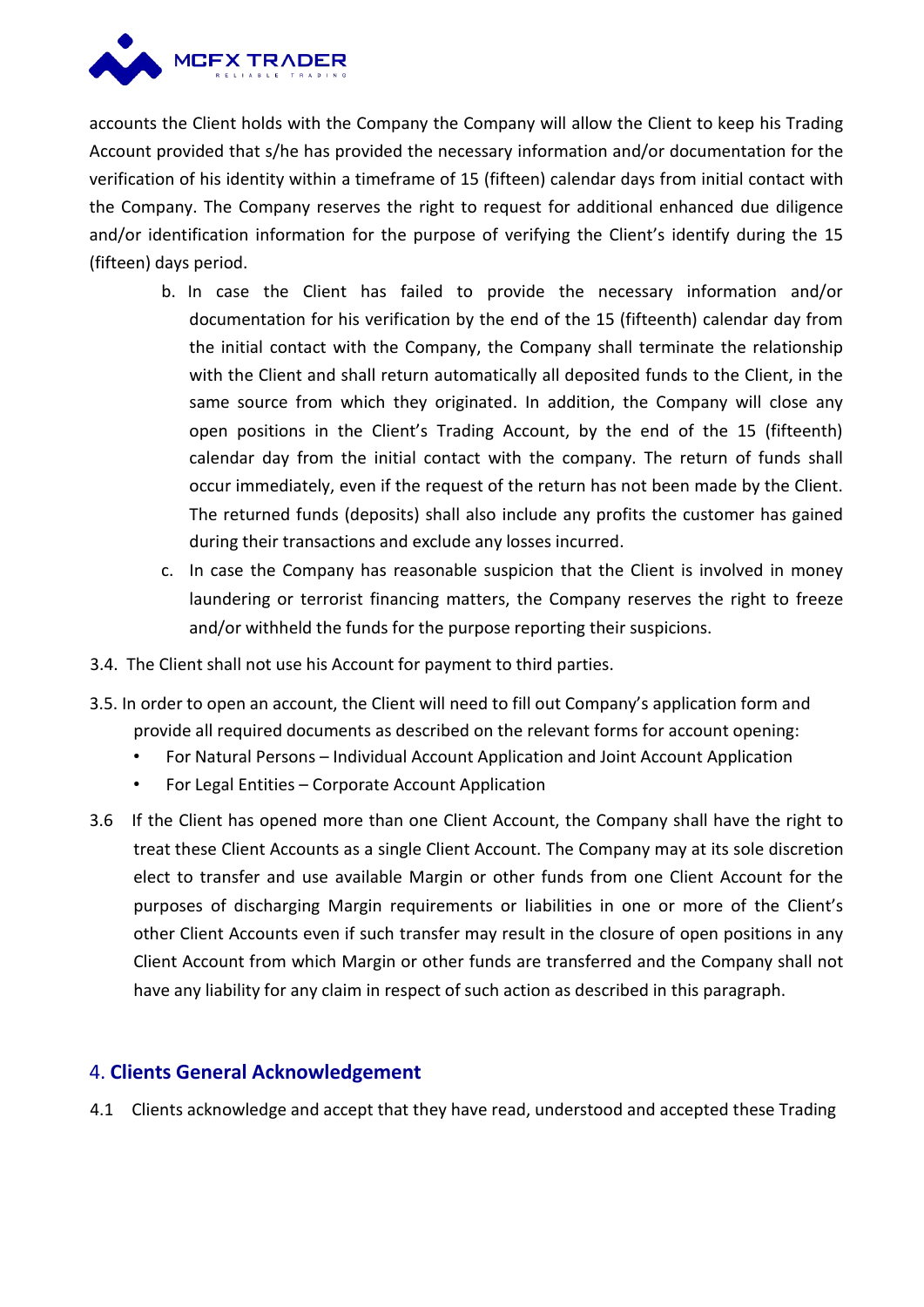accounts the Client holds with the Company the Company will allow the Client to keep his Trading Account provided that s/he has provided the necessary information and/or documentation for the verification of his identity within a timeframe of 15 (fifteen) calendar days from initial contact with the Company. The Company reserves the right to request for additional enhanced due diligence and/or identification information for the purpose of verifying the Client's identify during the 15 (fifteen) days period.

b. In case the Client has failed to provide the necessary information and/or documentation for his verification by the end of the 15 (fifteenth) calendar day from the initial contact with the Company, the Company shall terminate the relationship with the Client and shall return automatically all deposited funds to the Client, in the same source from which they originated. In addition, the Company will close any open positions in the Client's Trading Account, by the end of the 15 (fifteenth) calendar day from the initial contact with the company. The return of funds shall occur immediately, even if the request of the return has not been made by the Client. The returned funds (deposits) shall also include any profits the customer has gained during their transactions and exclude any losses incurred.

c. In case the Company has reasonable suspicion that the Client is involved in money laundering or terrorist financing matters, the Company reserves the right to freeze and/or withheld the funds for the purpose reporting their suspicions.

3.4. The Client shall not use his Account for payment to third parties.

3.5. In order to open an account, the Client will need to fill out Company's application form and provide all required documents as described on the relevant forms for account opening:

- For Natural Persons – Individual Account Application and Joint Account Application
- For Legal Entities – Corporate Account Application

3.6 If the Client has opened more than one Client Account, the Company shall have the right to treat these Client Accounts as a single Client Account. The Company may at its sole discretion elect to transfer and use available Margin or other funds from one Client Account for the purposes of discharging Margin requirements or liabilities in one or more of the Client's other Client Accounts even if such transfer may result in the closure of open positions in any Client Account from which Margin or other funds are transferred and the Company shall not have any liability for any claim in respect of such action as described in this paragraph.

## 4. **Clients General Acknowledgement**

4.1 Clients acknowledge and accept that they have read, understood and accepted these Trading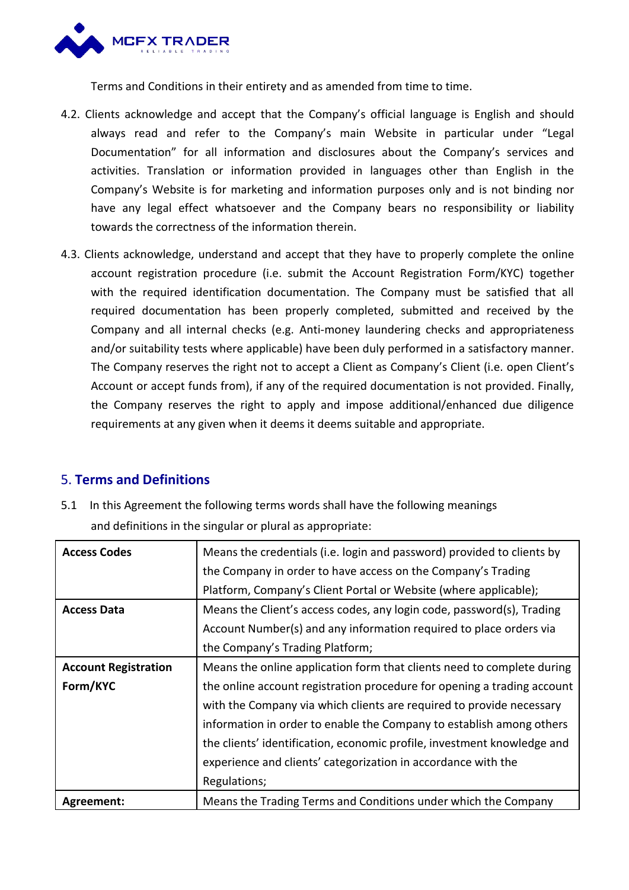Terms and Conditions in their entirety and as amended from time to time.

4.2. Clients acknowledge and accept that the Company's official language is English and should always read and refer to the Company's main Website in particular under "Legal Documentation" for all information and disclosures about the Company's services and activities. Translation or information provided in languages other than English in the Company's Website is for marketing and information purposes only and is not binding nor have any legal effect whatsoever and the Company bears no responsibility or liability towards the correctness of the information therein.

4.3. Clients acknowledge, understand and accept that they have to properly complete the online account registration procedure (i.e. submit the Account Registration Form/KYC) together with the required identification documentation. The Company must be satisfied that all required documentation has been properly completed, submitted and received by the Company and all internal checks (e.g. Anti-money laundering checks and appropriateness and/or suitability tests where applicable) have been duly performed in a satisfactory manner. The Company reserves the right not to accept a Client as Company's Client (i.e. open Client's Account or accept funds from), if any of the required documentation is not provided. Finally, the Company reserves the right to apply and impose additional/enhanced due diligence requirements at any given when it deems it deems suitable and appropriate.

## 5. Terms and Definitions

5.1 In this Agreement the following terms words shall have the following meanings and definitions in the singular or plural as appropriate:

| | |
|---|---|
| **Access Codes** | Means the credentials (i.e. login and password) provided to clients by the Company in order to have access on the Company's Trading Platform, Company's Client Portal or Website (where applicable); |
| **Access Data** | Means the Client's access codes, any login code, password(s), Trading Account Number(s) and any information required to place orders via the Company's Trading Platform; |
| **Account Registration Form/KYC** | Means the online application form that clients need to complete during the online account registration procedure for opening a trading account with the Company via which clients are required to provide necessary information in order to enable the Company to establish among others the clients' identification, economic profile, investment knowledge and experience and clients' categorization in accordance with the Regulations; |
| **Agreement:** | Means the Trading Terms and Conditions under which the Company |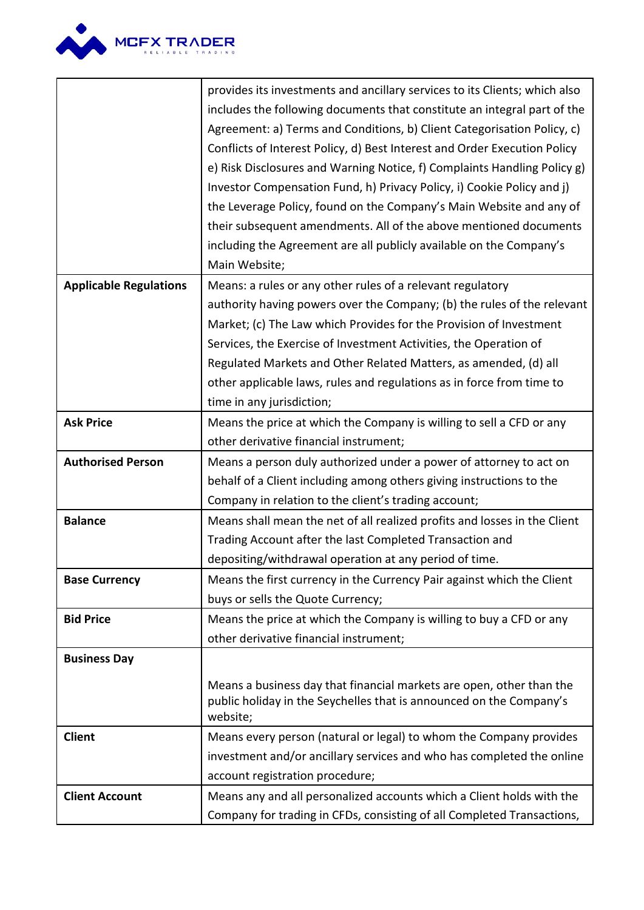| | |
|---|---|
| | provides its investments and ancillary services to its Clients; which also includes the following documents that constitute an integral part of the Agreement: a) Terms and Conditions, b) Client Categorisation Policy, c) Conflicts of Interest Policy, d) Best Interest and Order Execution Policy e) Risk Disclosures and Warning Notice, f) Complaints Handling Policy g) Investor Compensation Fund, h) Privacy Policy, i) Cookie Policy and j) the Leverage Policy, found on the Company's Main Website and any of their subsequent amendments. All of the above mentioned documents including the Agreement are all publicly available on the Company's Main Website; |
| **Applicable Regulations** | Means: a rules or any other rules of a relevant regulatory authority having powers over the Company; (b) the rules of the relevant Market; (c) The Law which Provides for the Provision of Investment Services, the Exercise of Investment Activities, the Operation of Regulated Markets and Other Related Matters, as amended, (d) all other applicable laws, rules and regulations as in force from time to time in any jurisdiction; |
| **Ask Price** | Means the price at which the Company is willing to sell a CFD or any other derivative financial instrument; |
| **Authorised Person** | Means a person duly authorized under a power of attorney to act on behalf of a Client including among others giving instructions to the Company in relation to the client's trading account; |
| **Balance** | Means shall mean the net of all realized profits and losses in the Client Trading Account after the last Completed Transaction and depositing/withdrawal operation at any period of time. |
| **Base Currency** | Means the first currency in the Currency Pair against which the Client buys or sells the Quote Currency; |
| **Bid Price** | Means the price at which the Company is willing to buy a CFD or any other derivative financial instrument; |
| **Business Day** | Means a business day that financial markets are open, other than the public holiday in the Seychelles that is announced on the Company's website; |
| **Client** | Means every person (natural or legal) to whom the Company provides investment and/or ancillary services and who has completed the online account registration procedure; |
| **Client Account** | Means any and all personalized accounts which a Client holds with the Company for trading in CFDs, consisting of all Completed Transactions, |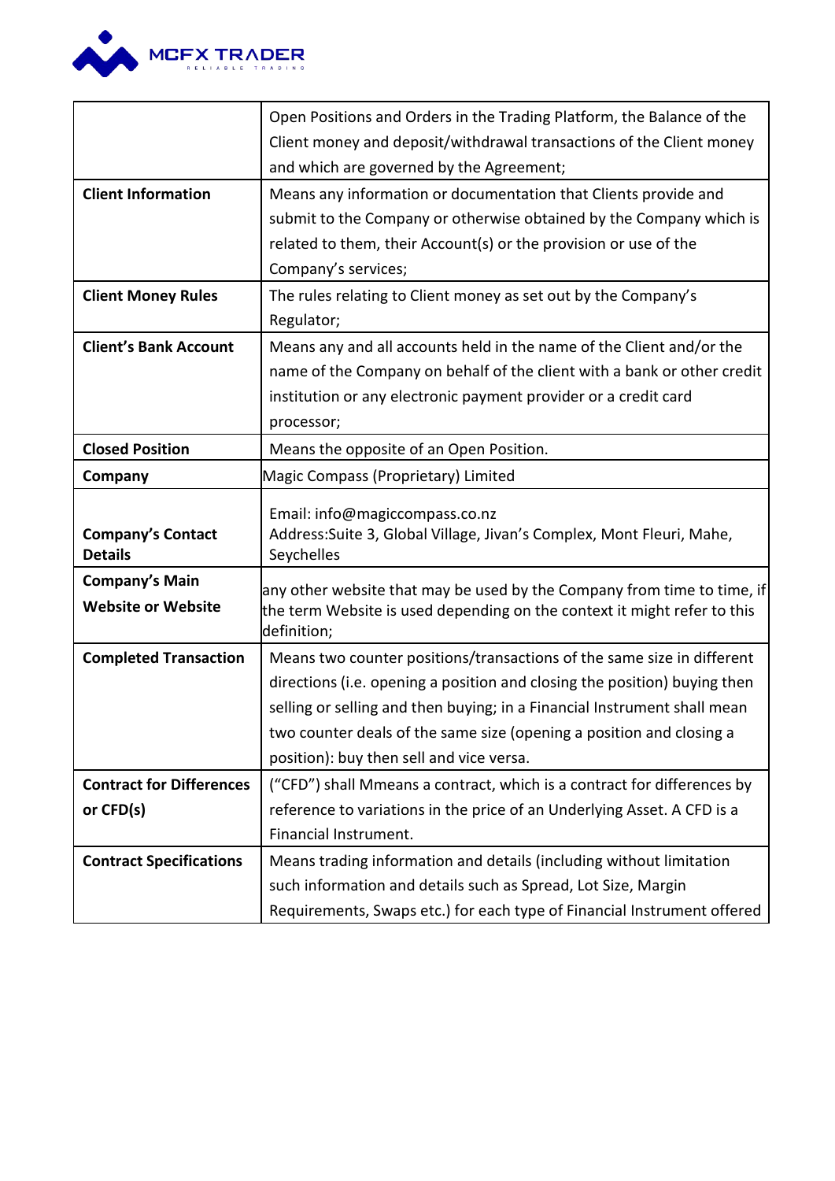|  |  |
|---|---|
|  | Open Positions and Orders in the Trading Platform, the Balance of the Client money and deposit/withdrawal transactions of the Client money and which are governed by the Agreement; |
| **Client Information** | Means any information or documentation that Clients provide and submit to the Company or otherwise obtained by the Company which is related to them, their Account(s) or the provision or use of the Company's services; |
| **Client Money Rules** | The rules relating to Client money as set out by the Company's Regulator; |
| **Client's Bank Account** | Means any and all accounts held in the name of the Client and/or the name of the Company on behalf of the client with a bank or other credit institution or any electronic payment provider or a credit card processor; |
| **Closed Position** | Means the opposite of an Open Position. |
| **Company** | Magic Compass (Proprietary) Limited |
| **Company's Contact Details** | Email: info@magiccompass.co.nz<br>Address:Suite 3, Global Village, Jivan's Complex, Mont Fleuri, Mahe, Seychelles |
| **Company's Main Website or Website** | any other website that may be used by the Company from time to time, if the term Website is used depending on the context it might refer to this definition; |
| **Completed Transaction** | Means two counter positions/transactions of the same size in different directions (i.e. opening a position and closing the position) buying then selling or selling and then buying; in a Financial Instrument shall mean two counter deals of the same size (opening a position and closing a position): buy then sell and vice versa. |
| **Contract for Differences or CFD(s)** | ("CFD") shall Mmeans a contract, which is a contract for differences by reference to variations in the price of an Underlying Asset. A CFD is a Financial Instrument. |
| **Contract Specifications** | Means trading information and details (including without limitation such information and details such as Spread, Lot Size, Margin Requirements, Swaps etc.) for each type of Financial Instrument offered |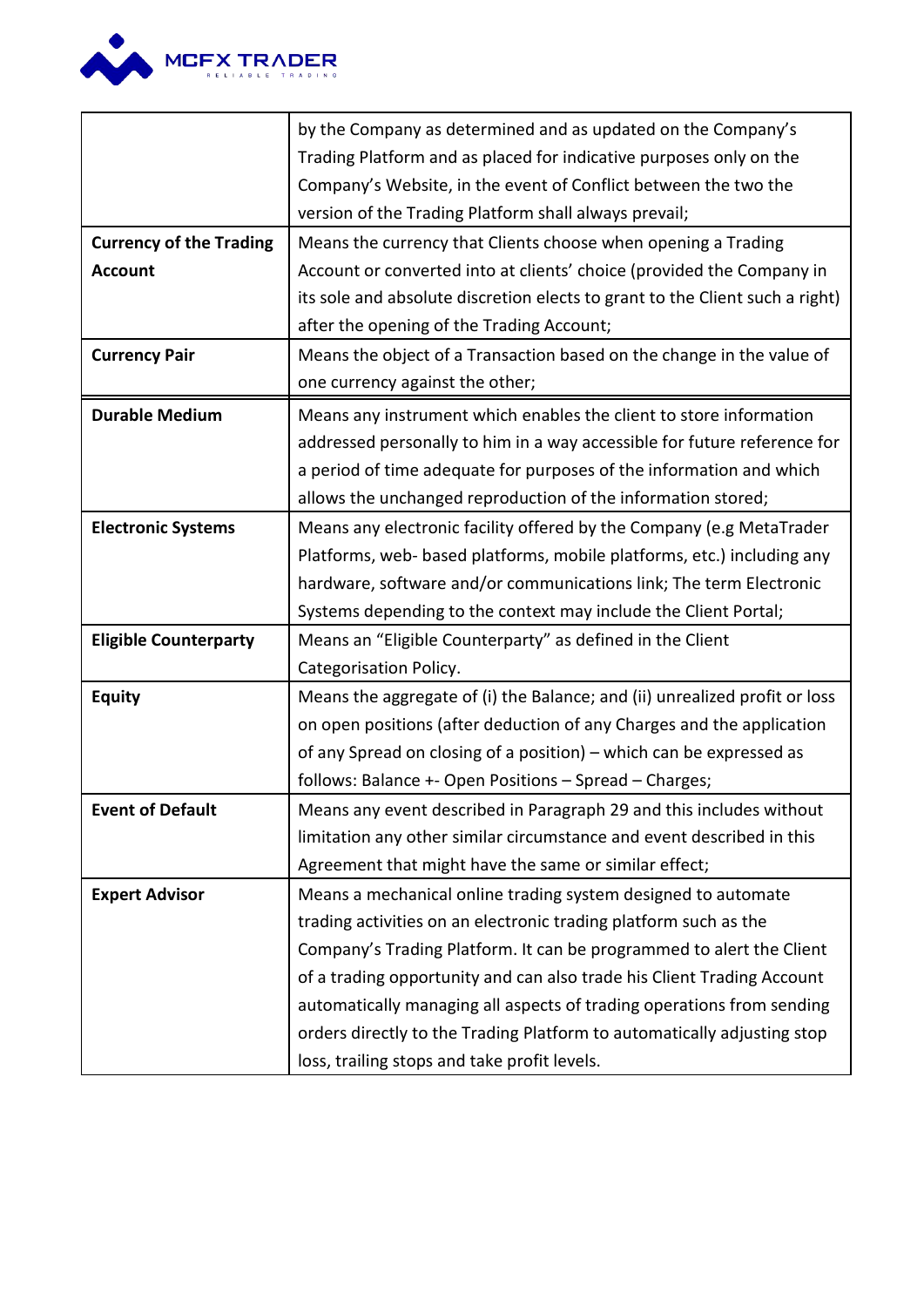| | |
|---|---|
| | by the Company as determined and as updated on the Company's Trading Platform and as placed for indicative purposes only on the Company's Website, in the event of Conflict between the two the version of the Trading Platform shall always prevail; |
| **Currency of the Trading Account** | Means the currency that Clients choose when opening a Trading Account or converted into at clients' choice (provided the Company in its sole and absolute discretion elects to grant to the Client such a right) after the opening of the Trading Account; |
| **Currency Pair** | Means the object of a Transaction based on the change in the value of one currency against the other; |
| **Durable Medium** | Means any instrument which enables the client to store information addressed personally to him in a way accessible for future reference for a period of time adequate for purposes of the information and which allows the unchanged reproduction of the information stored; |
| **Electronic Systems** | Means any electronic facility offered by the Company (e.g MetaTrader Platforms, web- based platforms, mobile platforms, etc.) including any hardware, software and/or communications link; The term Electronic Systems depending to the context may include the Client Portal; |
| **Eligible Counterparty** | Means an "Eligible Counterparty" as defined in the Client Categorisation Policy. |
| **Equity** | Means the aggregate of (i) the Balance; and (ii) unrealized profit or loss on open positions (after deduction of any Charges and the application of any Spread on closing of a position) – which can be expressed as follows: Balance +- Open Positions – Spread – Charges; |
| **Event of Default** | Means any event described in Paragraph 29 and this includes without limitation any other similar circumstance and event described in this Agreement that might have the same or similar effect; |
| **Expert Advisor** | Means a mechanical online trading system designed to automate trading activities on an electronic trading platform such as the Company's Trading Platform. It can be programmed to alert the Client of a trading opportunity and can also trade his Client Trading Account automatically managing all aspects of trading operations from sending orders directly to the Trading Platform to automatically adjusting stop loss, trailing stops and take profit levels. |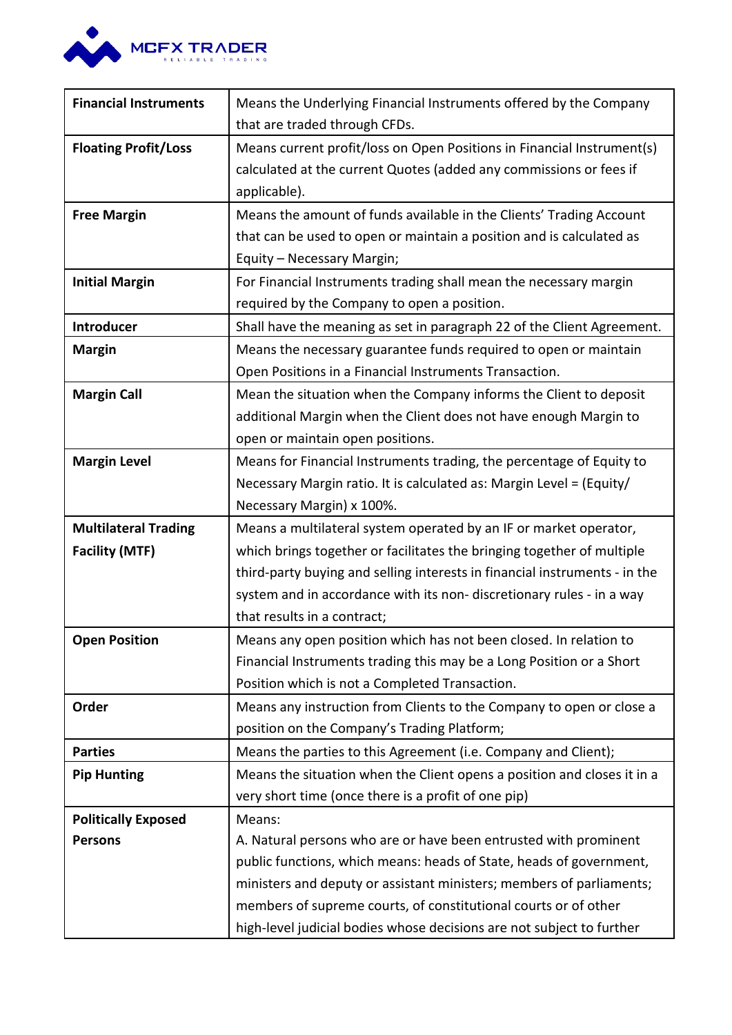| **Financial Instruments** | Means the Underlying Financial Instruments offered by the Company that are traded through CFDs. |
|---|---|
| **Floating Profit/Loss** | Means current profit/loss on Open Positions in Financial Instrument(s) calculated at the current Quotes (added any commissions or fees if applicable). |
| **Free Margin** | Means the amount of funds available in the Clients' Trading Account that can be used to open or maintain a position and is calculated as Equity – Necessary Margin; |
| **Initial Margin** | For Financial Instruments trading shall mean the necessary margin required by the Company to open a position. |
| **Introducer** | Shall have the meaning as set in paragraph 22 of the Client Agreement. |
| **Margin** | Means the necessary guarantee funds required to open or maintain Open Positions in a Financial Instruments Transaction. |
| **Margin Call** | Mean the situation when the Company informs the Client to deposit additional Margin when the Client does not have enough Margin to open or maintain open positions. |
| **Margin Level** | Means for Financial Instruments trading, the percentage of Equity to Necessary Margin ratio. It is calculated as: Margin Level = (Equity/ Necessary Margin) x 100%. |
| **Multilateral Trading Facility (MTF)** | Means a multilateral system operated by an IF or market operator, which brings together or facilitates the bringing together of multiple third-party buying and selling interests in financial instruments - in the system and in accordance with its non- discretionary rules - in a way that results in a contract; |
| **Open Position** | Means any open position which has not been closed. In relation to Financial Instruments trading this may be a Long Position or a Short Position which is not a Completed Transaction. |
| **Order** | Means any instruction from Clients to the Company to open or close a position on the Company's Trading Platform; |
| **Parties** | Means the parties to this Agreement (i.e. Company and Client); |
| **Pip Hunting** | Means the situation when the Client opens a position and closes it in a very short time (once there is a profit of one pip) |
| **Politically Exposed Persons** | Means:<br>A. Natural persons who are or have been entrusted with prominent public functions, which means: heads of State, heads of government, ministers and deputy or assistant ministers; members of parliaments; members of supreme courts, of constitutional courts or of other high-level judicial bodies whose decisions are not subject to further |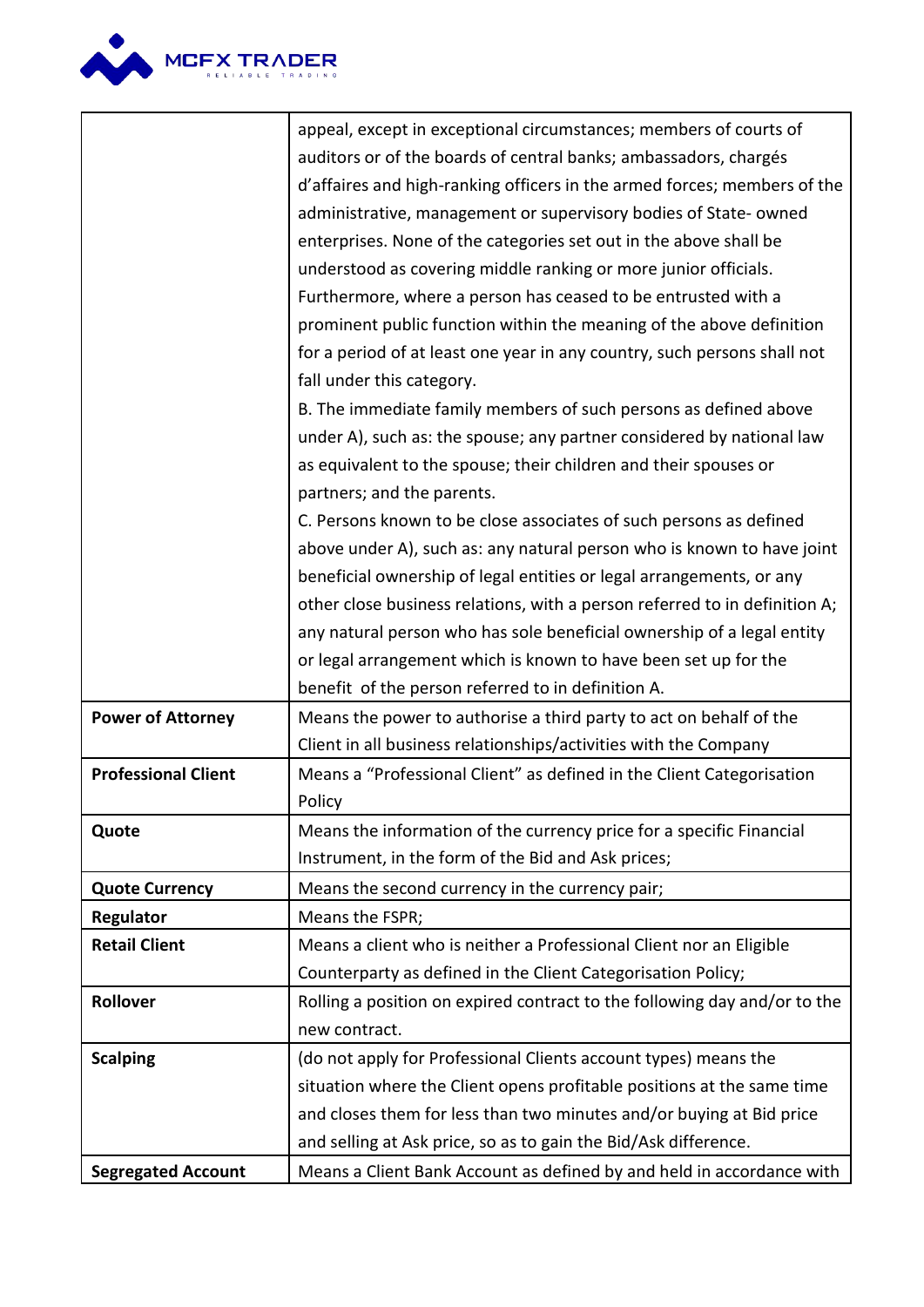| | |
|---|---|
| | appeal, except in exceptional circumstances; members of courts of auditors or of the boards of central banks; ambassadors, chargés d'affaires and high-ranking officers in the armed forces; members of the administrative, management or supervisory bodies of State- owned enterprises. None of the categories set out in the above shall be understood as covering middle ranking or more junior officials. Furthermore, where a person has ceased to be entrusted with a prominent public function within the meaning of the above definition for a period of at least one year in any country, such persons shall not fall under this category.<br>B. The immediate family members of such persons as defined above under A), such as: the spouse; any partner considered by national law as equivalent to the spouse; their children and their spouses or partners; and the parents.<br>C. Persons known to be close associates of such persons as defined above under A), such as: any natural person who is known to have joint beneficial ownership of legal entities or legal arrangements, or any other close business relations, with a person referred to in definition A; any natural person who has sole beneficial ownership of a legal entity or legal arrangement which is known to have been set up for the benefit of the person referred to in definition A. |
| **Power of Attorney** | Means the power to authorise a third party to act on behalf of the Client in all business relationships/activities with the Company |
| **Professional Client** | Means a "Professional Client" as defined in the Client Categorisation Policy |
| **Quote** | Means the information of the currency price for a specific Financial Instrument, in the form of the Bid and Ask prices; |
| **Quote Currency** | Means the second currency in the currency pair; |
| **Regulator** | Means the FSPR; |
| **Retail Client** | Means a client who is neither a Professional Client nor an Eligible Counterparty as defined in the Client Categorisation Policy; |
| **Rollover** | Rolling a position on expired contract to the following day and/or to the new contract. |
| **Scalping** | (do not apply for Professional Clients account types) means the situation where the Client opens profitable positions at the same time and closes them for less than two minutes and/or buying at Bid price and selling at Ask price, so as to gain the Bid/Ask difference. |
| **Segregated Account** | Means a Client Bank Account as defined by and held in accordance with |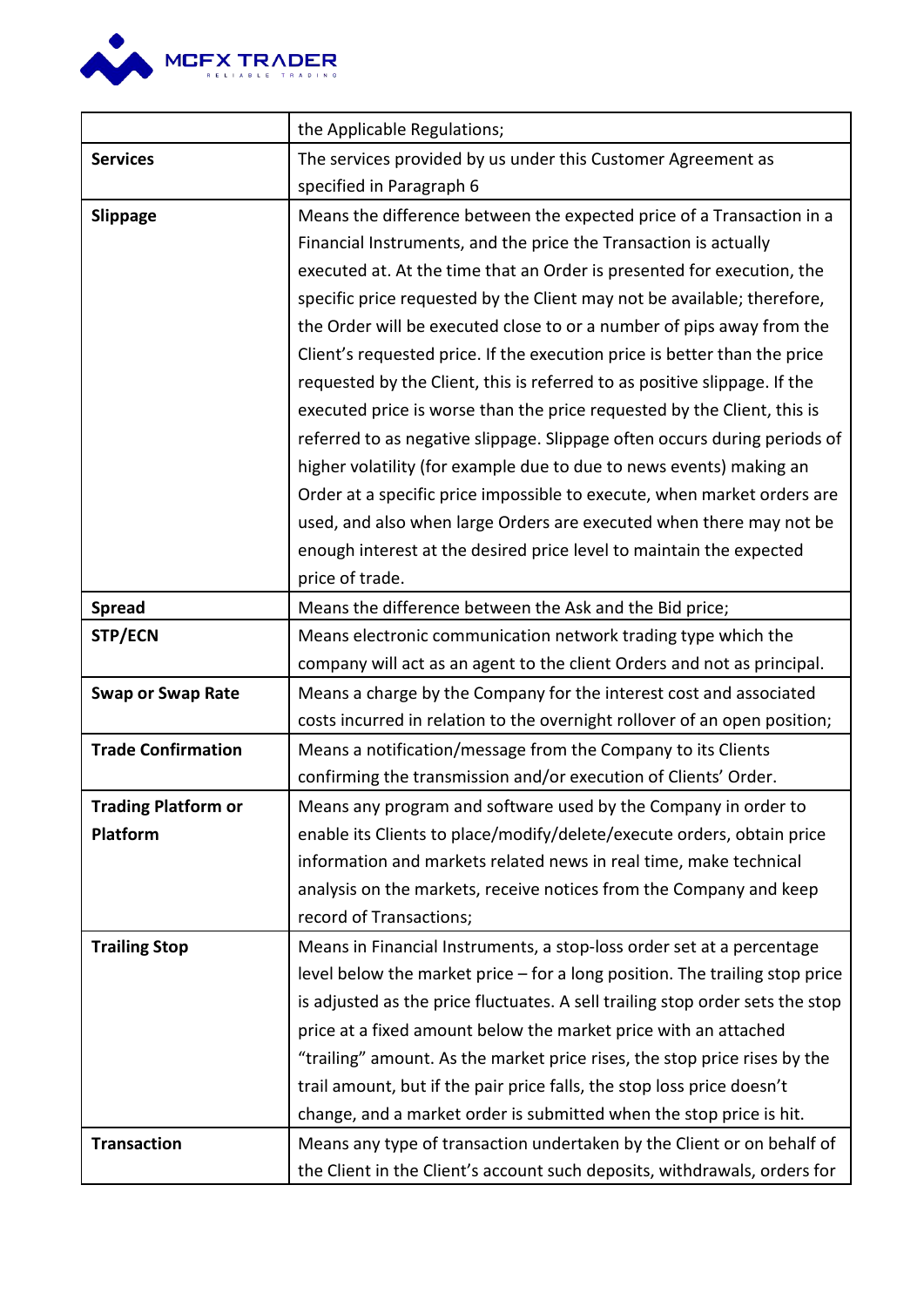| | |
|---|---|
| | the Applicable Regulations; |
| **Services** | The services provided by us under this Customer Agreement as specified in Paragraph 6 |
| **Slippage** | Means the difference between the expected price of a Transaction in a Financial Instruments, and the price the Transaction is actually executed at. At the time that an Order is presented for execution, the specific price requested by the Client may not be available; therefore, the Order will be executed close to or a number of pips away from the Client's requested price. If the execution price is better than the price requested by the Client, this is referred to as positive slippage. If the executed price is worse than the price requested by the Client, this is referred to as negative slippage. Slippage often occurs during periods of higher volatility (for example due to due to news events) making an Order at a specific price impossible to execute, when market orders are used, and also when large Orders are executed when there may not be enough interest at the desired price level to maintain the expected price of trade. |
| **Spread** | Means the difference between the Ask and the Bid price; |
| **STP/ECN** | Means electronic communication network trading type which the company will act as an agent to the client Orders and not as principal. |
| **Swap or Swap Rate** | Means a charge by the Company for the interest cost and associated costs incurred in relation to the overnight rollover of an open position; |
| **Trade Confirmation** | Means a notification/message from the Company to its Clients confirming the transmission and/or execution of Clients' Order. |
| **Trading Platform or Platform** | Means any program and software used by the Company in order to enable its Clients to place/modify/delete/execute orders, obtain price information and markets related news in real time, make technical analysis on the markets, receive notices from the Company and keep record of Transactions; |
| **Trailing Stop** | Means in Financial Instruments, a stop-loss order set at a percentage level below the market price – for a long position. The trailing stop price is adjusted as the price fluctuates. A sell trailing stop order sets the stop price at a fixed amount below the market price with an attached "trailing" amount. As the market price rises, the stop price rises by the trail amount, but if the pair price falls, the stop loss price doesn't change, and a market order is submitted when the stop price is hit. |
| **Transaction** | Means any type of transaction undertaken by the Client or on behalf of the Client in the Client's account such deposits, withdrawals, orders for |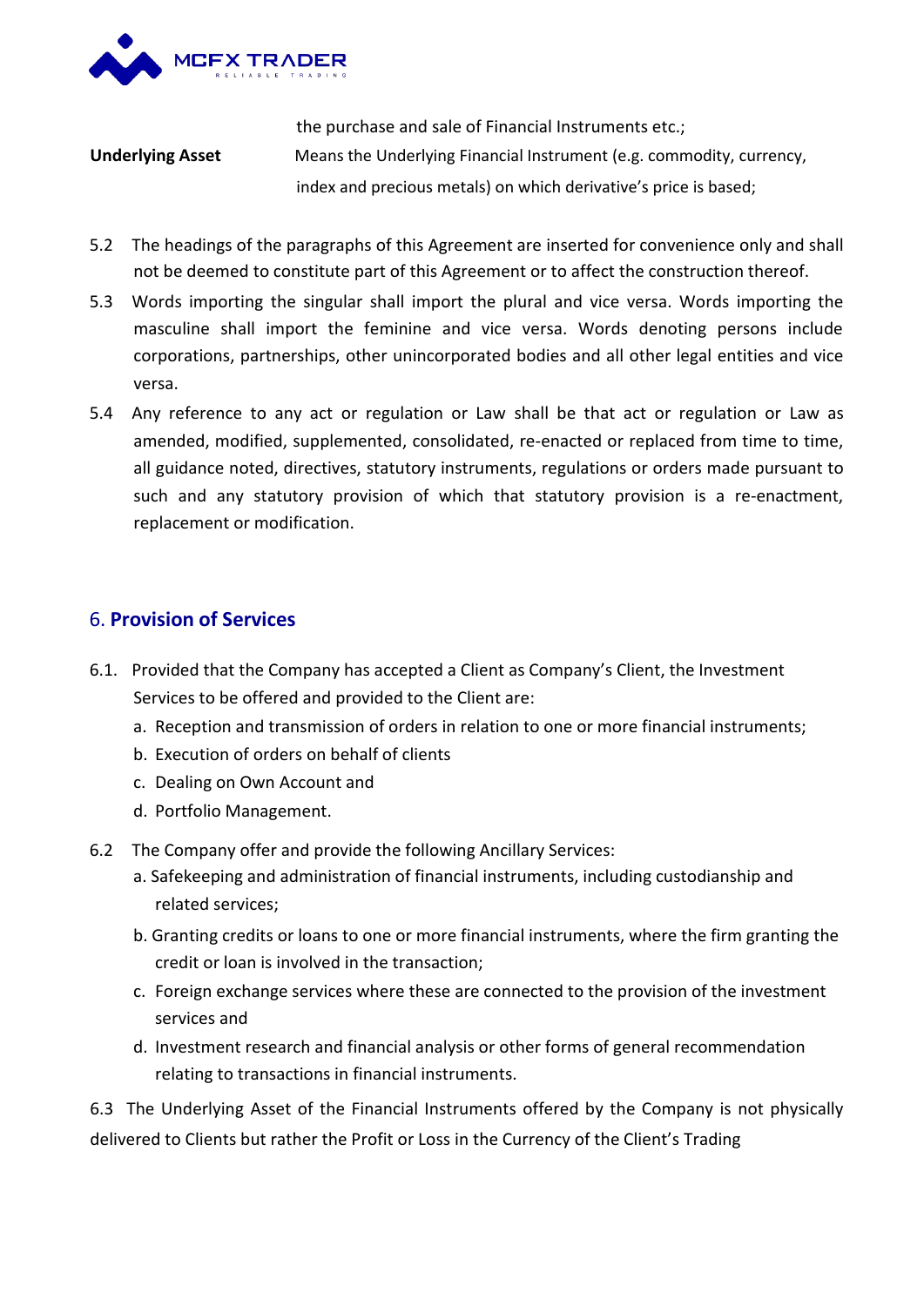| | |
|---|---|
| | the purchase and sale of Financial Instruments etc.; |
| **Underlying Asset** | Means the Underlying Financial Instrument (e.g. commodity, currency, index and precious metals) on which derivative's price is based; |

5.2 The headings of the paragraphs of this Agreement are inserted for convenience only and shall not be deemed to constitute part of this Agreement or to affect the construction thereof.

5.3 Words importing the singular shall import the plural and vice versa. Words importing the masculine shall import the feminine and vice versa. Words denoting persons include corporations, partnerships, other unincorporated bodies and all other legal entities and vice versa.

5.4 Any reference to any act or regulation or Law shall be that act or regulation or Law as amended, modified, supplemented, consolidated, re-enacted or replaced from time to time, all guidance noted, directives, statutory instruments, regulations or orders made pursuant to such and any statutory provision of which that statutory provision is a re-enactment, replacement or modification.

## 6. **Provision of Services**

6.1. Provided that the Company has accepted a Client as Company's Client, the Investment Services to be offered and provided to the Client are:

a. Reception and transmission of orders in relation to one or more financial instruments;
b. Execution of orders on behalf of clients
c. Dealing on Own Account and
d. Portfolio Management.

6.2 The Company offer and provide the following Ancillary Services:

a. Safekeeping and administration of financial instruments, including custodianship and related services;
b. Granting credits or loans to one or more financial instruments, where the firm granting the credit or loan is involved in the transaction;
c. Foreign exchange services where these are connected to the provision of the investment services and
d. Investment research and financial analysis or other forms of general recommendation relating to transactions in financial instruments.

6.3 The Underlying Asset of the Financial Instruments offered by the Company is not physically delivered to Clients but rather the Profit or Loss in the Currency of the Client's Trading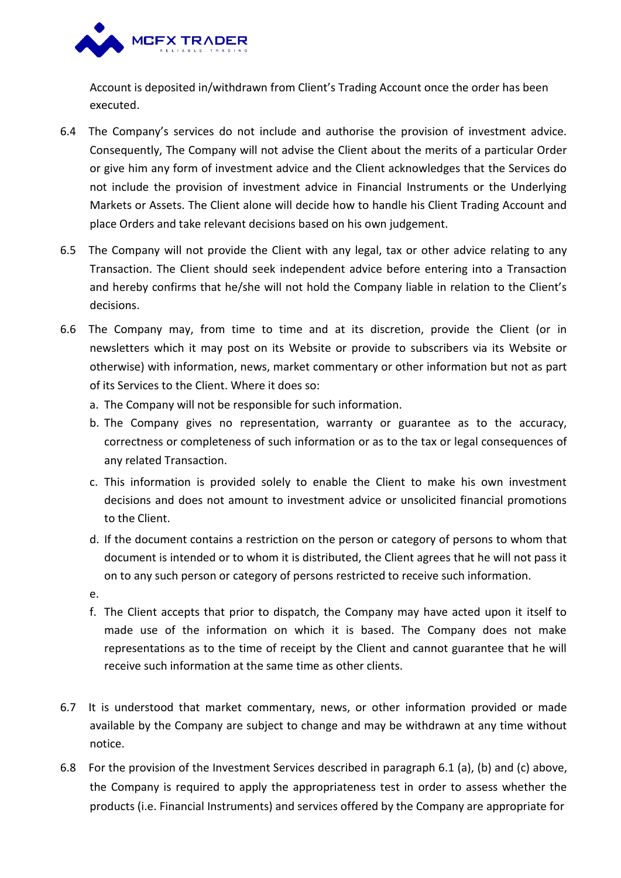Account is deposited in/withdrawn from Client's Trading Account once the order has been executed.

6.4 The Company's services do not include and authorise the provision of investment advice. Consequently, The Company will not advise the Client about the merits of a particular Order or give him any form of investment advice and the Client acknowledges that the Services do not include the provision of investment advice in Financial Instruments or the Underlying Markets or Assets. The Client alone will decide how to handle his Client Trading Account and place Orders and take relevant decisions based on his own judgement.

6.5 The Company will not provide the Client with any legal, tax or other advice relating to any Transaction. The Client should seek independent advice before entering into a Transaction and hereby confirms that he/she will not hold the Company liable in relation to the Client's decisions.

6.6 The Company may, from time to time and at its discretion, provide the Client (or in newsletters which it may post on its Website or provide to subscribers via its Website or otherwise) with information, news, market commentary or other information but not as part of its Services to the Client. Where it does so:

a. The Company will not be responsible for such information.
b. The Company gives no representation, warranty or guarantee as to the accuracy, correctness or completeness of such information or as to the tax or legal consequences of any related Transaction.
c. This information is provided solely to enable the Client to make his own investment decisions and does not amount to investment advice or unsolicited financial promotions to the Client.
d. If the document contains a restriction on the person or category of persons to whom that document is intended or to whom it is distributed, the Client agrees that he will not pass it on to any such person or category of persons restricted to receive such information.
e.
f. The Client accepts that prior to dispatch, the Company may have acted upon it itself to made use of the information on which it is based. The Company does not make representations as to the time of receipt by the Client and cannot guarantee that he will receive such information at the same time as other clients.

6.7 It is understood that market commentary, news, or other information provided or made available by the Company are subject to change and may be withdrawn at any time without notice.

6.8 For the provision of the Investment Services described in paragraph 6.1 (a), (b) and (c) above, the Company is required to apply the appropriateness test in order to assess whether the products (i.e. Financial Instruments) and services offered by the Company are appropriate for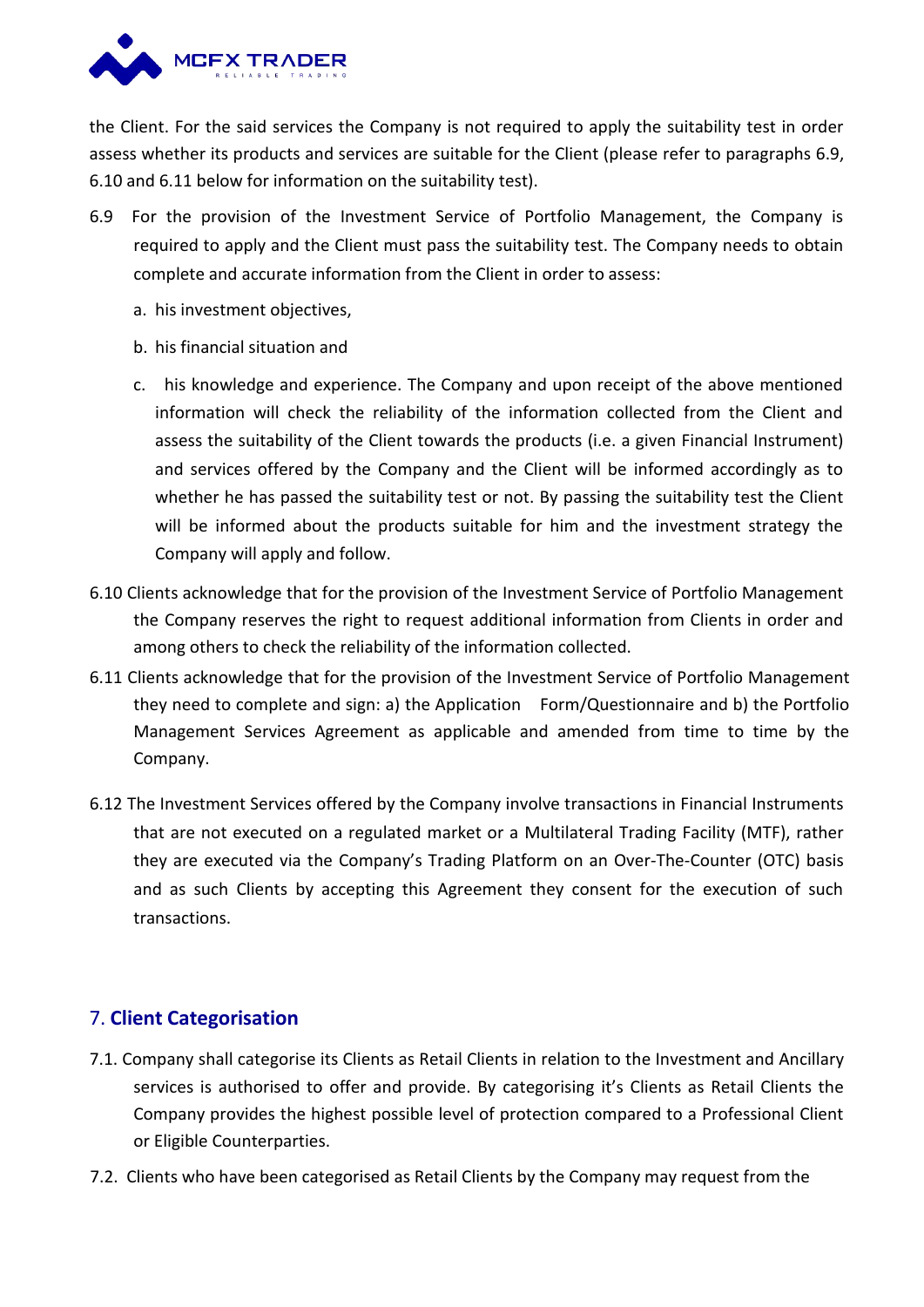the Client. For the said services the Company is not required to apply the suitability test in order assess whether its products and services are suitable for the Client (please refer to paragraphs 6.9, 6.10 and 6.11 below for information on the suitability test).

6.9 For the provision of the Investment Service of Portfolio Management, the Company is required to apply and the Client must pass the suitability test. The Company needs to obtain complete and accurate information from the Client in order to assess:

a. his investment objectives,

b. his financial situation and

c. his knowledge and experience. The Company and upon receipt of the above mentioned information will check the reliability of the information collected from the Client and assess the suitability of the Client towards the products (i.e. a given Financial Instrument) and services offered by the Company and the Client will be informed accordingly as to whether he has passed the suitability test or not. By passing the suitability test the Client will be informed about the products suitable for him and the investment strategy the Company will apply and follow.

6.10 Clients acknowledge that for the provision of the Investment Service of Portfolio Management the Company reserves the right to request additional information from Clients in order and among others to check the reliability of the information collected.

6.11 Clients acknowledge that for the provision of the Investment Service of Portfolio Management they need to complete and sign: a) the Application Form/Questionnaire and b) the Portfolio Management Services Agreement as applicable and amended from time to time by the Company.

6.12 The Investment Services offered by the Company involve transactions in Financial Instruments that are not executed on a regulated market or a Multilateral Trading Facility (MTF), rather they are executed via the Company's Trading Platform on an Over-The-Counter (OTC) basis and as such Clients by accepting this Agreement they consent for the execution of such transactions.

## 7. Client Categorisation

7.1. Company shall categorise its Clients as Retail Clients in relation to the Investment and Ancillary services is authorised to offer and provide. By categorising it's Clients as Retail Clients the Company provides the highest possible level of protection compared to a Professional Client or Eligible Counterparties.

7.2. Clients who have been categorised as Retail Clients by the Company may request from the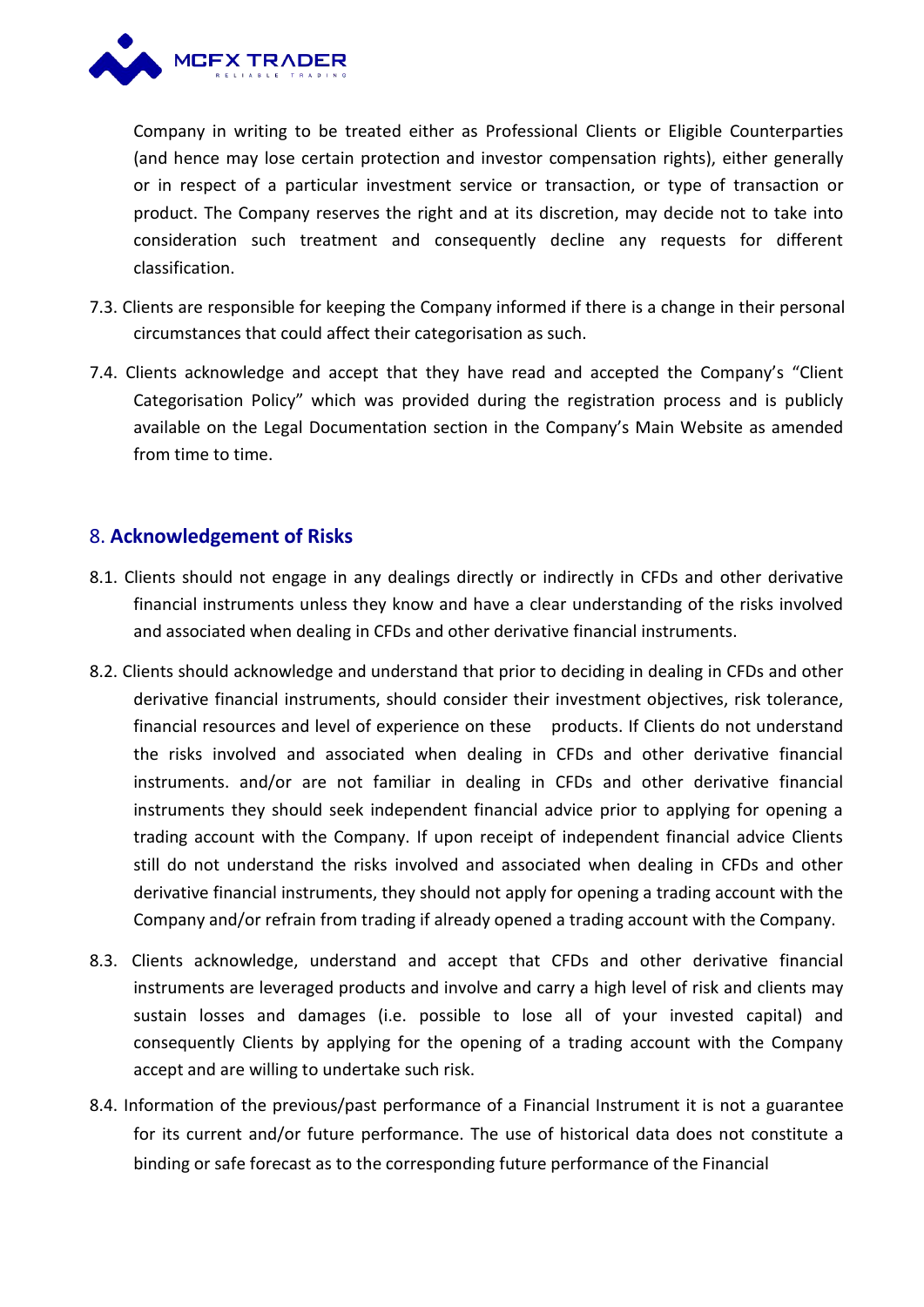Company in writing to be treated either as Professional Clients or Eligible Counterparties (and hence may lose certain protection and investor compensation rights), either generally or in respect of a particular investment service or transaction, or type of transaction or product. The Company reserves the right and at its discretion, may decide not to take into consideration such treatment and consequently decline any requests for different classification.

7.3. Clients are responsible for keeping the Company informed if there is a change in their personal circumstances that could affect their categorisation as such.

7.4. Clients acknowledge and accept that they have read and accepted the Company's "Client Categorisation Policy" which was provided during the registration process and is publicly available on the Legal Documentation section in the Company's Main Website as amended from time to time.

## 8. Acknowledgement of Risks

8.1. Clients should not engage in any dealings directly or indirectly in CFDs and other derivative financial instruments unless they know and have a clear understanding of the risks involved and associated when dealing in CFDs and other derivative financial instruments.

8.2. Clients should acknowledge and understand that prior to deciding in dealing in CFDs and other derivative financial instruments, should consider their investment objectives, risk tolerance, financial resources and level of experience on these products. If Clients do not understand the risks involved and associated when dealing in CFDs and other derivative financial instruments. and/or are not familiar in dealing in CFDs and other derivative financial instruments they should seek independent financial advice prior to applying for opening a trading account with the Company. If upon receipt of independent financial advice Clients still do not understand the risks involved and associated when dealing in CFDs and other derivative financial instruments, they should not apply for opening a trading account with the Company and/or refrain from trading if already opened a trading account with the Company.

8.3. Clients acknowledge, understand and accept that CFDs and other derivative financial instruments are leveraged products and involve and carry a high level of risk and clients may sustain losses and damages (i.e. possible to lose all of your invested capital) and consequently Clients by applying for the opening of a trading account with the Company accept and are willing to undertake such risk.

8.4. Information of the previous/past performance of a Financial Instrument it is not a guarantee for its current and/or future performance. The use of historical data does not constitute a binding or safe forecast as to the corresponding future performance of the Financial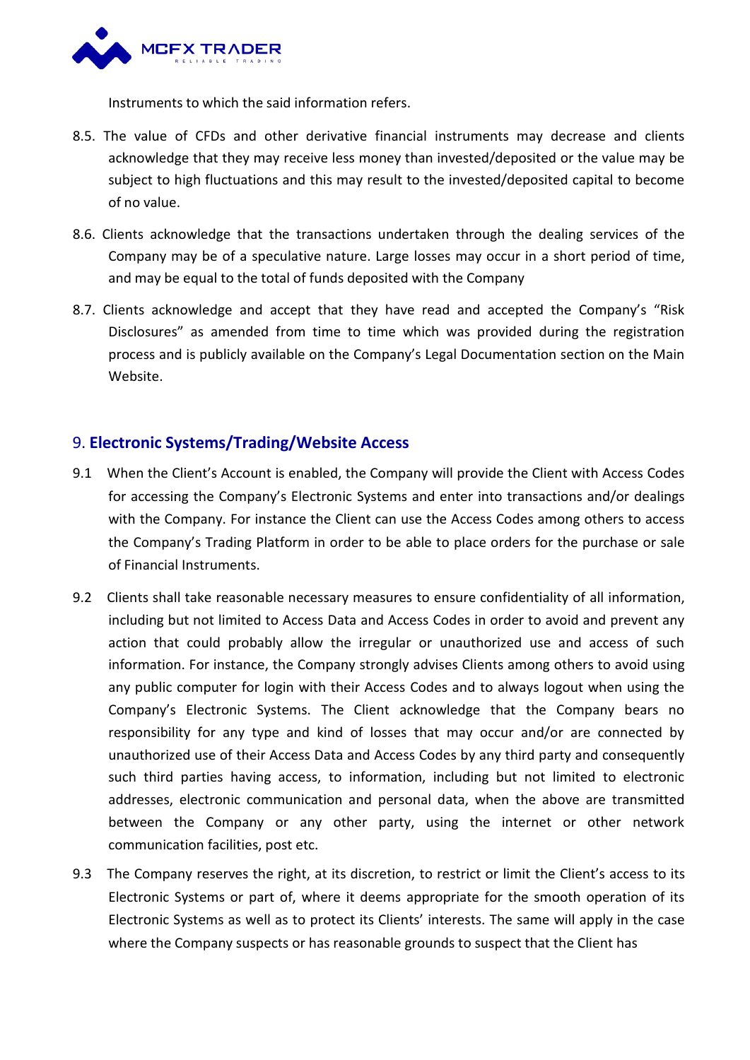Instruments to which the said information refers.

8.5. The value of CFDs and other derivative financial instruments may decrease and clients acknowledge that they may receive less money than invested/deposited or the value may be subject to high fluctuations and this may result to the invested/deposited capital to become of no value.

8.6. Clients acknowledge that the transactions undertaken through the dealing services of the Company may be of a speculative nature. Large losses may occur in a short period of time, and may be equal to the total of funds deposited with the Company

8.7. Clients acknowledge and accept that they have read and accepted the Company's "Risk Disclosures" as amended from time to time which was provided during the registration process and is publicly available on the Company's Legal Documentation section on the Main Website.

## 9. **Electronic Systems/Trading/Website Access**

9.1 When the Client's Account is enabled, the Company will provide the Client with Access Codes for accessing the Company's Electronic Systems and enter into transactions and/or dealings with the Company. For instance the Client can use the Access Codes among others to access the Company's Trading Platform in order to be able to place orders for the purchase or sale of Financial Instruments.

9.2 Clients shall take reasonable necessary measures to ensure confidentiality of all information, including but not limited to Access Data and Access Codes in order to avoid and prevent any action that could probably allow the irregular or unauthorized use and access of such information. For instance, the Company strongly advises Clients among others to avoid using any public computer for login with their Access Codes and to always logout when using the Company's Electronic Systems. The Client acknowledge that the Company bears no responsibility for any type and kind of losses that may occur and/or are connected by unauthorized use of their Access Data and Access Codes by any third party and consequently such third parties having access, to information, including but not limited to electronic addresses, electronic communication and personal data, when the above are transmitted between the Company or any other party, using the internet or other network communication facilities, post etc.

9.3 The Company reserves the right, at its discretion, to restrict or limit the Client's access to its Electronic Systems or part of, where it deems appropriate for the smooth operation of its Electronic Systems as well as to protect its Clients' interests. The same will apply in the case where the Company suspects or has reasonable grounds to suspect that the Client has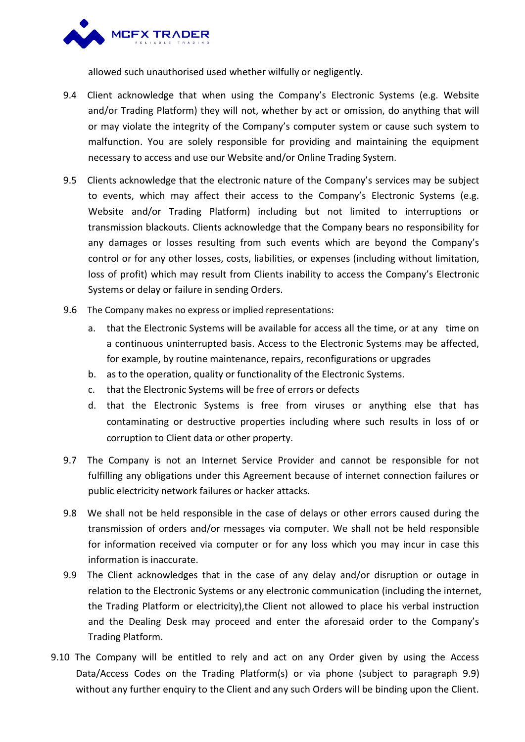allowed such unauthorised used whether wilfully or negligently.

9.4 Client acknowledge that when using the Company's Electronic Systems (e.g. Website and/or Trading Platform) they will not, whether by act or omission, do anything that will or may violate the integrity of the Company's computer system or cause such system to malfunction. You are solely responsible for providing and maintaining the equipment necessary to access and use our Website and/or Online Trading System.

9.5 Clients acknowledge that the electronic nature of the Company's services may be subject to events, which may affect their access to the Company's Electronic Systems (e.g. Website and/or Trading Platform) including but not limited to interruptions or transmission blackouts. Clients acknowledge that the Company bears no responsibility for any damages or losses resulting from such events which are beyond the Company's control or for any other losses, costs, liabilities, or expenses (including without limitation, loss of profit) which may result from Clients inability to access the Company's Electronic Systems or delay or failure in sending Orders.

9.6 The Company makes no express or implied representations:

a. that the Electronic Systems will be available for access all the time, or at any time on a continuous uninterrupted basis. Access to the Electronic Systems may be affected, for example, by routine maintenance, repairs, reconfigurations or upgrades
b. as to the operation, quality or functionality of the Electronic Systems.
c. that the Electronic Systems will be free of errors or defects
d. that the Electronic Systems is free from viruses or anything else that has contaminating or destructive properties including where such results in loss of or corruption to Client data or other property.

9.7 The Company is not an Internet Service Provider and cannot be responsible for not fulfilling any obligations under this Agreement because of internet connection failures or public electricity network failures or hacker attacks.

9.8 We shall not be held responsible in the case of delays or other errors caused during the transmission of orders and/or messages via computer. We shall not be held responsible for information received via computer or for any loss which you may incur in case this information is inaccurate.

9.9 The Client acknowledges that in the case of any delay and/or disruption or outage in relation to the Electronic Systems or any electronic communication (including the internet, the Trading Platform or electricity),the Client not allowed to place his verbal instruction and the Dealing Desk may proceed and enter the aforesaid order to the Company's Trading Platform.

9.10 The Company will be entitled to rely and act on any Order given by using the Access Data/Access Codes on the Trading Platform(s) or via phone (subject to paragraph 9.9) without any further enquiry to the Client and any such Orders will be binding upon the Client.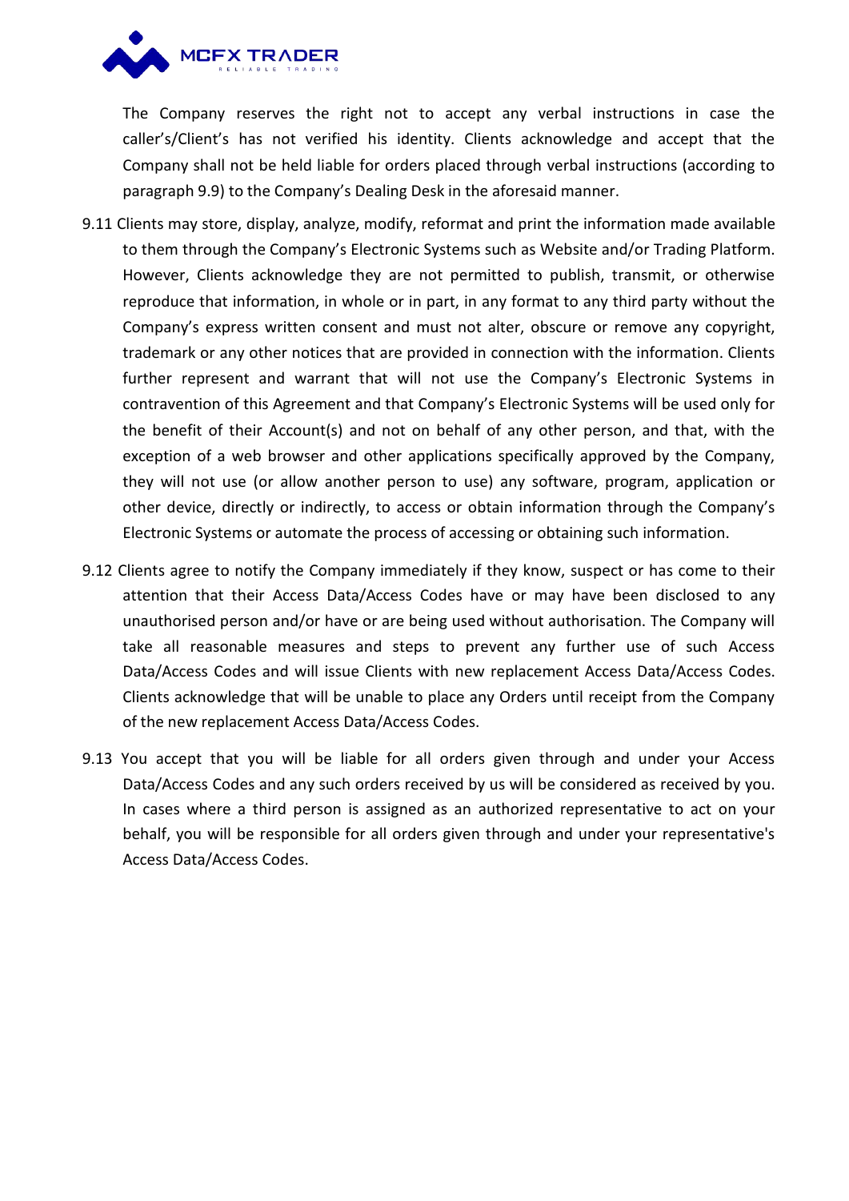The Company reserves the right not to accept any verbal instructions in case the caller's/Client's has not verified his identity. Clients acknowledge and accept that the Company shall not be held liable for orders placed through verbal instructions (according to paragraph 9.9) to the Company's Dealing Desk in the aforesaid manner.

9.11 Clients may store, display, analyze, modify, reformat and print the information made available to them through the Company's Electronic Systems such as Website and/or Trading Platform. However, Clients acknowledge they are not permitted to publish, transmit, or otherwise reproduce that information, in whole or in part, in any format to any third party without the Company's express written consent and must not alter, obscure or remove any copyright, trademark or any other notices that are provided in connection with the information. Clients further represent and warrant that will not use the Company's Electronic Systems in contravention of this Agreement and that Company's Electronic Systems will be used only for the benefit of their Account(s) and not on behalf of any other person, and that, with the exception of a web browser and other applications specifically approved by the Company, they will not use (or allow another person to use) any software, program, application or other device, directly or indirectly, to access or obtain information through the Company's Electronic Systems or automate the process of accessing or obtaining such information.

9.12 Clients agree to notify the Company immediately if they know, suspect or has come to their attention that their Access Data/Access Codes have or may have been disclosed to any unauthorised person and/or have or are being used without authorisation. The Company will take all reasonable measures and steps to prevent any further use of such Access Data/Access Codes and will issue Clients with new replacement Access Data/Access Codes. Clients acknowledge that will be unable to place any Orders until receipt from the Company of the new replacement Access Data/Access Codes.

9.13 You accept that you will be liable for all orders given through and under your Access Data/Access Codes and any such orders received by us will be considered as received by you. In cases where a third person is assigned as an authorized representative to act on your behalf, you will be responsible for all orders given through and under your representative's Access Data/Access Codes.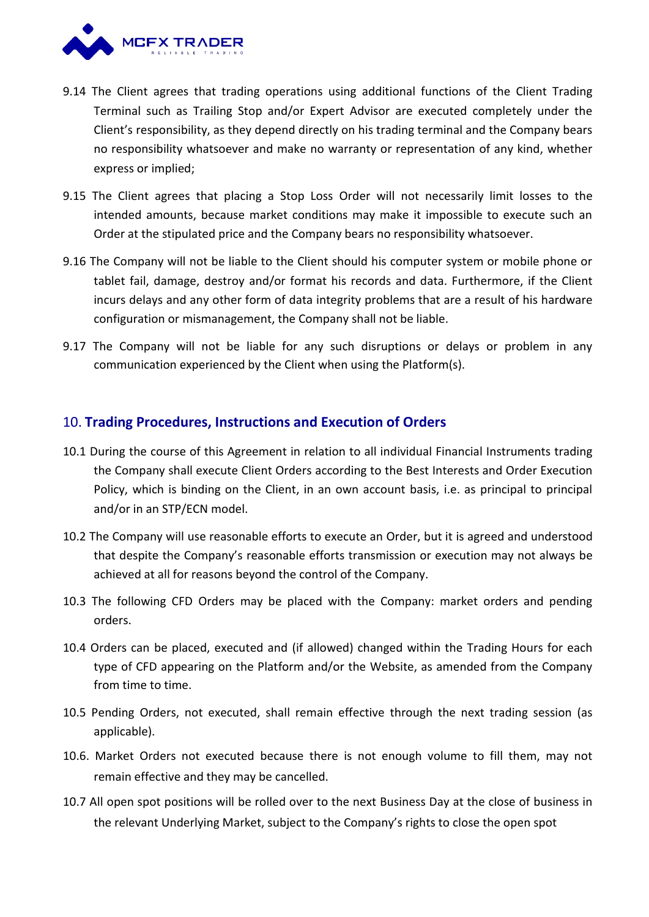9.14 The Client agrees that trading operations using additional functions of the Client Trading Terminal such as Trailing Stop and/or Expert Advisor are executed completely under the Client's responsibility, as they depend directly on his trading terminal and the Company bears no responsibility whatsoever and make no warranty or representation of any kind, whether express or implied;

9.15 The Client agrees that placing a Stop Loss Order will not necessarily limit losses to the intended amounts, because market conditions may make it impossible to execute such an Order at the stipulated price and the Company bears no responsibility whatsoever.

9.16 The Company will not be liable to the Client should his computer system or mobile phone or tablet fail, damage, destroy and/or format his records and data. Furthermore, if the Client incurs delays and any other form of data integrity problems that are a result of his hardware configuration or mismanagement, the Company shall not be liable.

9.17 The Company will not be liable for any such disruptions or delays or problem in any communication experienced by the Client when using the Platform(s).

## 10. **Trading Procedures, Instructions and Execution of Orders**

10.1 During the course of this Agreement in relation to all individual Financial Instruments trading the Company shall execute Client Orders according to the Best Interests and Order Execution Policy, which is binding on the Client, in an own account basis, i.e. as principal to principal and/or in an STP/ECN model.

10.2 The Company will use reasonable efforts to execute an Order, but it is agreed and understood that despite the Company's reasonable efforts transmission or execution may not always be achieved at all for reasons beyond the control of the Company.

10.3 The following CFD Orders may be placed with the Company: market orders and pending orders.

10.4 Orders can be placed, executed and (if allowed) changed within the Trading Hours for each type of CFD appearing on the Platform and/or the Website, as amended from the Company from time to time.

10.5 Pending Orders, not executed, shall remain effective through the next trading session (as applicable).

10.6. Market Orders not executed because there is not enough volume to fill them, may not remain effective and they may be cancelled.

10.7 All open spot positions will be rolled over to the next Business Day at the close of business in the relevant Underlying Market, subject to the Company's rights to close the open spot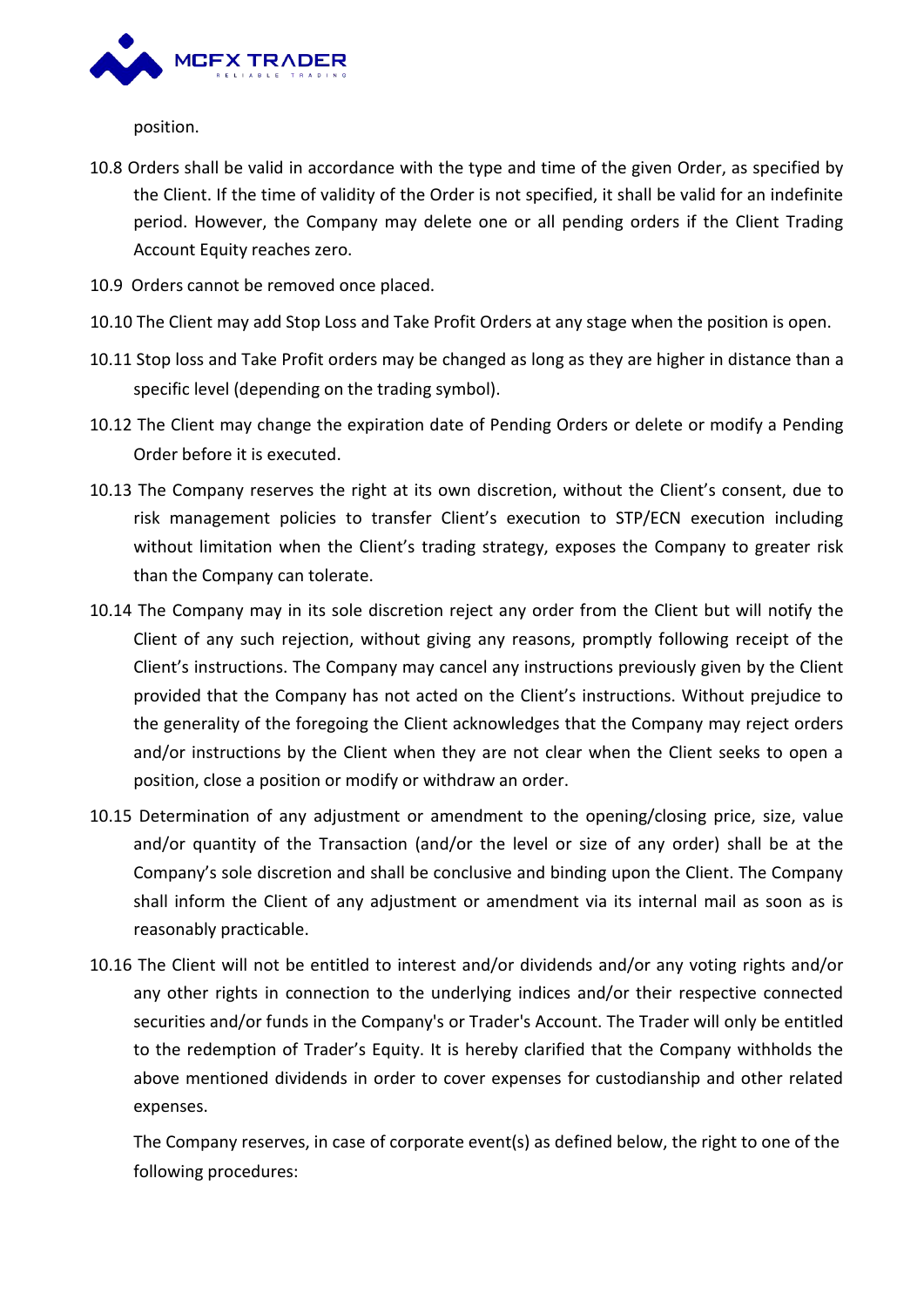position.

10.8 Orders shall be valid in accordance with the type and time of the given Order, as specified by the Client. If the time of validity of the Order is not specified, it shall be valid for an indefinite period. However, the Company may delete one or all pending orders if the Client Trading Account Equity reaches zero.

10.9 Orders cannot be removed once placed.

10.10 The Client may add Stop Loss and Take Profit Orders at any stage when the position is open.

10.11 Stop loss and Take Profit orders may be changed as long as they are higher in distance than a specific level (depending on the trading symbol).

10.12 The Client may change the expiration date of Pending Orders or delete or modify a Pending Order before it is executed.

10.13 The Company reserves the right at its own discretion, without the Client's consent, due to risk management policies to transfer Client's execution to STP/ECN execution including without limitation when the Client's trading strategy, exposes the Company to greater risk than the Company can tolerate.

10.14 The Company may in its sole discretion reject any order from the Client but will notify the Client of any such rejection, without giving any reasons, promptly following receipt of the Client's instructions. The Company may cancel any instructions previously given by the Client provided that the Company has not acted on the Client's instructions. Without prejudice to the generality of the foregoing the Client acknowledges that the Company may reject orders and/or instructions by the Client when they are not clear when the Client seeks to open a position, close a position or modify or withdraw an order.

10.15 Determination of any adjustment or amendment to the opening/closing price, size, value and/or quantity of the Transaction (and/or the level or size of any order) shall be at the Company's sole discretion and shall be conclusive and binding upon the Client. The Company shall inform the Client of any adjustment or amendment via its internal mail as soon as is reasonably practicable.

10.16 The Client will not be entitled to interest and/or dividends and/or any voting rights and/or any other rights in connection to the underlying indices and/or their respective connected securities and/or funds in the Company's or Trader's Account. The Trader will only be entitled to the redemption of Trader's Equity. It is hereby clarified that the Company withholds the above mentioned dividends in order to cover expenses for custodianship and other related expenses.

The Company reserves, in case of corporate event(s) as defined below, the right to one of the following procedures: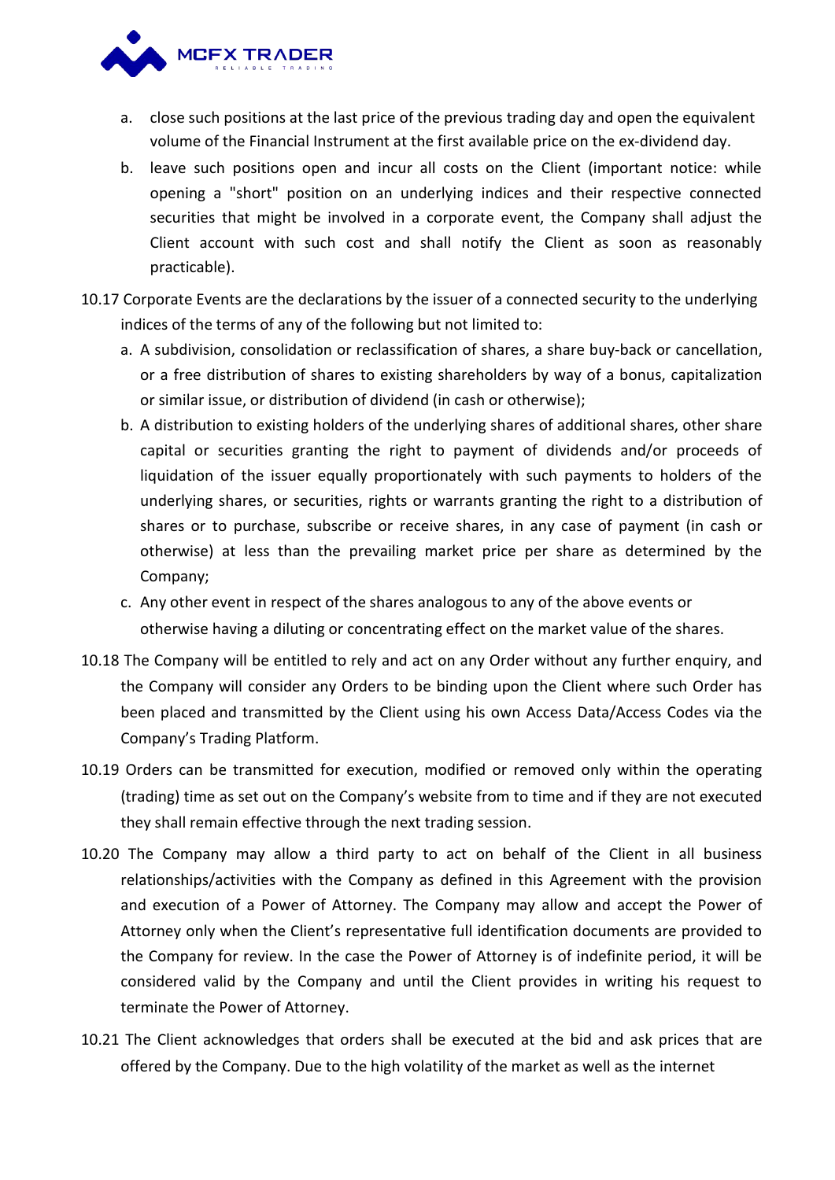a. close such positions at the last price of the previous trading day and open the equivalent volume of the Financial Instrument at the first available price on the ex-dividend day.

b. leave such positions open and incur all costs on the Client (important notice: while opening a "short" position on an underlying indices and their respective connected securities that might be involved in a corporate event, the Company shall adjust the Client account with such cost and shall notify the Client as soon as reasonably practicable).

10.17 Corporate Events are the declarations by the issuer of a connected security to the underlying indices of the terms of any of the following but not limited to:

a. A subdivision, consolidation or reclassification of shares, a share buy-back or cancellation, or a free distribution of shares to existing shareholders by way of a bonus, capitalization or similar issue, or distribution of dividend (in cash or otherwise);

b. A distribution to existing holders of the underlying shares of additional shares, other share capital or securities granting the right to payment of dividends and/or proceeds of liquidation of the issuer equally proportionately with such payments to holders of the underlying shares, or securities, rights or warrants granting the right to a distribution of shares or to purchase, subscribe or receive shares, in any case of payment (in cash or otherwise) at less than the prevailing market price per share as determined by the Company;

c. Any other event in respect of the shares analogous to any of the above events or otherwise having a diluting or concentrating effect on the market value of the shares.

10.18 The Company will be entitled to rely and act on any Order without any further enquiry, and the Company will consider any Orders to be binding upon the Client where such Order has been placed and transmitted by the Client using his own Access Data/Access Codes via the Company's Trading Platform.

10.19 Orders can be transmitted for execution, modified or removed only within the operating (trading) time as set out on the Company's website from to time and if they are not executed they shall remain effective through the next trading session.

10.20 The Company may allow a third party to act on behalf of the Client in all business relationships/activities with the Company as defined in this Agreement with the provision and execution of a Power of Attorney. The Company may allow and accept the Power of Attorney only when the Client's representative full identification documents are provided to the Company for review. In the case the Power of Attorney is of indefinite period, it will be considered valid by the Company and until the Client provides in writing his request to terminate the Power of Attorney.

10.21 The Client acknowledges that orders shall be executed at the bid and ask prices that are offered by the Company. Due to the high volatility of the market as well as the internet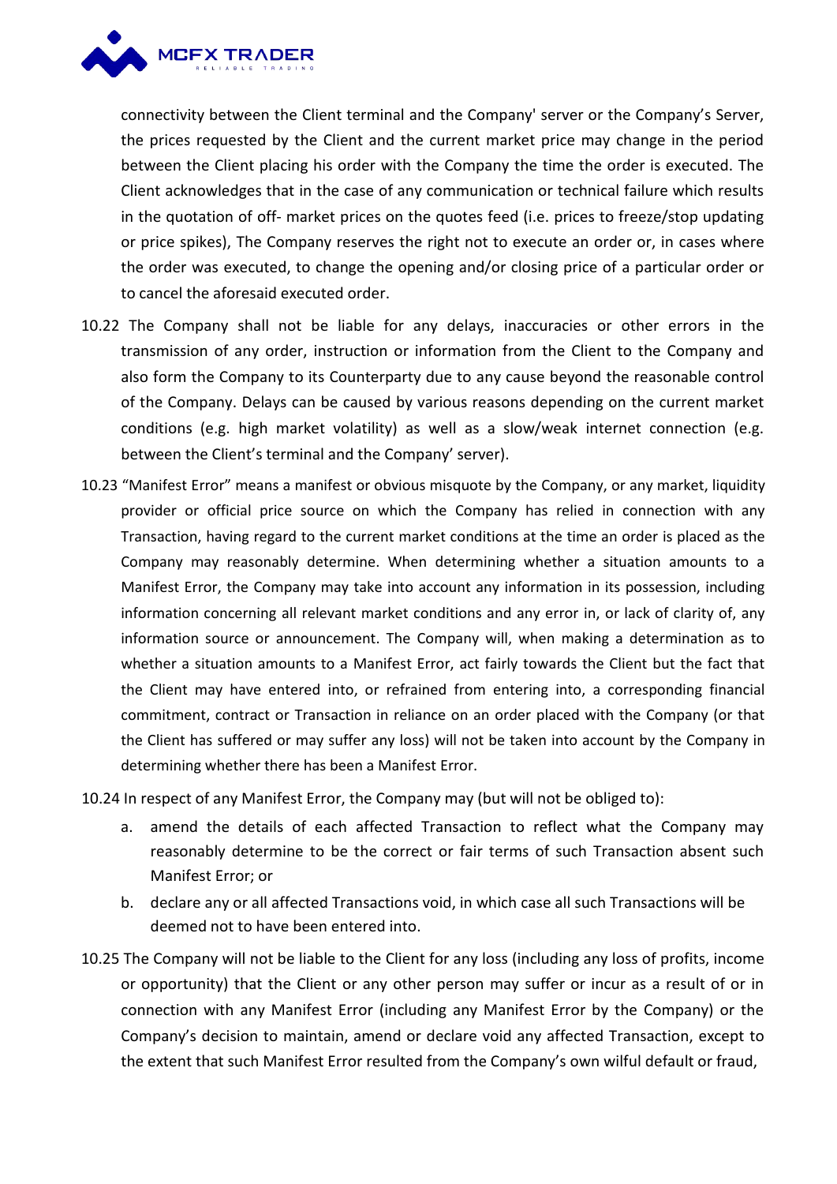connectivity between the Client terminal and the Company' server or the Company's Server, the prices requested by the Client and the current market price may change in the period between the Client placing his order with the Company the time the order is executed. The Client acknowledges that in the case of any communication or technical failure which results in the quotation of off- market prices on the quotes feed (i.e. prices to freeze/stop updating or price spikes), The Company reserves the right not to execute an order or, in cases where the order was executed, to change the opening and/or closing price of a particular order or to cancel the aforesaid executed order.

10.22 The Company shall not be liable for any delays, inaccuracies or other errors in the transmission of any order, instruction or information from the Client to the Company and also form the Company to its Counterparty due to any cause beyond the reasonable control of the Company. Delays can be caused by various reasons depending on the current market conditions (e.g. high market volatility) as well as a slow/weak internet connection (e.g. between the Client's terminal and the Company' server).

10.23 "Manifest Error" means a manifest or obvious misquote by the Company, or any market, liquidity provider or official price source on which the Company has relied in connection with any Transaction, having regard to the current market conditions at the time an order is placed as the Company may reasonably determine. When determining whether a situation amounts to a Manifest Error, the Company may take into account any information in its possession, including information concerning all relevant market conditions and any error in, or lack of clarity of, any information source or announcement. The Company will, when making a determination as to whether a situation amounts to a Manifest Error, act fairly towards the Client but the fact that the Client may have entered into, or refrained from entering into, a corresponding financial commitment, contract or Transaction in reliance on an order placed with the Company (or that the Client has suffered or may suffer any loss) will not be taken into account by the Company in determining whether there has been a Manifest Error.

10.24 In respect of any Manifest Error, the Company may (but will not be obliged to):

a. amend the details of each affected Transaction to reflect what the Company may reasonably determine to be the correct or fair terms of such Transaction absent such Manifest Error; or

b. declare any or all affected Transactions void, in which case all such Transactions will be deemed not to have been entered into.

10.25 The Company will not be liable to the Client for any loss (including any loss of profits, income or opportunity) that the Client or any other person may suffer or incur as a result of or in connection with any Manifest Error (including any Manifest Error by the Company) or the Company's decision to maintain, amend or declare void any affected Transaction, except to the extent that such Manifest Error resulted from the Company's own wilful default or fraud,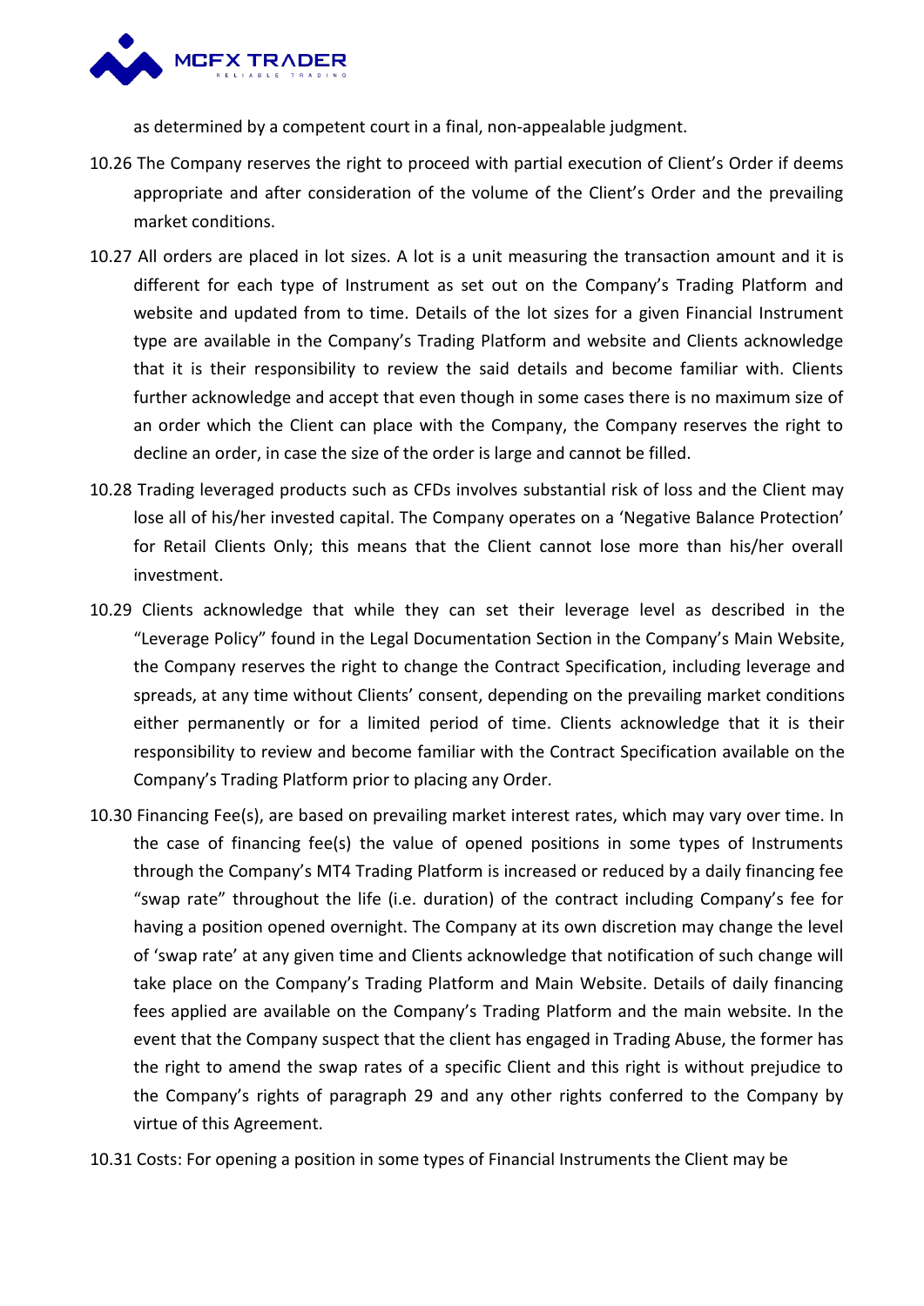as determined by a competent court in a final, non-appealable judgment.

10.26 The Company reserves the right to proceed with partial execution of Client's Order if deems appropriate and after consideration of the volume of the Client's Order and the prevailing market conditions.

10.27 All orders are placed in lot sizes. A lot is a unit measuring the transaction amount and it is different for each type of Instrument as set out on the Company's Trading Platform and website and updated from to time. Details of the lot sizes for a given Financial Instrument type are available in the Company's Trading Platform and website and Clients acknowledge that it is their responsibility to review the said details and become familiar with. Clients further acknowledge and accept that even though in some cases there is no maximum size of an order which the Client can place with the Company, the Company reserves the right to decline an order, in case the size of the order is large and cannot be filled.

10.28 Trading leveraged products such as CFDs involves substantial risk of loss and the Client may lose all of his/her invested capital. The Company operates on a 'Negative Balance Protection' for Retail Clients Only; this means that the Client cannot lose more than his/her overall investment.

10.29 Clients acknowledge that while they can set their leverage level as described in the "Leverage Policy" found in the Legal Documentation Section in the Company's Main Website, the Company reserves the right to change the Contract Specification, including leverage and spreads, at any time without Clients' consent, depending on the prevailing market conditions either permanently or for a limited period of time. Clients acknowledge that it is their responsibility to review and become familiar with the Contract Specification available on the Company's Trading Platform prior to placing any Order.

10.30 Financing Fee(s), are based on prevailing market interest rates, which may vary over time. In the case of financing fee(s) the value of opened positions in some types of Instruments through the Company's MT4 Trading Platform is increased or reduced by a daily financing fee "swap rate" throughout the life (i.e. duration) of the contract including Company's fee for having a position opened overnight. The Company at its own discretion may change the level of 'swap rate' at any given time and Clients acknowledge that notification of such change will take place on the Company's Trading Platform and Main Website. Details of daily financing fees applied are available on the Company's Trading Platform and the main website. In the event that the Company suspect that the client has engaged in Trading Abuse, the former has the right to amend the swap rates of a specific Client and this right is without prejudice to the Company's rights of paragraph 29 and any other rights conferred to the Company by virtue of this Agreement.

10.31 Costs: For opening a position in some types of Financial Instruments the Client may be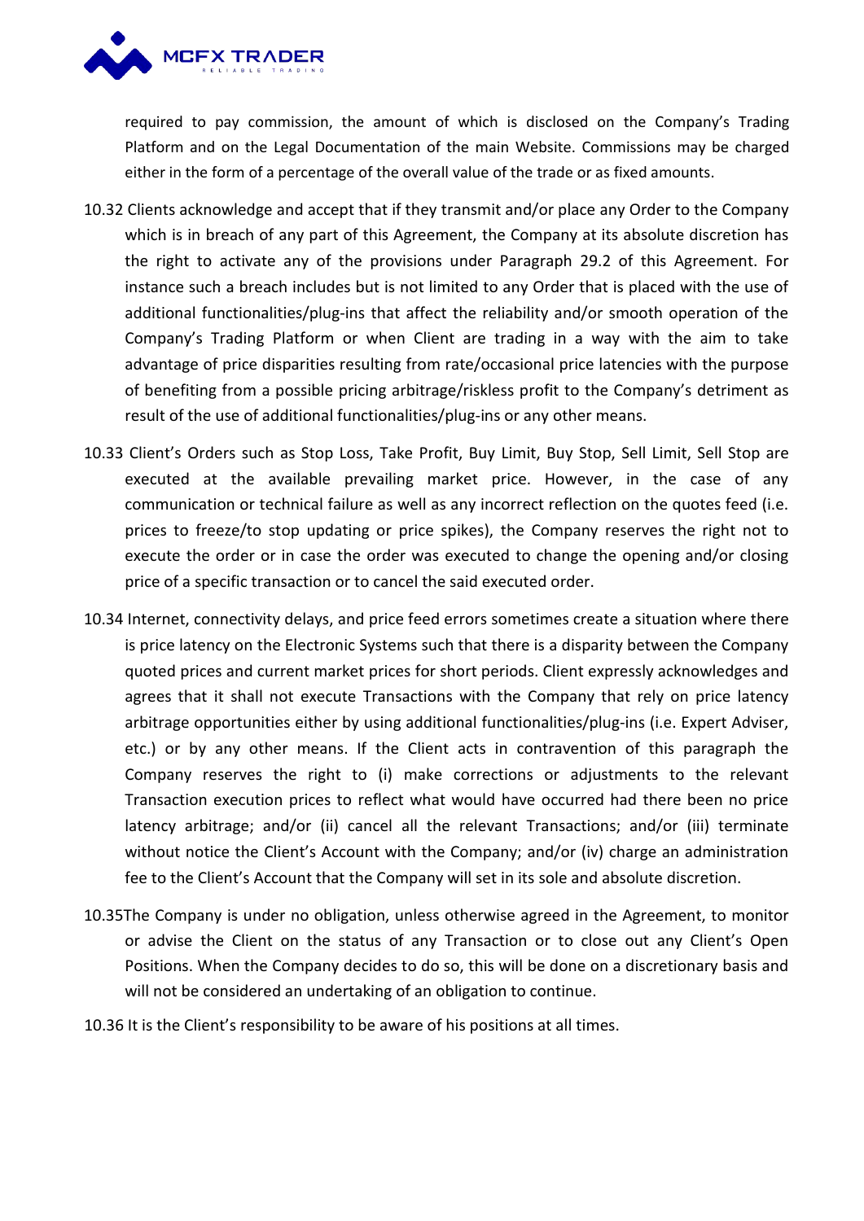required to pay commission, the amount of which is disclosed on the Company's Trading Platform and on the Legal Documentation of the main Website. Commissions may be charged either in the form of a percentage of the overall value of the trade or as fixed amounts.

10.32 Clients acknowledge and accept that if they transmit and/or place any Order to the Company which is in breach of any part of this Agreement, the Company at its absolute discretion has the right to activate any of the provisions under Paragraph 29.2 of this Agreement. For instance such a breach includes but is not limited to any Order that is placed with the use of additional functionalities/plug-ins that affect the reliability and/or smooth operation of the Company's Trading Platform or when Client are trading in a way with the aim to take advantage of price disparities resulting from rate/occasional price latencies with the purpose of benefiting from a possible pricing arbitrage/riskless profit to the Company's detriment as result of the use of additional functionalities/plug-ins or any other means.

10.33 Client's Orders such as Stop Loss, Take Profit, Buy Limit, Buy Stop, Sell Limit, Sell Stop are executed at the available prevailing market price. However, in the case of any communication or technical failure as well as any incorrect reflection on the quotes feed (i.e. prices to freeze/to stop updating or price spikes), the Company reserves the right not to execute the order or in case the order was executed to change the opening and/or closing price of a specific transaction or to cancel the said executed order.

10.34 Internet, connectivity delays, and price feed errors sometimes create a situation where there is price latency on the Electronic Systems such that there is a disparity between the Company quoted prices and current market prices for short periods. Client expressly acknowledges and agrees that it shall not execute Transactions with the Company that rely on price latency arbitrage opportunities either by using additional functionalities/plug-ins (i.e. Expert Adviser, etc.) or by any other means. If the Client acts in contravention of this paragraph the Company reserves the right to (i) make corrections or adjustments to the relevant Transaction execution prices to reflect what would have occurred had there been no price latency arbitrage; and/or (ii) cancel all the relevant Transactions; and/or (iii) terminate without notice the Client's Account with the Company; and/or (iv) charge an administration fee to the Client's Account that the Company will set in its sole and absolute discretion.

10.35The Company is under no obligation, unless otherwise agreed in the Agreement, to monitor or advise the Client on the status of any Transaction or to close out any Client's Open Positions. When the Company decides to do so, this will be done on a discretionary basis and will not be considered an undertaking of an obligation to continue.

10.36 It is the Client's responsibility to be aware of his positions at all times.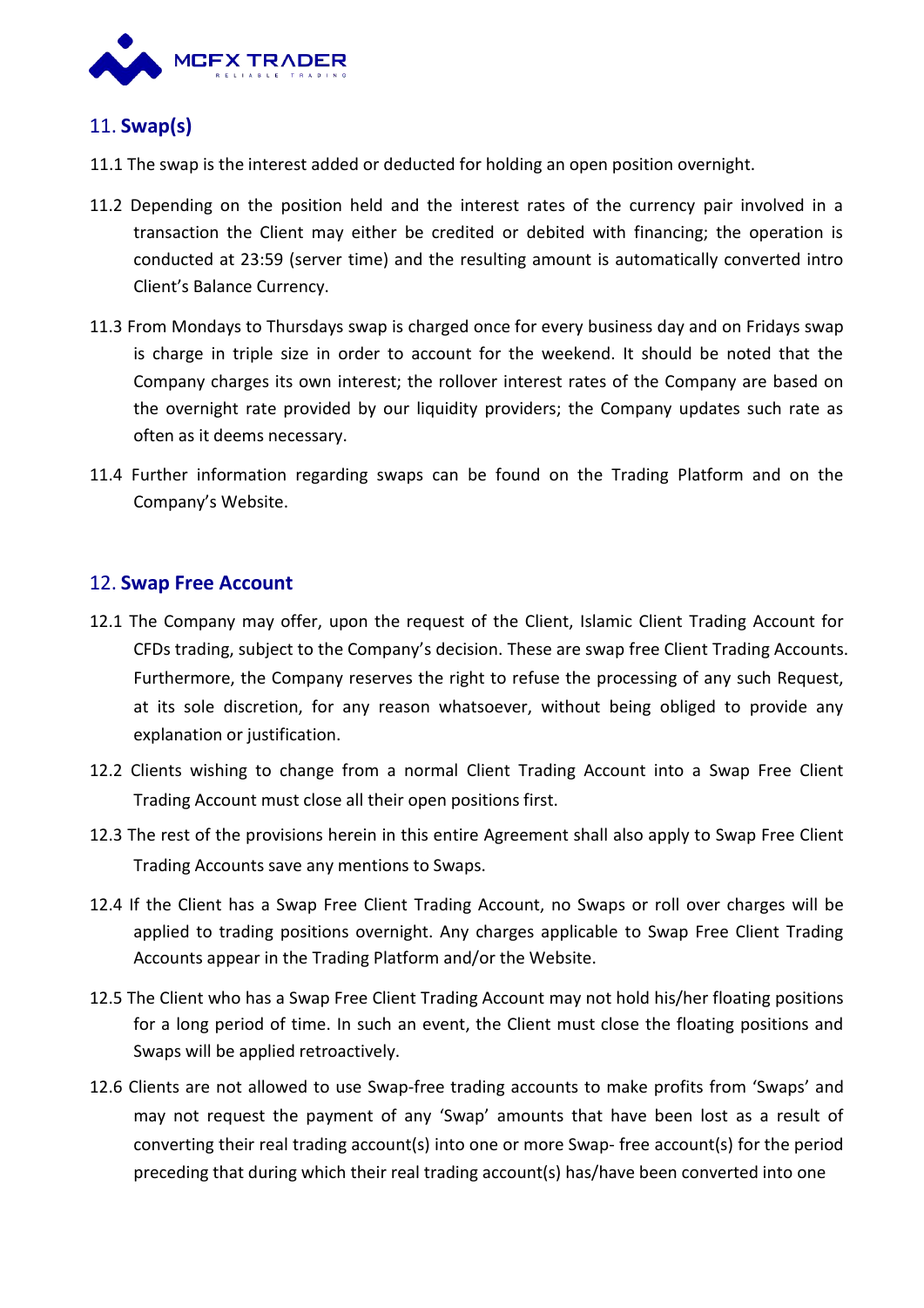## 11. Swap(s)

11.1 The swap is the interest added or deducted for holding an open position overnight.

11.2 Depending on the position held and the interest rates of the currency pair involved in a transaction the Client may either be credited or debited with financing; the operation is conducted at 23:59 (server time) and the resulting amount is automatically converted intro Client's Balance Currency.

11.3 From Mondays to Thursdays swap is charged once for every business day and on Fridays swap is charge in triple size in order to account for the weekend. It should be noted that the Company charges its own interest; the rollover interest rates of the Company are based on the overnight rate provided by our liquidity providers; the Company updates such rate as often as it deems necessary.

11.4 Further information regarding swaps can be found on the Trading Platform and on the Company's Website.

## 12. Swap Free Account

12.1 The Company may offer, upon the request of the Client, Islamic Client Trading Account for CFDs trading, subject to the Company's decision. These are swap free Client Trading Accounts. Furthermore, the Company reserves the right to refuse the processing of any such Request, at its sole discretion, for any reason whatsoever, without being obliged to provide any explanation or justification.

12.2 Clients wishing to change from a normal Client Trading Account into a Swap Free Client Trading Account must close all their open positions first.

12.3 The rest of the provisions herein in this entire Agreement shall also apply to Swap Free Client Trading Accounts save any mentions to Swaps.

12.4 If the Client has a Swap Free Client Trading Account, no Swaps or roll over charges will be applied to trading positions overnight. Any charges applicable to Swap Free Client Trading Accounts appear in the Trading Platform and/or the Website.

12.5 The Client who has a Swap Free Client Trading Account may not hold his/her floating positions for a long period of time. In such an event, the Client must close the floating positions and Swaps will be applied retroactively.

12.6 Clients are not allowed to use Swap-free trading accounts to make profits from 'Swaps' and may not request the payment of any 'Swap' amounts that have been lost as a result of converting their real trading account(s) into one or more Swap- free account(s) for the period preceding that during which their real trading account(s) has/have been converted into one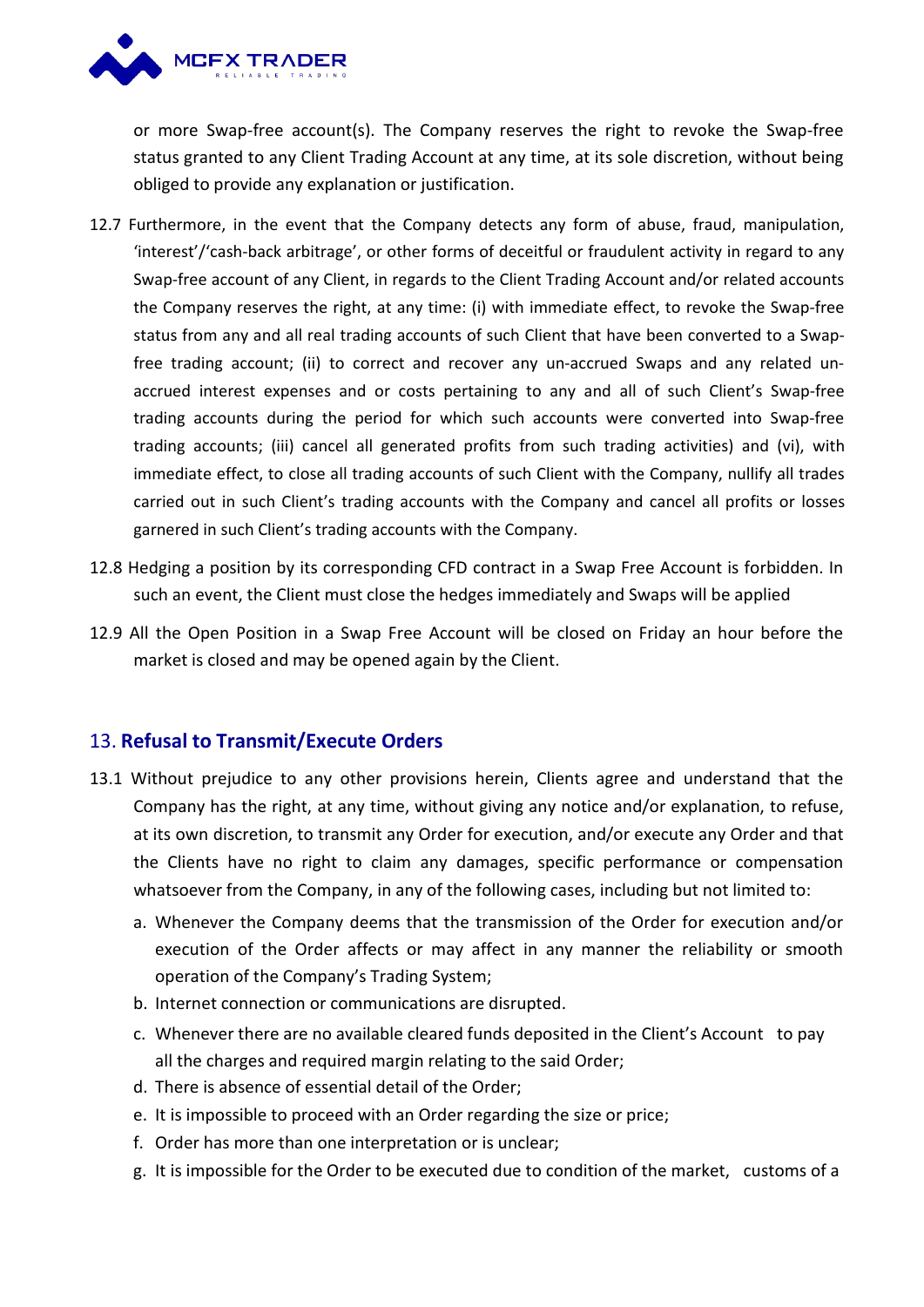or more Swap-free account(s). The Company reserves the right to revoke the Swap-free status granted to any Client Trading Account at any time, at its sole discretion, without being obliged to provide any explanation or justification.

12.7 Furthermore, in the event that the Company detects any form of abuse, fraud, manipulation, 'interest'/'cash-back arbitrage', or other forms of deceitful or fraudulent activity in regard to any Swap-free account of any Client, in regards to the Client Trading Account and/or related accounts the Company reserves the right, at any time: (i) with immediate effect, to revoke the Swap-free status from any and all real trading accounts of such Client that have been converted to a Swap-free trading account; (ii) to correct and recover any un-accrued Swaps and any related un-accrued interest expenses and or costs pertaining to any and all of such Client's Swap-free trading accounts during the period for which such accounts were converted into Swap-free trading accounts; (iii) cancel all generated profits from such trading activities) and (vi), with immediate effect, to close all trading accounts of such Client with the Company, nullify all trades carried out in such Client's trading accounts with the Company and cancel all profits or losses garnered in such Client's trading accounts with the Company.

12.8 Hedging a position by its corresponding CFD contract in a Swap Free Account is forbidden. In such an event, the Client must close the hedges immediately and Swaps will be applied

12.9 All the Open Position in a Swap Free Account will be closed on Friday an hour before the market is closed and may be opened again by the Client.

## 13. **Refusal to Transmit/Execute Orders**

13.1 Without prejudice to any other provisions herein, Clients agree and understand that the Company has the right, at any time, without giving any notice and/or explanation, to refuse, at its own discretion, to transmit any Order for execution, and/or execute any Order and that the Clients have no right to claim any damages, specific performance or compensation whatsoever from the Company, in any of the following cases, including but not limited to:

a. Whenever the Company deems that the transmission of the Order for execution and/or execution of the Order affects or may affect in any manner the reliability or smooth operation of the Company's Trading System;
b. Internet connection or communications are disrupted.
c. Whenever there are no available cleared funds deposited in the Client's Account to pay all the charges and required margin relating to the said Order;
d. There is absence of essential detail of the Order;
e. It is impossible to proceed with an Order regarding the size or price;
f. Order has more than one interpretation or is unclear;
g. It is impossible for the Order to be executed due to condition of the market, customs of a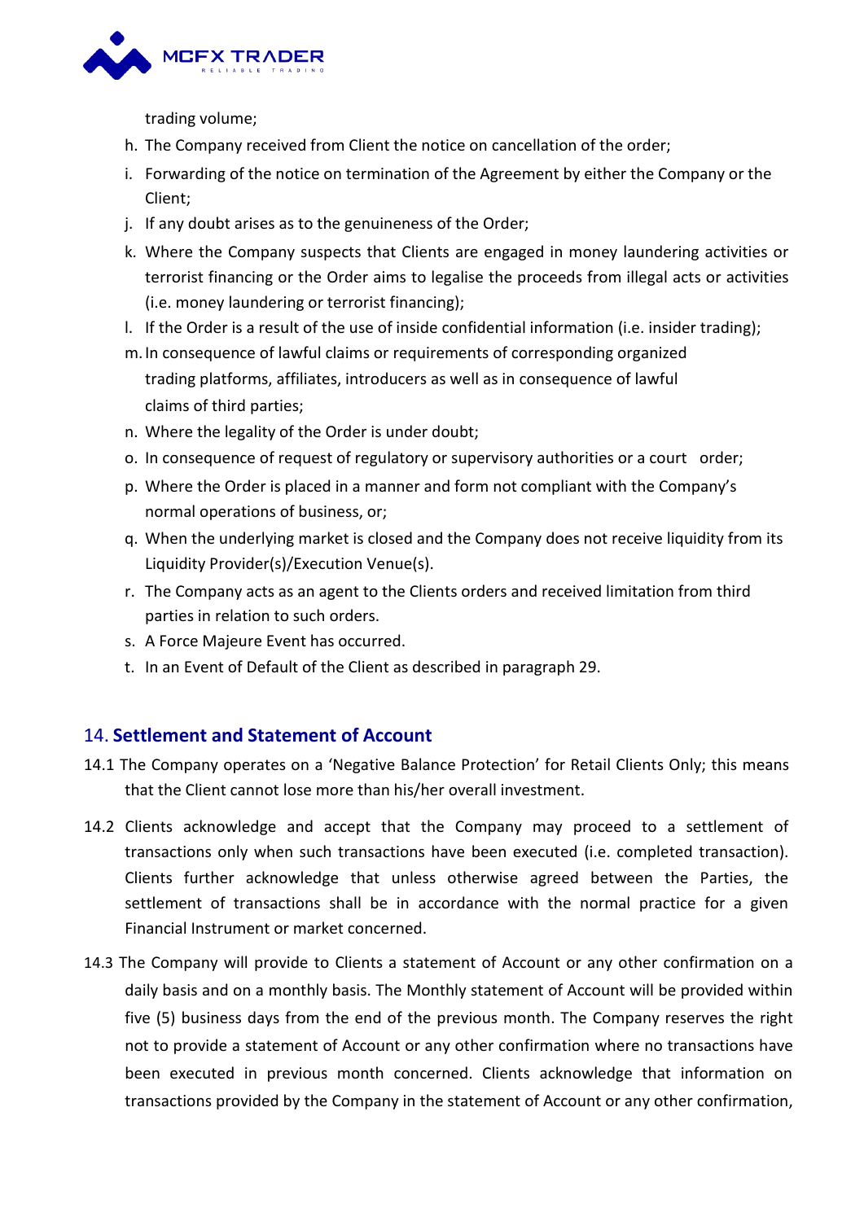trading volume;

h. The Company received from Client the notice on cancellation of the order;
i. Forwarding of the notice on termination of the Agreement by either the Company or the Client;
j. If any doubt arises as to the genuineness of the Order;
k. Where the Company suspects that Clients are engaged in money laundering activities or terrorist financing or the Order aims to legalise the proceeds from illegal acts or activities (i.e. money laundering or terrorist financing);
l. If the Order is a result of the use of inside confidential information (i.e. insider trading);
m. In consequence of lawful claims or requirements of corresponding organized trading platforms, affiliates, introducers as well as in consequence of lawful claims of third parties;
n. Where the legality of the Order is under doubt;
o. In consequence of request of regulatory or supervisory authorities or a court order;
p. Where the Order is placed in a manner and form not compliant with the Company's normal operations of business, or;
q. When the underlying market is closed and the Company does not receive liquidity from its Liquidity Provider(s)/Execution Venue(s).
r. The Company acts as an agent to the Clients orders and received limitation from third parties in relation to such orders.
s. A Force Majeure Event has occurred.
t. In an Event of Default of the Client as described in paragraph 29.

## 14. **Settlement and Statement of Account**

14.1 The Company operates on a 'Negative Balance Protection' for Retail Clients Only; this means that the Client cannot lose more than his/her overall investment.

14.2 Clients acknowledge and accept that the Company may proceed to a settlement of transactions only when such transactions have been executed (i.e. completed transaction). Clients further acknowledge that unless otherwise agreed between the Parties, the settlement of transactions shall be in accordance with the normal practice for a given Financial Instrument or market concerned.

14.3 The Company will provide to Clients a statement of Account or any other confirmation on a daily basis and on a monthly basis. The Monthly statement of Account will be provided within five (5) business days from the end of the previous month. The Company reserves the right not to provide a statement of Account or any other confirmation where no transactions have been executed in previous month concerned. Clients acknowledge that information on transactions provided by the Company in the statement of Account or any other confirmation,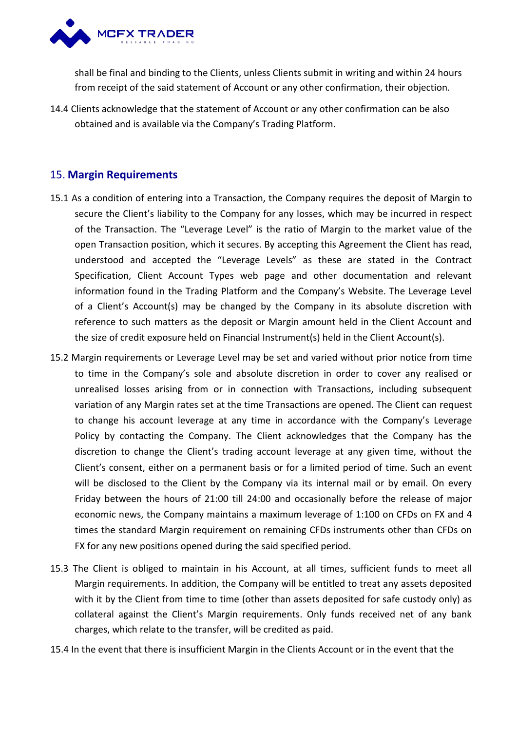shall be final and binding to the Clients, unless Clients submit in writing and within 24 hours from receipt of the said statement of Account or any other confirmation, their objection.

14.4 Clients acknowledge that the statement of Account or any other confirmation can be also obtained and is available via the Company's Trading Platform.

## 15. **Margin Requirements**

15.1 As a condition of entering into a Transaction, the Company requires the deposit of Margin to secure the Client's liability to the Company for any losses, which may be incurred in respect of the Transaction. The "Leverage Level" is the ratio of Margin to the market value of the open Transaction position, which it secures. By accepting this Agreement the Client has read, understood and accepted the "Leverage Levels" as these are stated in the Contract Specification, Client Account Types web page and other documentation and relevant information found in the Trading Platform and the Company's Website. The Leverage Level of a Client's Account(s) may be changed by the Company in its absolute discretion with reference to such matters as the deposit or Margin amount held in the Client Account and the size of credit exposure held on Financial Instrument(s) held in the Client Account(s).

15.2 Margin requirements or Leverage Level may be set and varied without prior notice from time to time in the Company's sole and absolute discretion in order to cover any realised or unrealised losses arising from or in connection with Transactions, including subsequent variation of any Margin rates set at the time Transactions are opened. The Client can request to change his account leverage at any time in accordance with the Company's Leverage Policy by contacting the Company. The Client acknowledges that the Company has the discretion to change the Client's trading account leverage at any given time, without the Client's consent, either on a permanent basis or for a limited period of time. Such an event will be disclosed to the Client by the Company via its internal mail or by email. On every Friday between the hours of 21:00 till 24:00 and occasionally before the release of major economic news, the Company maintains a maximum leverage of 1:100 on CFDs on FX and 4 times the standard Margin requirement on remaining CFDs instruments other than CFDs on FX for any new positions opened during the said specified period.

15.3 The Client is obliged to maintain in his Account, at all times, sufficient funds to meet all Margin requirements. In addition, the Company will be entitled to treat any assets deposited with it by the Client from time to time (other than assets deposited for safe custody only) as collateral against the Client's Margin requirements. Only funds received net of any bank charges, which relate to the transfer, will be credited as paid.

15.4 In the event that there is insufficient Margin in the Clients Account or in the event that the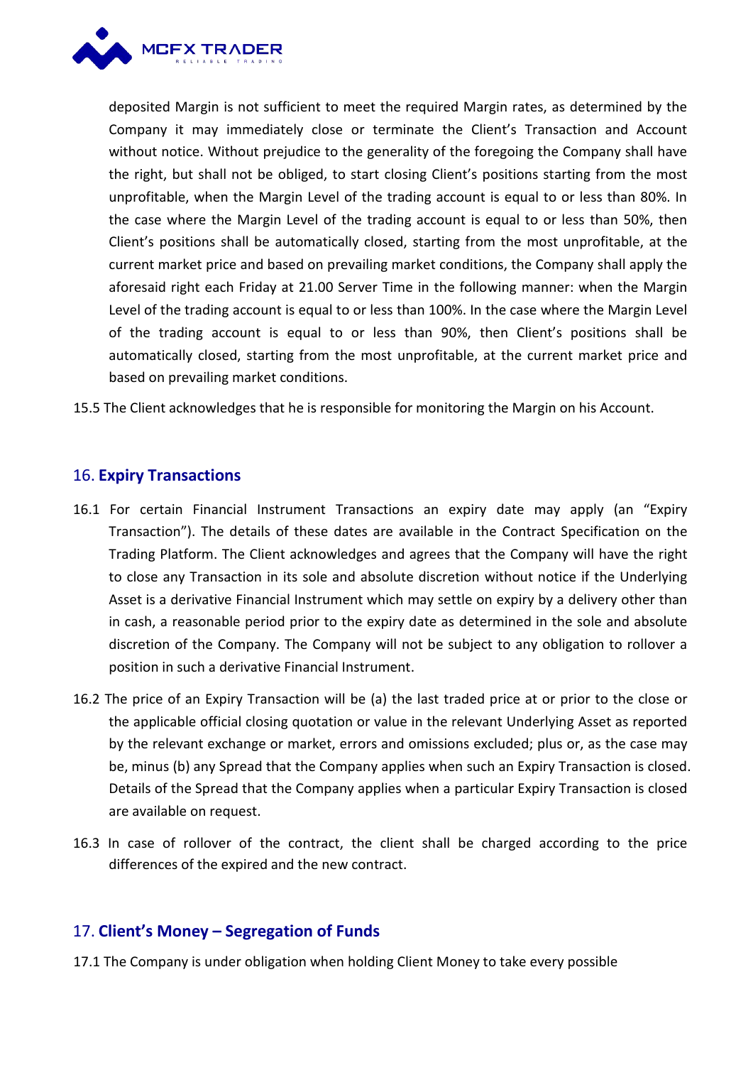deposited Margin is not sufficient to meet the required Margin rates, as determined by the Company it may immediately close or terminate the Client's Transaction and Account without notice. Without prejudice to the generality of the foregoing the Company shall have the right, but shall not be obliged, to start closing Client's positions starting from the most unprofitable, when the Margin Level of the trading account is equal to or less than 80%. In the case where the Margin Level of the trading account is equal to or less than 50%, then Client's positions shall be automatically closed, starting from the most unprofitable, at the current market price and based on prevailing market conditions, the Company shall apply the aforesaid right each Friday at 21.00 Server Time in the following manner: when the Margin Level of the trading account is equal to or less than 100%. In the case where the Margin Level of the trading account is equal to or less than 90%, then Client's positions shall be automatically closed, starting from the most unprofitable, at the current market price and based on prevailing market conditions.

15.5 The Client acknowledges that he is responsible for monitoring the Margin on his Account.

## 16. **Expiry Transactions**

16.1 For certain Financial Instrument Transactions an expiry date may apply (an "Expiry Transaction"). The details of these dates are available in the Contract Specification on the Trading Platform. The Client acknowledges and agrees that the Company will have the right to close any Transaction in its sole and absolute discretion without notice if the Underlying Asset is a derivative Financial Instrument which may settle on expiry by a delivery other than in cash, a reasonable period prior to the expiry date as determined in the sole and absolute discretion of the Company. The Company will not be subject to any obligation to rollover a position in such a derivative Financial Instrument.

16.2 The price of an Expiry Transaction will be (a) the last traded price at or prior to the close or the applicable official closing quotation or value in the relevant Underlying Asset as reported by the relevant exchange or market, errors and omissions excluded; plus or, as the case may be, minus (b) any Spread that the Company applies when such an Expiry Transaction is closed. Details of the Spread that the Company applies when a particular Expiry Transaction is closed are available on request.

16.3 In case of rollover of the contract, the client shall be charged according to the price differences of the expired and the new contract.

## 17. **Client's Money – Segregation of Funds**

17.1 The Company is under obligation when holding Client Money to take every possible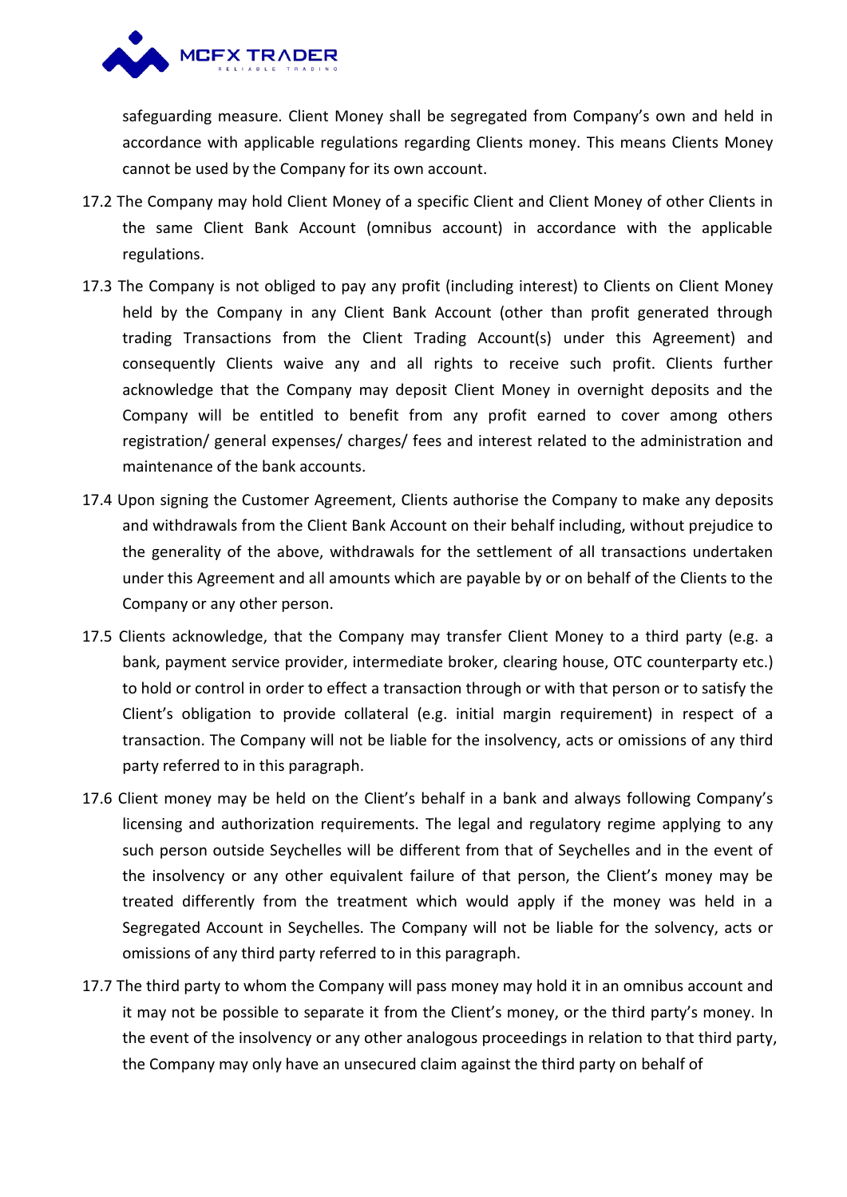safeguarding measure. Client Money shall be segregated from Company's own and held in accordance with applicable regulations regarding Clients money. This means Clients Money cannot be used by the Company for its own account.

17.2 The Company may hold Client Money of a specific Client and Client Money of other Clients in the same Client Bank Account (omnibus account) in accordance with the applicable regulations.

17.3 The Company is not obliged to pay any profit (including interest) to Clients on Client Money held by the Company in any Client Bank Account (other than profit generated through trading Transactions from the Client Trading Account(s) under this Agreement) and consequently Clients waive any and all rights to receive such profit. Clients further acknowledge that the Company may deposit Client Money in overnight deposits and the Company will be entitled to benefit from any profit earned to cover among others registration/ general expenses/ charges/ fees and interest related to the administration and maintenance of the bank accounts.

17.4 Upon signing the Customer Agreement, Clients authorise the Company to make any deposits and withdrawals from the Client Bank Account on their behalf including, without prejudice to the generality of the above, withdrawals for the settlement of all transactions undertaken under this Agreement and all amounts which are payable by or on behalf of the Clients to the Company or any other person.

17.5 Clients acknowledge, that the Company may transfer Client Money to a third party (e.g. a bank, payment service provider, intermediate broker, clearing house, OTC counterparty etc.) to hold or control in order to effect a transaction through or with that person or to satisfy the Client's obligation to provide collateral (e.g. initial margin requirement) in respect of a transaction. The Company will not be liable for the insolvency, acts or omissions of any third party referred to in this paragraph.

17.6 Client money may be held on the Client's behalf in a bank and always following Company's licensing and authorization requirements. The legal and regulatory regime applying to any such person outside Seychelles will be different from that of Seychelles and in the event of the insolvency or any other equivalent failure of that person, the Client's money may be treated differently from the treatment which would apply if the money was held in a Segregated Account in Seychelles. The Company will not be liable for the solvency, acts or omissions of any third party referred to in this paragraph.

17.7 The third party to whom the Company will pass money may hold it in an omnibus account and it may not be possible to separate it from the Client's money, or the third party's money. In the event of the insolvency or any other analogous proceedings in relation to that third party, the Company may only have an unsecured claim against the third party on behalf of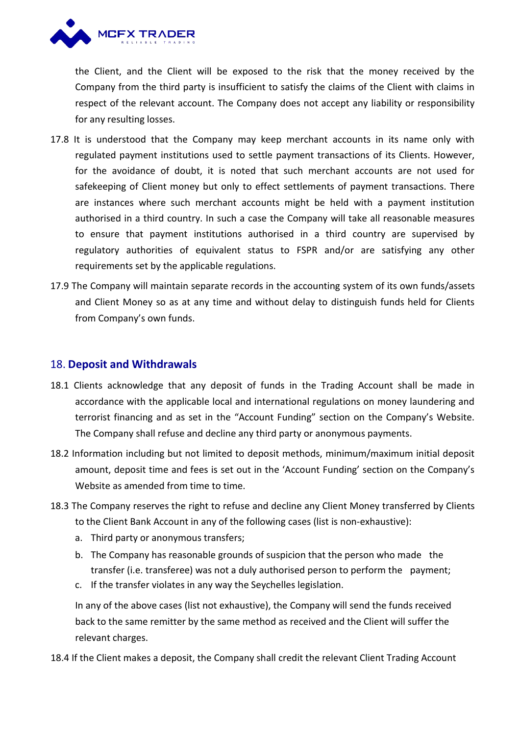the Client, and the Client will be exposed to the risk that the money received by the Company from the third party is insufficient to satisfy the claims of the Client with claims in respect of the relevant account. The Company does not accept any liability or responsibility for any resulting losses.

17.8 It is understood that the Company may keep merchant accounts in its name only with regulated payment institutions used to settle payment transactions of its Clients. However, for the avoidance of doubt, it is noted that such merchant accounts are not used for safekeeping of Client money but only to effect settlements of payment transactions. There are instances where such merchant accounts might be held with a payment institution authorised in a third country. In such a case the Company will take all reasonable measures to ensure that payment institutions authorised in a third country are supervised by regulatory authorities of equivalent status to FSPR and/or are satisfying any other requirements set by the applicable regulations.

17.9 The Company will maintain separate records in the accounting system of its own funds/assets and Client Money so as at any time and without delay to distinguish funds held for Clients from Company's own funds.

## 18. **Deposit and Withdrawals**

18.1 Clients acknowledge that any deposit of funds in the Trading Account shall be made in accordance with the applicable local and international regulations on money laundering and terrorist financing and as set in the "Account Funding" section on the Company's Website. The Company shall refuse and decline any third party or anonymous payments.

18.2 Information including but not limited to deposit methods, minimum/maximum initial deposit amount, deposit time and fees is set out in the 'Account Funding' section on the Company's Website as amended from time to time.

18.3 The Company reserves the right to refuse and decline any Client Money transferred by Clients to the Client Bank Account in any of the following cases (list is non-exhaustive):

a. Third party or anonymous transfers;
b. The Company has reasonable grounds of suspicion that the person who made the transfer (i.e. transferee) was not a duly authorised person to perform the payment;
c. If the transfer violates in any way the Seychelles legislation.

In any of the above cases (list not exhaustive), the Company will send the funds received back to the same remitter by the same method as received and the Client will suffer the relevant charges.

18.4 If the Client makes a deposit, the Company shall credit the relevant Client Trading Account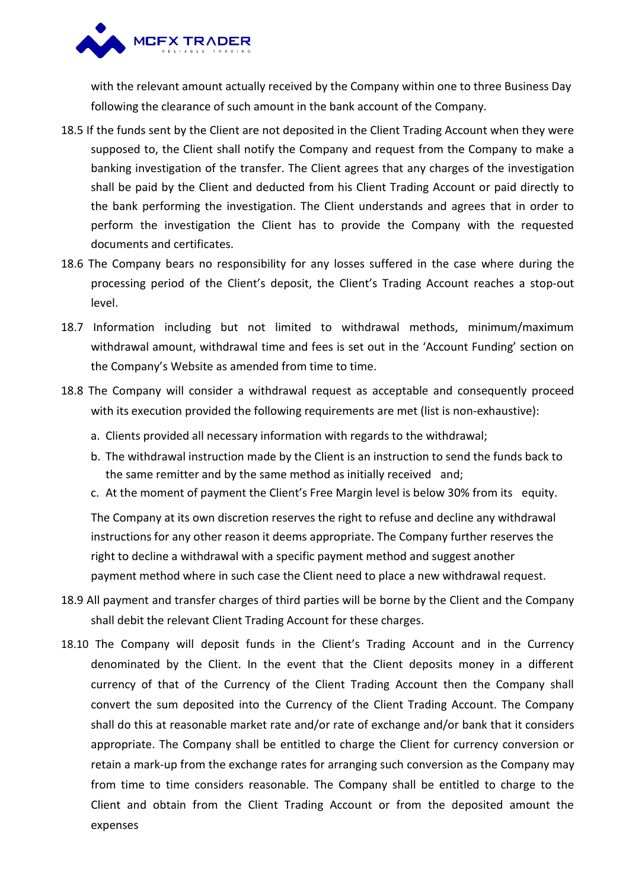with the relevant amount actually received by the Company within one to three Business Day following the clearance of such amount in the bank account of the Company.

18.5 If the funds sent by the Client are not deposited in the Client Trading Account when they were supposed to, the Client shall notify the Company and request from the Company to make a banking investigation of the transfer. The Client agrees that any charges of the investigation shall be paid by the Client and deducted from his Client Trading Account or paid directly to the bank performing the investigation. The Client understands and agrees that in order to perform the investigation the Client has to provide the Company with the requested documents and certificates.

18.6 The Company bears no responsibility for any losses suffered in the case where during the processing period of the Client's deposit, the Client's Trading Account reaches a stop-out level.

18.7 Information including but not limited to withdrawal methods, minimum/maximum withdrawal amount, withdrawal time and fees is set out in the 'Account Funding' section on the Company's Website as amended from time to time.

18.8 The Company will consider a withdrawal request as acceptable and consequently proceed with its execution provided the following requirements are met (list is non-exhaustive):

a. Clients provided all necessary information with regards to the withdrawal;

b. The withdrawal instruction made by the Client is an instruction to send the funds back to the same remitter and by the same method as initially received and;

c. At the moment of payment the Client's Free Margin level is below 30% from its equity.

The Company at its own discretion reserves the right to refuse and decline any withdrawal instructions for any other reason it deems appropriate. The Company further reserves the right to decline a withdrawal with a specific payment method and suggest another payment method where in such case the Client need to place a new withdrawal request.

18.9 All payment and transfer charges of third parties will be borne by the Client and the Company shall debit the relevant Client Trading Account for these charges.

18.10 The Company will deposit funds in the Client's Trading Account and in the Currency denominated by the Client. In the event that the Client deposits money in a different currency of that of the Currency of the Client Trading Account then the Company shall convert the sum deposited into the Currency of the Client Trading Account. The Company shall do this at reasonable market rate and/or rate of exchange and/or bank that it considers appropriate. The Company shall be entitled to charge the Client for currency conversion or retain a mark-up from the exchange rates for arranging such conversion as the Company may from time to time considers reasonable. The Company shall be entitled to charge to the Client and obtain from the Client Trading Account or from the deposited amount the expenses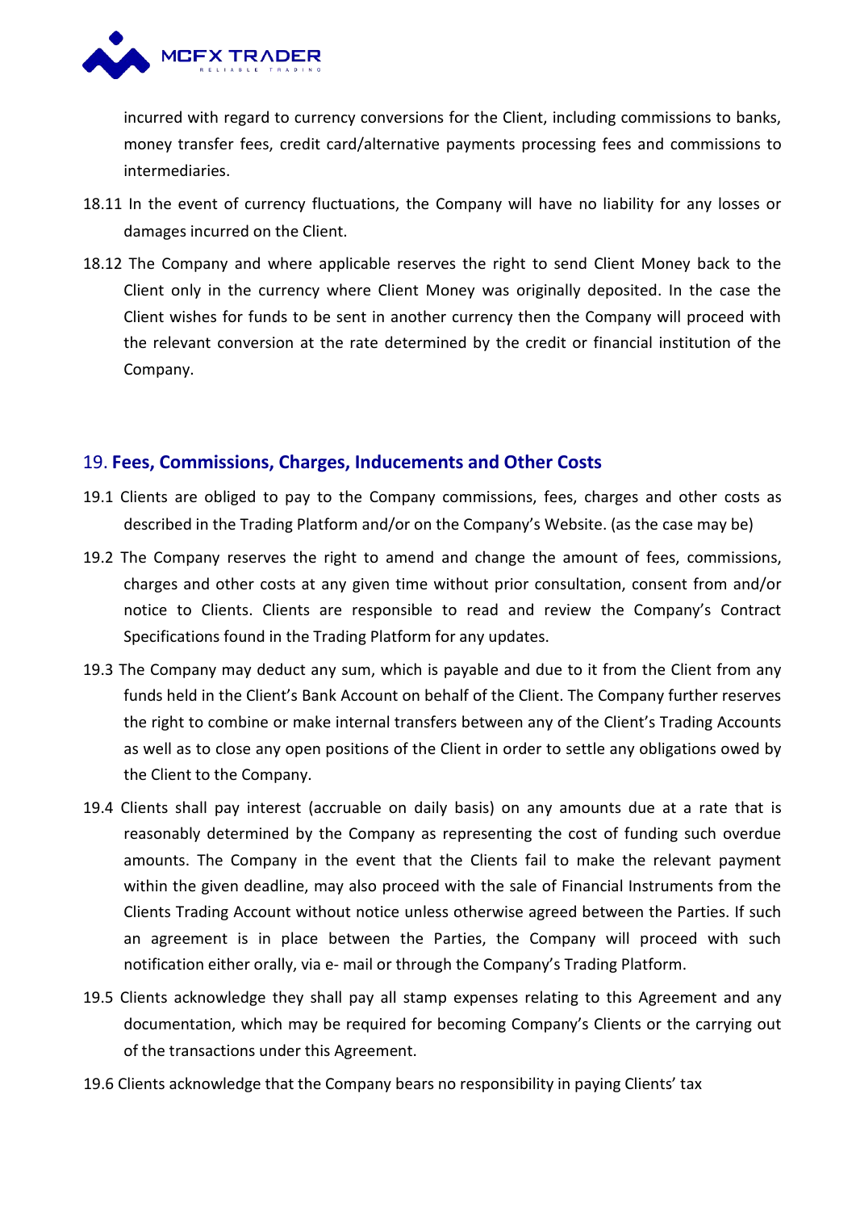incurred with regard to currency conversions for the Client, including commissions to banks, money transfer fees, credit card/alternative payments processing fees and commissions to intermediaries.

18.11 In the event of currency fluctuations, the Company will have no liability for any losses or damages incurred on the Client.

18.12 The Company and where applicable reserves the right to send Client Money back to the Client only in the currency where Client Money was originally deposited. In the case the Client wishes for funds to be sent in another currency then the Company will proceed with the relevant conversion at the rate determined by the credit or financial institution of the Company.

## 19. **Fees, Commissions, Charges, Inducements and Other Costs**

19.1 Clients are obliged to pay to the Company commissions, fees, charges and other costs as described in the Trading Platform and/or on the Company's Website. (as the case may be)

19.2 The Company reserves the right to amend and change the amount of fees, commissions, charges and other costs at any given time without prior consultation, consent from and/or notice to Clients. Clients are responsible to read and review the Company's Contract Specifications found in the Trading Platform for any updates.

19.3 The Company may deduct any sum, which is payable and due to it from the Client from any funds held in the Client's Bank Account on behalf of the Client. The Company further reserves the right to combine or make internal transfers between any of the Client's Trading Accounts as well as to close any open positions of the Client in order to settle any obligations owed by the Client to the Company.

19.4 Clients shall pay interest (accruable on daily basis) on any amounts due at a rate that is reasonably determined by the Company as representing the cost of funding such overdue amounts. The Company in the event that the Clients fail to make the relevant payment within the given deadline, may also proceed with the sale of Financial Instruments from the Clients Trading Account without notice unless otherwise agreed between the Parties. If such an agreement is in place between the Parties, the Company will proceed with such notification either orally, via e- mail or through the Company's Trading Platform.

19.5 Clients acknowledge they shall pay all stamp expenses relating to this Agreement and any documentation, which may be required for becoming Company's Clients or the carrying out of the transactions under this Agreement.

19.6 Clients acknowledge that the Company bears no responsibility in paying Clients' tax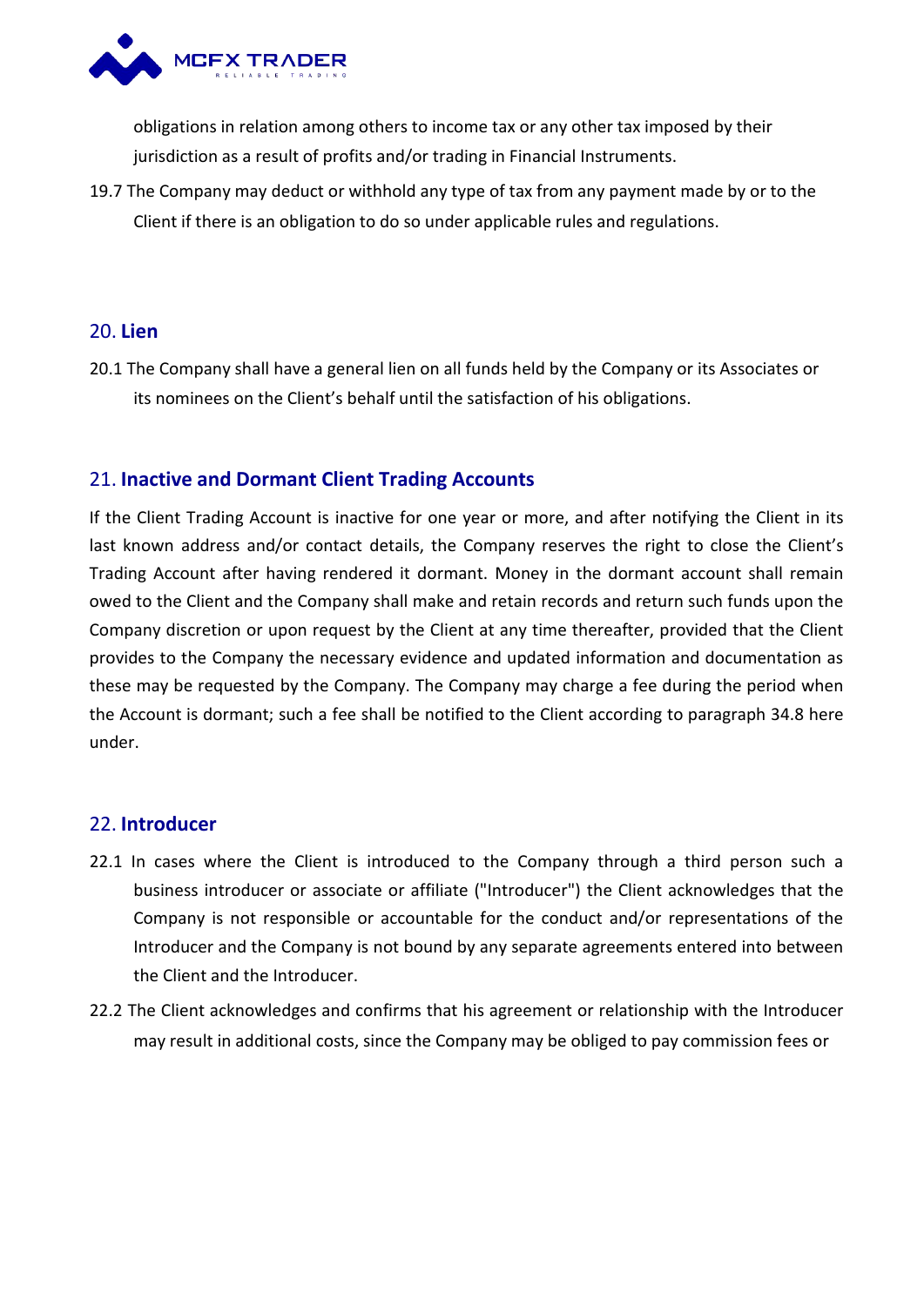obligations in relation among others to income tax or any other tax imposed by their jurisdiction as a result of profits and/or trading in Financial Instruments.

19.7 The Company may deduct or withhold any type of tax from any payment made by or to the Client if there is an obligation to do so under applicable rules and regulations.

## 20. Lien

20.1 The Company shall have a general lien on all funds held by the Company or its Associates or its nominees on the Client's behalf until the satisfaction of his obligations.

## 21. Inactive and Dormant Client Trading Accounts

If the Client Trading Account is inactive for one year or more, and after notifying the Client in its last known address and/or contact details, the Company reserves the right to close the Client's Trading Account after having rendered it dormant. Money in the dormant account shall remain owed to the Client and the Company shall make and retain records and return such funds upon the Company discretion or upon request by the Client at any time thereafter, provided that the Client provides to the Company the necessary evidence and updated information and documentation as these may be requested by the Company. The Company may charge a fee during the period when the Account is dormant; such a fee shall be notified to the Client according to paragraph 34.8 here under.

## 22. Introducer

22.1 In cases where the Client is introduced to the Company through a third person such a business introducer or associate or affiliate ("Introducer") the Client acknowledges that the Company is not responsible or accountable for the conduct and/or representations of the Introducer and the Company is not bound by any separate agreements entered into between the Client and the Introducer.

22.2 The Client acknowledges and confirms that his agreement or relationship with the Introducer may result in additional costs, since the Company may be obliged to pay commission fees or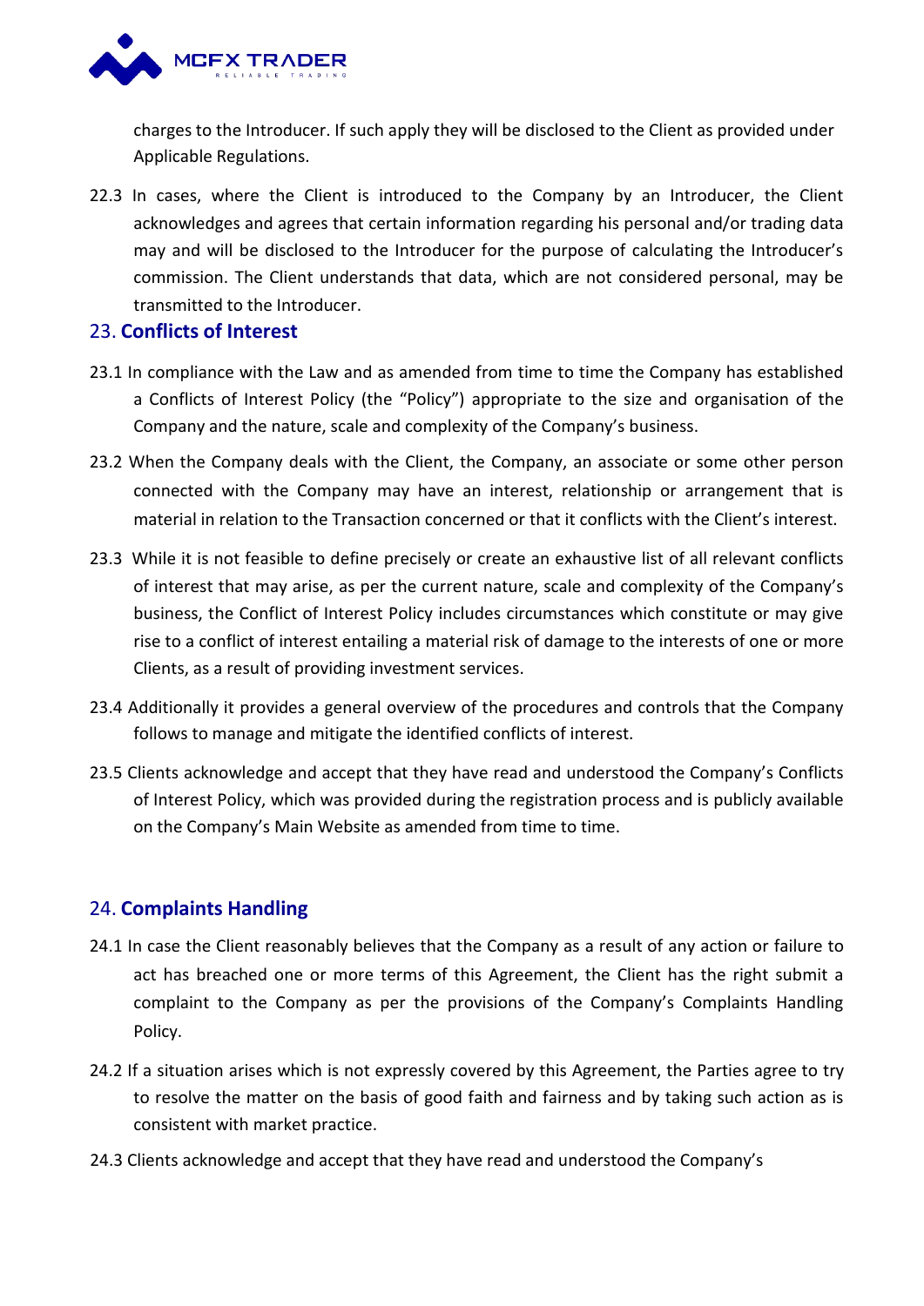charges to the Introducer. If such apply they will be disclosed to the Client as provided under Applicable Regulations.

22.3 In cases, where the Client is introduced to the Company by an Introducer, the Client acknowledges and agrees that certain information regarding his personal and/or trading data may and will be disclosed to the Introducer for the purpose of calculating the Introducer's commission. The Client understands that data, which are not considered personal, may be transmitted to the Introducer.

## 23. Conflicts of Interest

23.1 In compliance with the Law and as amended from time to time the Company has established a Conflicts of Interest Policy (the "Policy") appropriate to the size and organisation of the Company and the nature, scale and complexity of the Company's business.

23.2 When the Company deals with the Client, the Company, an associate or some other person connected with the Company may have an interest, relationship or arrangement that is material in relation to the Transaction concerned or that it conflicts with the Client's interest.

23.3 While it is not feasible to define precisely or create an exhaustive list of all relevant conflicts of interest that may arise, as per the current nature, scale and complexity of the Company's business, the Conflict of Interest Policy includes circumstances which constitute or may give rise to a conflict of interest entailing a material risk of damage to the interests of one or more Clients, as a result of providing investment services.

23.4 Additionally it provides a general overview of the procedures and controls that the Company follows to manage and mitigate the identified conflicts of interest.

23.5 Clients acknowledge and accept that they have read and understood the Company's Conflicts of Interest Policy, which was provided during the registration process and is publicly available on the Company's Main Website as amended from time to time.

## 24. Complaints Handling

24.1 In case the Client reasonably believes that the Company as a result of any action or failure to act has breached one or more terms of this Agreement, the Client has the right submit a complaint to the Company as per the provisions of the Company's Complaints Handling Policy.

24.2 If a situation arises which is not expressly covered by this Agreement, the Parties agree to try to resolve the matter on the basis of good faith and fairness and by taking such action as is consistent with market practice.

24.3 Clients acknowledge and accept that they have read and understood the Company's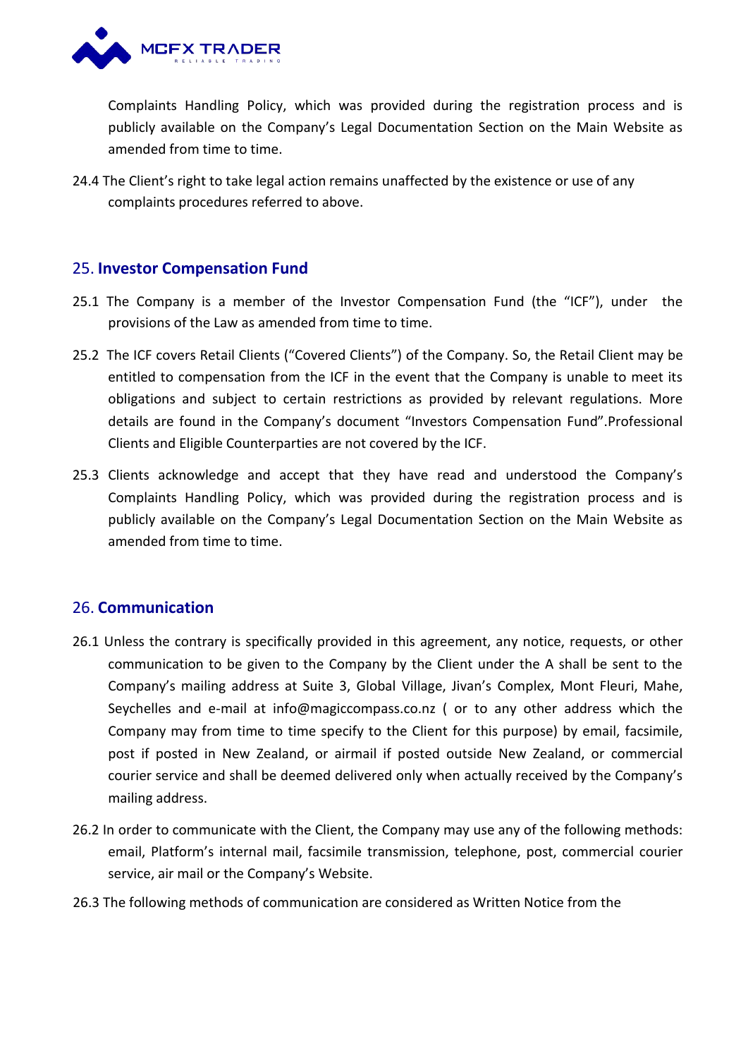Complaints Handling Policy, which was provided during the registration process and is publicly available on the Company's Legal Documentation Section on the Main Website as amended from time to time.

24.4 The Client's right to take legal action remains unaffected by the existence or use of any complaints procedures referred to above.

## 25. Investor Compensation Fund

25.1 The Company is a member of the Investor Compensation Fund (the "ICF"), under the provisions of the Law as amended from time to time.

25.2 The ICF covers Retail Clients ("Covered Clients") of the Company. So, the Retail Client may be entitled to compensation from the ICF in the event that the Company is unable to meet its obligations and subject to certain restrictions as provided by relevant regulations. More details are found in the Company's document "Investors Compensation Fund".Professional Clients and Eligible Counterparties are not covered by the ICF.

25.3 Clients acknowledge and accept that they have read and understood the Company's Complaints Handling Policy, which was provided during the registration process and is publicly available on the Company's Legal Documentation Section on the Main Website as amended from time to time.

## 26. Communication

26.1 Unless the contrary is specifically provided in this agreement, any notice, requests, or other communication to be given to the Company by the Client under the A shall be sent to the Company's mailing address at Suite 3, Global Village, Jivan's Complex, Mont Fleuri, Mahe, Seychelles and e-mail at info@magiccompass.co.nz ( or to any other address which the Company may from time to time specify to the Client for this purpose) by email, facsimile, post if posted in New Zealand, or airmail if posted outside New Zealand, or commercial courier service and shall be deemed delivered only when actually received by the Company's mailing address.

26.2 In order to communicate with the Client, the Company may use any of the following methods: email, Platform's internal mail, facsimile transmission, telephone, post, commercial courier service, air mail or the Company's Website.

26.3 The following methods of communication are considered as Written Notice from the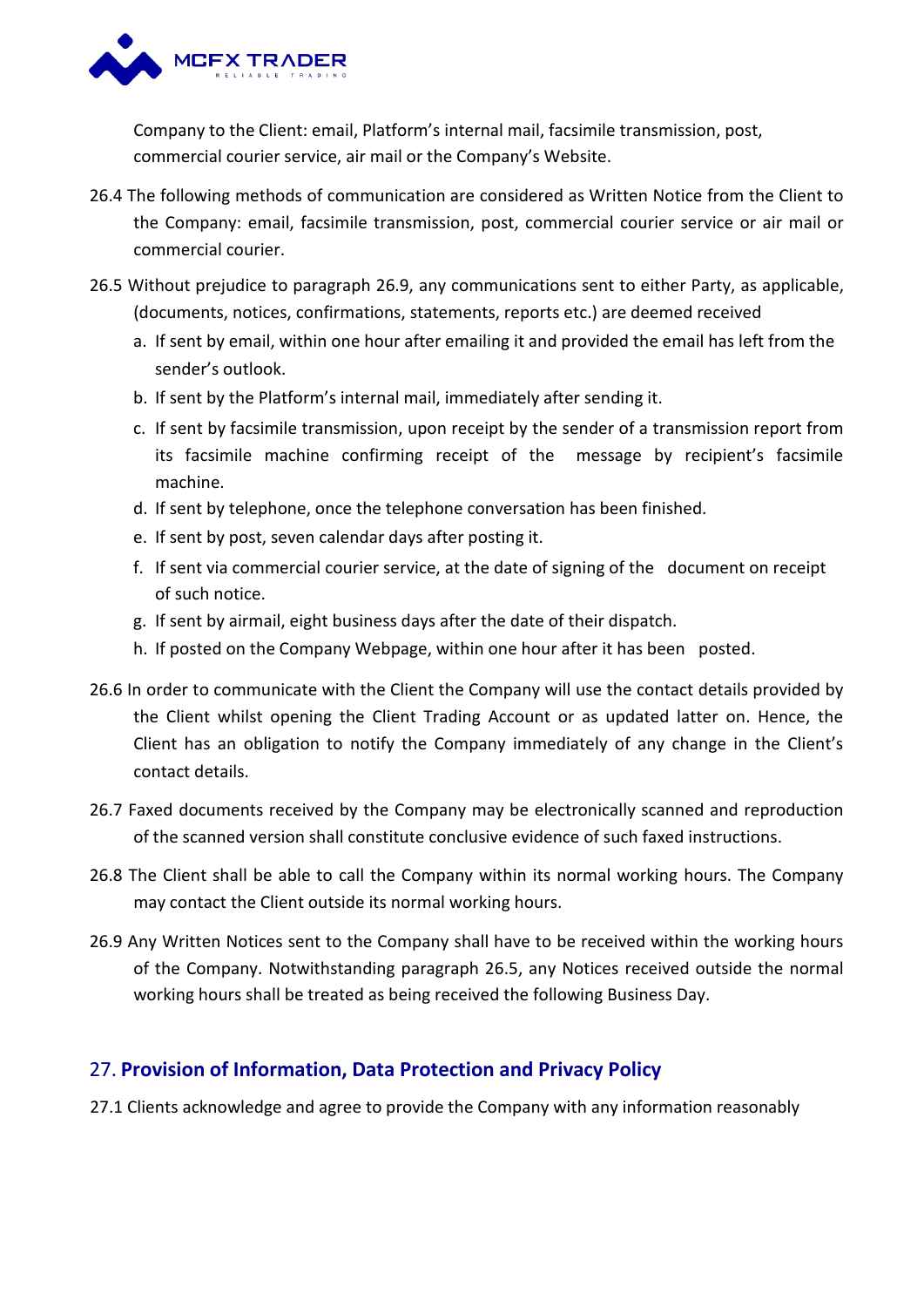Company to the Client: email, Platform's internal mail, facsimile transmission, post, commercial courier service, air mail or the Company's Website.

26.4 The following methods of communication are considered as Written Notice from the Client to the Company: email, facsimile transmission, post, commercial courier service or air mail or commercial courier.

26.5 Without prejudice to paragraph 26.9, any communications sent to either Party, as applicable, (documents, notices, confirmations, statements, reports etc.) are deemed received

a. If sent by email, within one hour after emailing it and provided the email has left from the sender's outlook.
b. If sent by the Platform's internal mail, immediately after sending it.
c. If sent by facsimile transmission, upon receipt by the sender of a transmission report from its facsimile machine confirming receipt of the message by recipient's facsimile machine.
d. If sent by telephone, once the telephone conversation has been finished.
e. If sent by post, seven calendar days after posting it.
f. If sent via commercial courier service, at the date of signing of the document on receipt of such notice.
g. If sent by airmail, eight business days after the date of their dispatch.
h. If posted on the Company Webpage, within one hour after it has been posted.

26.6 In order to communicate with the Client the Company will use the contact details provided by the Client whilst opening the Client Trading Account or as updated latter on. Hence, the Client has an obligation to notify the Company immediately of any change in the Client's contact details.

26.7 Faxed documents received by the Company may be electronically scanned and reproduction of the scanned version shall constitute conclusive evidence of such faxed instructions.

26.8 The Client shall be able to call the Company within its normal working hours. The Company may contact the Client outside its normal working hours.

26.9 Any Written Notices sent to the Company shall have to be received within the working hours of the Company. Notwithstanding paragraph 26.5, any Notices received outside the normal working hours shall be treated as being received the following Business Day.

## 27. Provision of Information, Data Protection and Privacy Policy

27.1 Clients acknowledge and agree to provide the Company with any information reasonably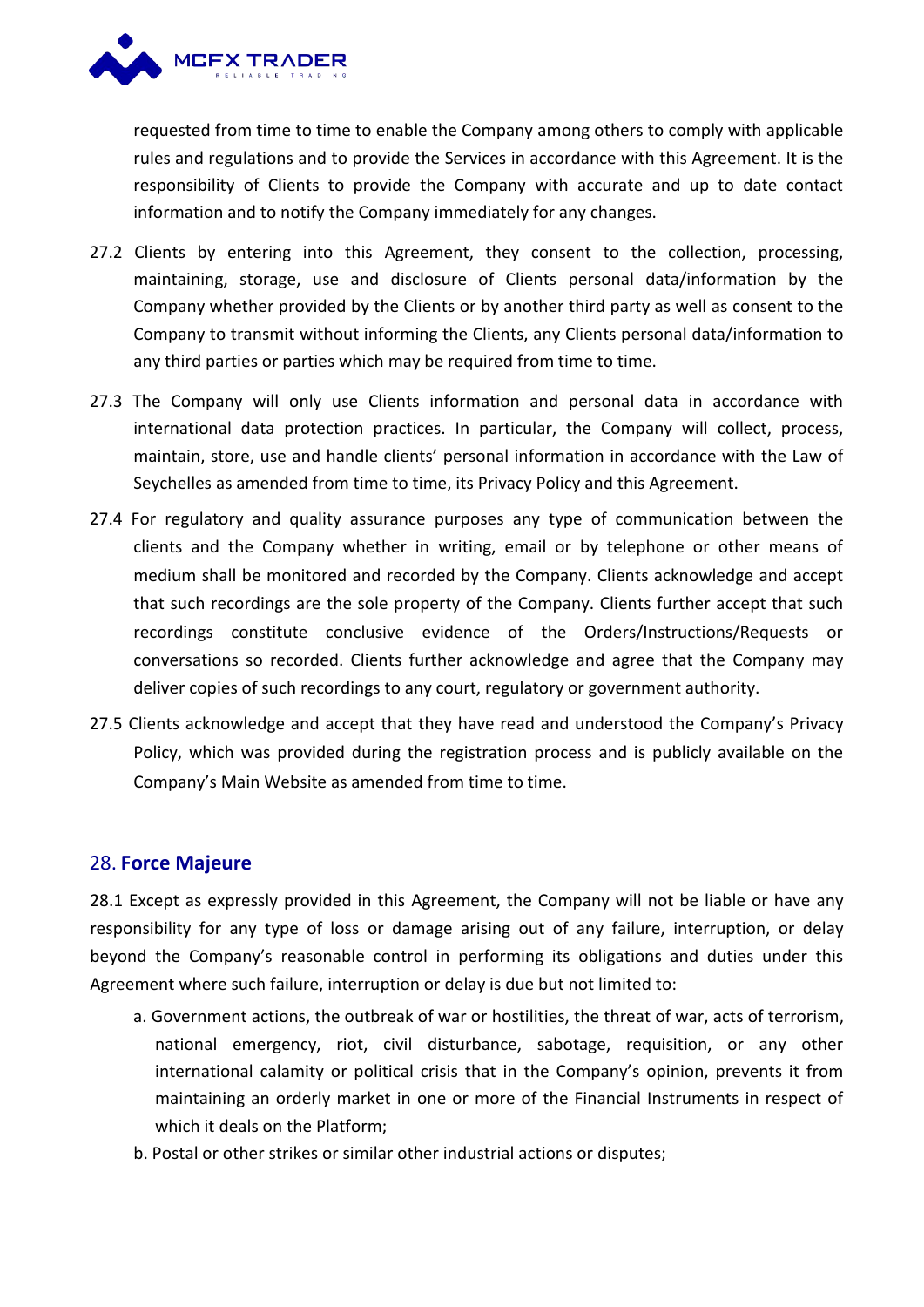requested from time to time to enable the Company among others to comply with applicable rules and regulations and to provide the Services in accordance with this Agreement. It is the responsibility of Clients to provide the Company with accurate and up to date contact information and to notify the Company immediately for any changes.

27.2 Clients by entering into this Agreement, they consent to the collection, processing, maintaining, storage, use and disclosure of Clients personal data/information by the Company whether provided by the Clients or by another third party as well as consent to the Company to transmit without informing the Clients, any Clients personal data/information to any third parties or parties which may be required from time to time.

27.3 The Company will only use Clients information and personal data in accordance with international data protection practices. In particular, the Company will collect, process, maintain, store, use and handle clients' personal information in accordance with the Law of Seychelles as amended from time to time, its Privacy Policy and this Agreement.

27.4 For regulatory and quality assurance purposes any type of communication between the clients and the Company whether in writing, email or by telephone or other means of medium shall be monitored and recorded by the Company. Clients acknowledge and accept that such recordings are the sole property of the Company. Clients further accept that such recordings constitute conclusive evidence of the Orders/Instructions/Requests or conversations so recorded. Clients further acknowledge and agree that the Company may deliver copies of such recordings to any court, regulatory or government authority.

27.5 Clients acknowledge and accept that they have read and understood the Company's Privacy Policy, which was provided during the registration process and is publicly available on the Company's Main Website as amended from time to time.

## 28. **Force Majeure**

28.1 Except as expressly provided in this Agreement, the Company will not be liable or have any responsibility for any type of loss or damage arising out of any failure, interruption, or delay beyond the Company's reasonable control in performing its obligations and duties under this Agreement where such failure, interruption or delay is due but not limited to:

a. Government actions, the outbreak of war or hostilities, the threat of war, acts of terrorism, national emergency, riot, civil disturbance, sabotage, requisition, or any other international calamity or political crisis that in the Company's opinion, prevents it from maintaining an orderly market in one or more of the Financial Instruments in respect of which it deals on the Platform;

b. Postal or other strikes or similar other industrial actions or disputes;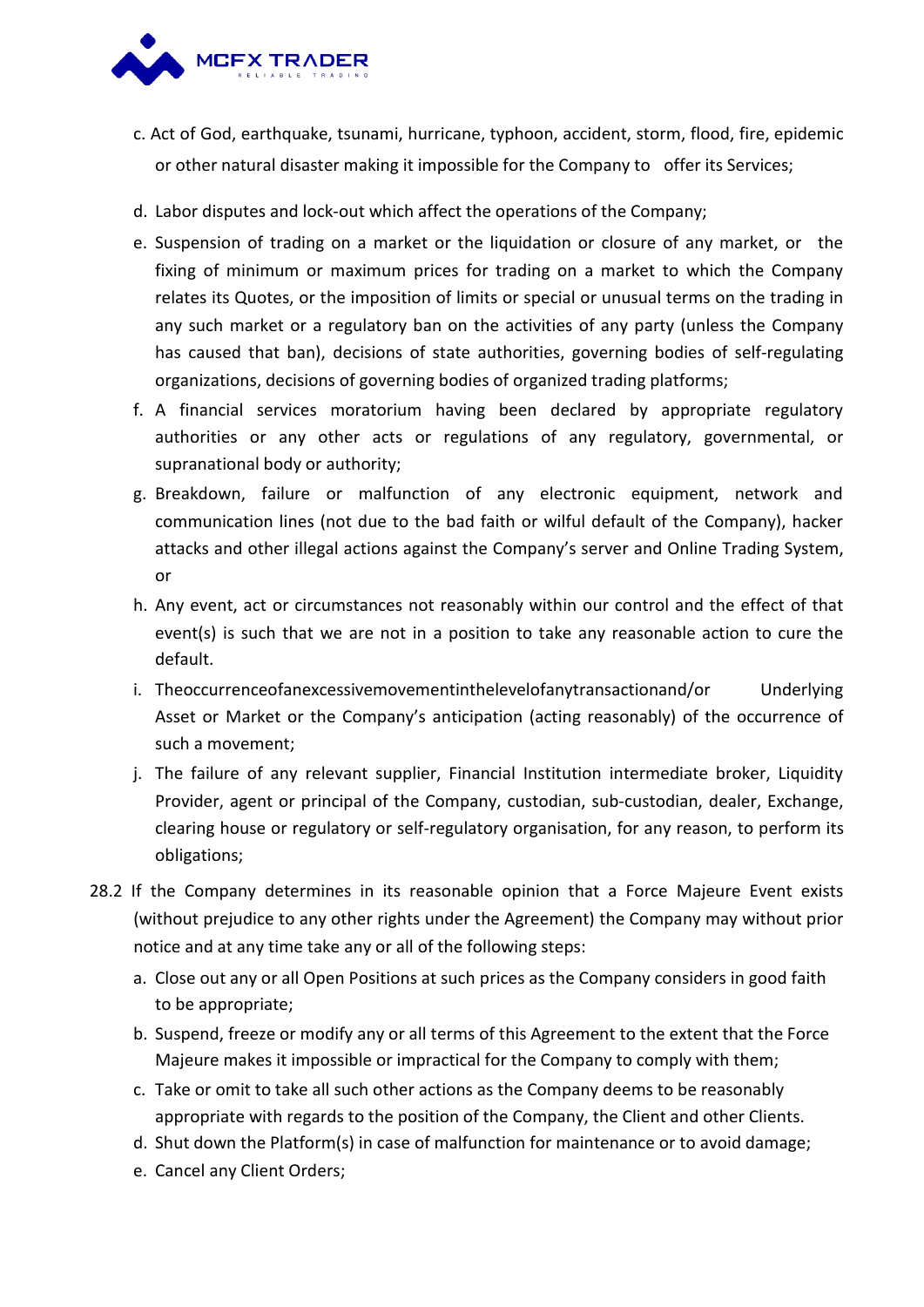c. Act of God, earthquake, tsunami, hurricane, typhoon, accident, storm, flood, fire, epidemic or other natural disaster making it impossible for the Company to offer its Services;

d. Labor disputes and lock-out which affect the operations of the Company;

e. Suspension of trading on a market or the liquidation or closure of any market, or the fixing of minimum or maximum prices for trading on a market to which the Company relates its Quotes, or the imposition of limits or special or unusual terms on the trading in any such market or a regulatory ban on the activities of any party (unless the Company has caused that ban), decisions of state authorities, governing bodies of self-regulating organizations, decisions of governing bodies of organized trading platforms;

f. A financial services moratorium having been declared by appropriate regulatory authorities or any other acts or regulations of any regulatory, governmental, or supranational body or authority;

g. Breakdown, failure or malfunction of any electronic equipment, network and communication lines (not due to the bad faith or wilful default of the Company), hacker attacks and other illegal actions against the Company's server and Online Trading System, or

h. Any event, act or circumstances not reasonably within our control and the effect of that event(s) is such that we are not in a position to take any reasonable action to cure the default.

i. Theoccurrenceofanexcessivemovementinthelevelofanytransactionand/or Underlying Asset or Market or the Company's anticipation (acting reasonably) of the occurrence of such a movement;

j. The failure of any relevant supplier, Financial Institution intermediate broker, Liquidity Provider, agent or principal of the Company, custodian, sub-custodian, dealer, Exchange, clearing house or regulatory or self-regulatory organisation, for any reason, to perform its obligations;

28.2 If the Company determines in its reasonable opinion that a Force Majeure Event exists (without prejudice to any other rights under the Agreement) the Company may without prior notice and at any time take any or all of the following steps:

a. Close out any or all Open Positions at such prices as the Company considers in good faith to be appropriate;

b. Suspend, freeze or modify any or all terms of this Agreement to the extent that the Force Majeure makes it impossible or impractical for the Company to comply with them;

c. Take or omit to take all such other actions as the Company deems to be reasonably appropriate with regards to the position of the Company, the Client and other Clients.

d. Shut down the Platform(s) in case of malfunction for maintenance or to avoid damage;

e. Cancel any Client Orders;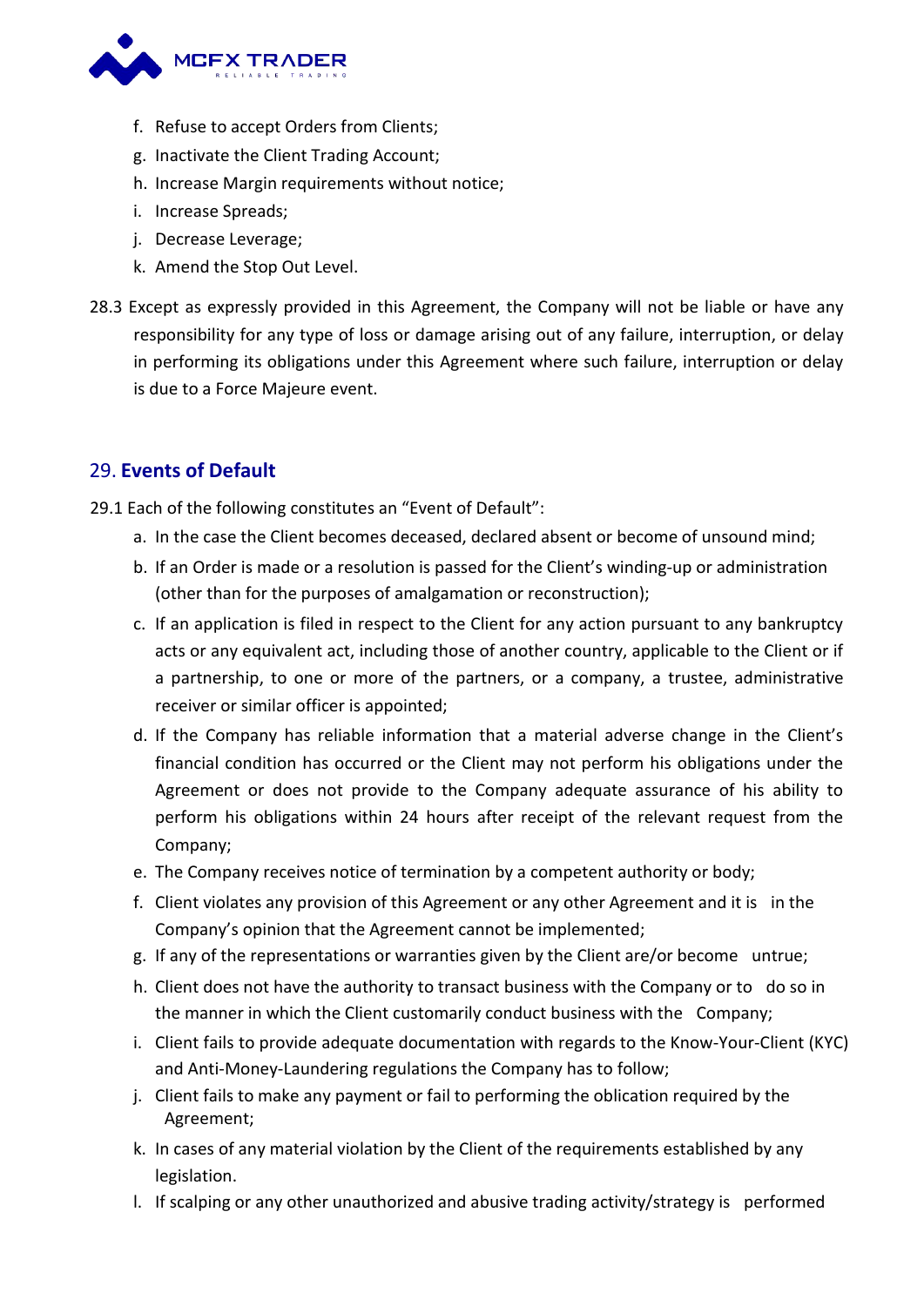f. Refuse to accept Orders from Clients;
g. Inactivate the Client Trading Account;
h. Increase Margin requirements without notice;
i. Increase Spreads;
j. Decrease Leverage;
k. Amend the Stop Out Level.

28.3 Except as expressly provided in this Agreement, the Company will not be liable or have any responsibility for any type of loss or damage arising out of any failure, interruption, or delay in performing its obligations under this Agreement where such failure, interruption or delay is due to a Force Majeure event.

## 29. **Events of Default**

29.1 Each of the following constitutes an "Event of Default":

a. In the case the Client becomes deceased, declared absent or become of unsound mind;
b. If an Order is made or a resolution is passed for the Client's winding-up or administration (other than for the purposes of amalgamation or reconstruction);
c. If an application is filed in respect to the Client for any action pursuant to any bankruptcy acts or any equivalent act, including those of another country, applicable to the Client or if a partnership, to one or more of the partners, or a company, a trustee, administrative receiver or similar officer is appointed;
d. If the Company has reliable information that a material adverse change in the Client's financial condition has occurred or the Client may not perform his obligations under the Agreement or does not provide to the Company adequate assurance of his ability to perform his obligations within 24 hours after receipt of the relevant request from the Company;
e. The Company receives notice of termination by a competent authority or body;
f. Client violates any provision of this Agreement or any other Agreement and it is in the Company's opinion that the Agreement cannot be implemented;
g. If any of the representations or warranties given by the Client are/or become untrue;
h. Client does not have the authority to transact business with the Company or to do so in the manner in which the Client customarily conduct business with the Company;
i. Client fails to provide adequate documentation with regards to the Know-Your-Client (KYC) and Anti-Money-Laundering regulations the Company has to follow;
j. Client fails to make any payment or fail to performing the oblication required by the Agreement;
k. In cases of any material violation by the Client of the requirements established by any legislation.
l. If scalping or any other unauthorized and abusive trading activity/strategy is performed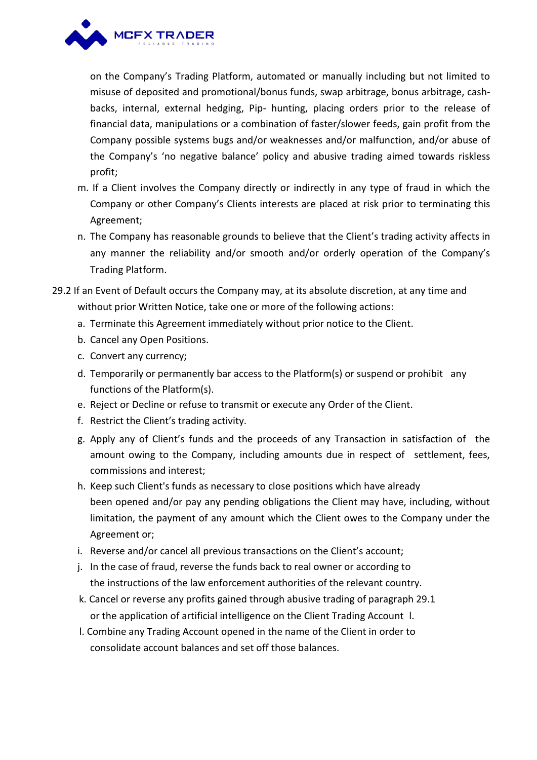on the Company's Trading Platform, automated or manually including but not limited to misuse of deposited and promotional/bonus funds, swap arbitrage, bonus arbitrage, cash-backs, internal, external hedging, Pip- hunting, placing orders prior to the release of financial data, manipulations or a combination of faster/slower feeds, gain profit from the Company possible systems bugs and/or weaknesses and/or malfunction, and/or abuse of the Company's 'no negative balance' policy and abusive trading aimed towards riskless profit;

m. If a Client involves the Company directly or indirectly in any type of fraud in which the Company or other Company's Clients interests are placed at risk prior to terminating this Agreement;

n. The Company has reasonable grounds to believe that the Client's trading activity affects in any manner the reliability and/or smooth and/or orderly operation of the Company's Trading Platform.

29.2 If an Event of Default occurs the Company may, at its absolute discretion, at any time and without prior Written Notice, take one or more of the following actions:

a. Terminate this Agreement immediately without prior notice to the Client.

b. Cancel any Open Positions.

c. Convert any currency;

d. Temporarily or permanently bar access to the Platform(s) or suspend or prohibit any functions of the Platform(s).

e. Reject or Decline or refuse to transmit or execute any Order of the Client.

f. Restrict the Client's trading activity.

g. Apply any of Client's funds and the proceeds of any Transaction in satisfaction of the amount owing to the Company, including amounts due in respect of settlement, fees, commissions and interest;

h. Keep such Client's funds as necessary to close positions which have already been opened and/or pay any pending obligations the Client may have, including, without limitation, the payment of any amount which the Client owes to the Company under the Agreement or;

i. Reverse and/or cancel all previous transactions on the Client's account;

j. In the case of fraud, reverse the funds back to real owner or according to the instructions of the law enforcement authorities of the relevant country.

k. Cancel or reverse any profits gained through abusive trading of paragraph 29.1 or the application of artificial intelligence on the Client Trading Account l.

l. Combine any Trading Account opened in the name of the Client in order to consolidate account balances and set off those balances.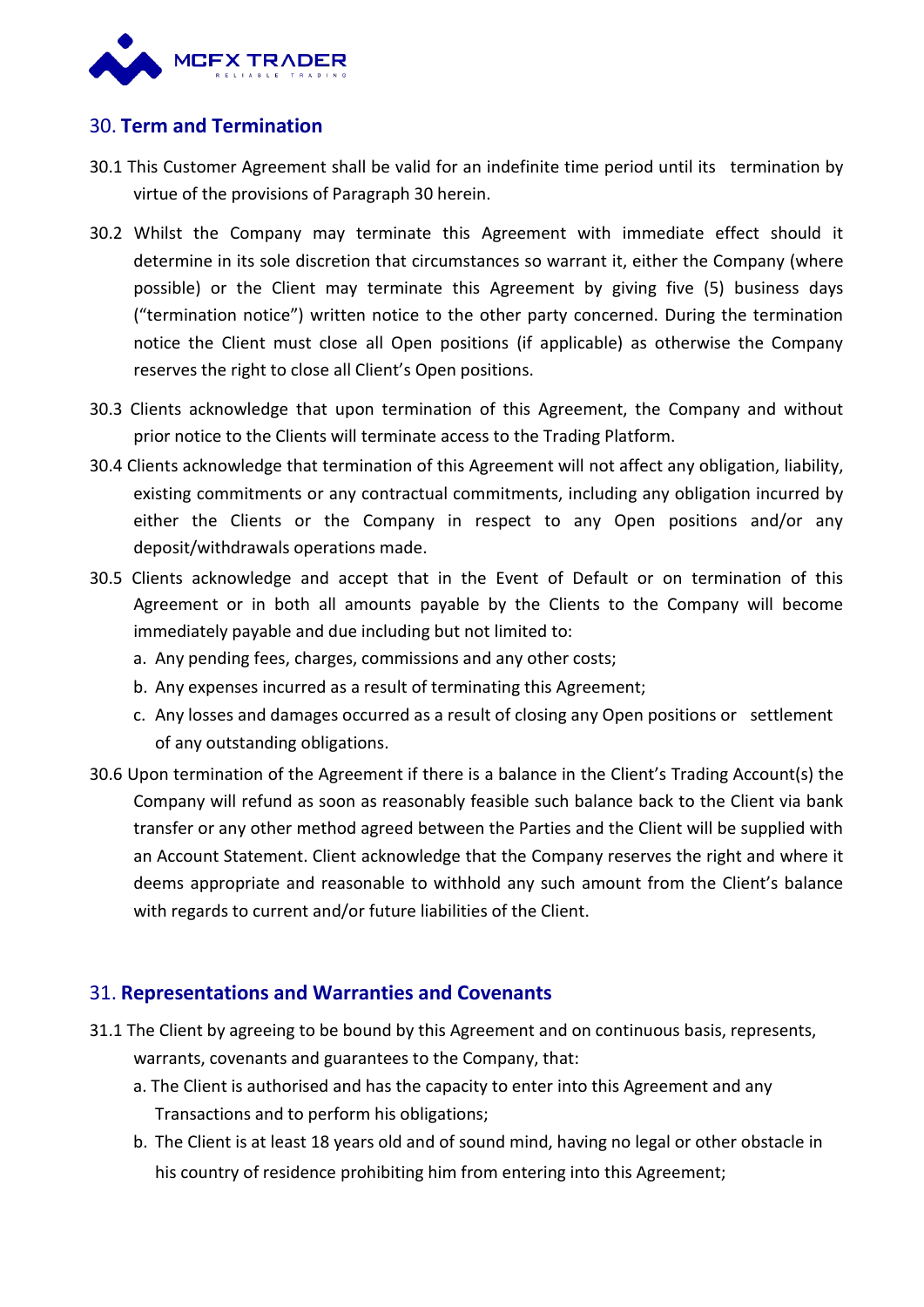## 30. Term and Termination

30.1 This Customer Agreement shall be valid for an indefinite time period until its termination by virtue of the provisions of Paragraph 30 herein.

30.2 Whilst the Company may terminate this Agreement with immediate effect should it determine in its sole discretion that circumstances so warrant it, either the Company (where possible) or the Client may terminate this Agreement by giving five (5) business days ("termination notice") written notice to the other party concerned. During the termination notice the Client must close all Open positions (if applicable) as otherwise the Company reserves the right to close all Client's Open positions.

30.3 Clients acknowledge that upon termination of this Agreement, the Company and without prior notice to the Clients will terminate access to the Trading Platform.

30.4 Clients acknowledge that termination of this Agreement will not affect any obligation, liability, existing commitments or any contractual commitments, including any obligation incurred by either the Clients or the Company in respect to any Open positions and/or any deposit/withdrawals operations made.

30.5 Clients acknowledge and accept that in the Event of Default or on termination of this Agreement or in both all amounts payable by the Clients to the Company will become immediately payable and due including but not limited to:

a. Any pending fees, charges, commissions and any other costs;
b. Any expenses incurred as a result of terminating this Agreement;
c. Any losses and damages occurred as a result of closing any Open positions or settlement of any outstanding obligations.

30.6 Upon termination of the Agreement if there is a balance in the Client's Trading Account(s) the Company will refund as soon as reasonably feasible such balance back to the Client via bank transfer or any other method agreed between the Parties and the Client will be supplied with an Account Statement. Client acknowledge that the Company reserves the right and where it deems appropriate and reasonable to withhold any such amount from the Client's balance with regards to current and/or future liabilities of the Client.

## 31. Representations and Warranties and Covenants

31.1 The Client by agreeing to be bound by this Agreement and on continuous basis, represents, warrants, covenants and guarantees to the Company, that:

a. The Client is authorised and has the capacity to enter into this Agreement and any Transactions and to perform his obligations;
b. The Client is at least 18 years old and of sound mind, having no legal or other obstacle in his country of residence prohibiting him from entering into this Agreement;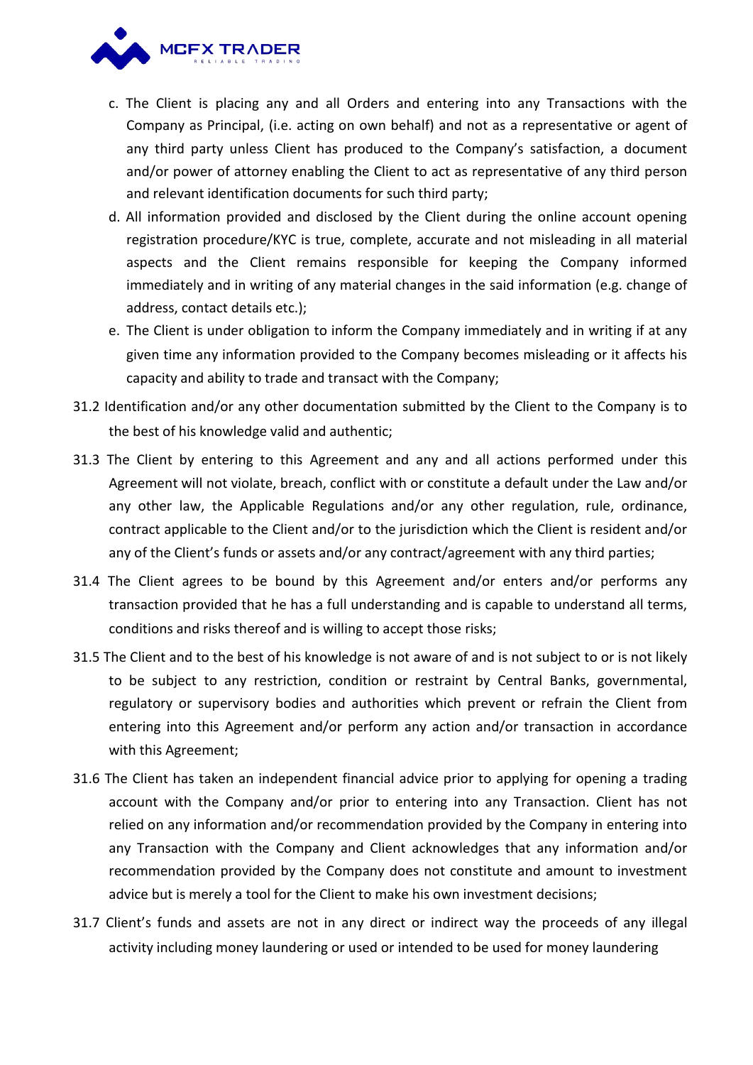c. The Client is placing any and all Orders and entering into any Transactions with the Company as Principal, (i.e. acting on own behalf) and not as a representative or agent of any third party unless Client has produced to the Company's satisfaction, a document and/or power of attorney enabling the Client to act as representative of any third person and relevant identification documents for such third party;

d. All information provided and disclosed by the Client during the online account opening registration procedure/KYC is true, complete, accurate and not misleading in all material aspects and the Client remains responsible for keeping the Company informed immediately and in writing of any material changes in the said information (e.g. change of address, contact details etc.);

e. The Client is under obligation to inform the Company immediately and in writing if at any given time any information provided to the Company becomes misleading or it affects his capacity and ability to trade and transact with the Company;

31.2 Identification and/or any other documentation submitted by the Client to the Company is to the best of his knowledge valid and authentic;

31.3 The Client by entering to this Agreement and any and all actions performed under this Agreement will not violate, breach, conflict with or constitute a default under the Law and/or any other law, the Applicable Regulations and/or any other regulation, rule, ordinance, contract applicable to the Client and/or to the jurisdiction which the Client is resident and/or any of the Client's funds or assets and/or any contract/agreement with any third parties;

31.4 The Client agrees to be bound by this Agreement and/or enters and/or performs any transaction provided that he has a full understanding and is capable to understand all terms, conditions and risks thereof and is willing to accept those risks;

31.5 The Client and to the best of his knowledge is not aware of and is not subject to or is not likely to be subject to any restriction, condition or restraint by Central Banks, governmental, regulatory or supervisory bodies and authorities which prevent or refrain the Client from entering into this Agreement and/or perform any action and/or transaction in accordance with this Agreement;

31.6 The Client has taken an independent financial advice prior to applying for opening a trading account with the Company and/or prior to entering into any Transaction. Client has not relied on any information and/or recommendation provided by the Company in entering into any Transaction with the Company and Client acknowledges that any information and/or recommendation provided by the Company does not constitute and amount to investment advice but is merely a tool for the Client to make his own investment decisions;

31.7 Client's funds and assets are not in any direct or indirect way the proceeds of any illegal activity including money laundering or used or intended to be used for money laundering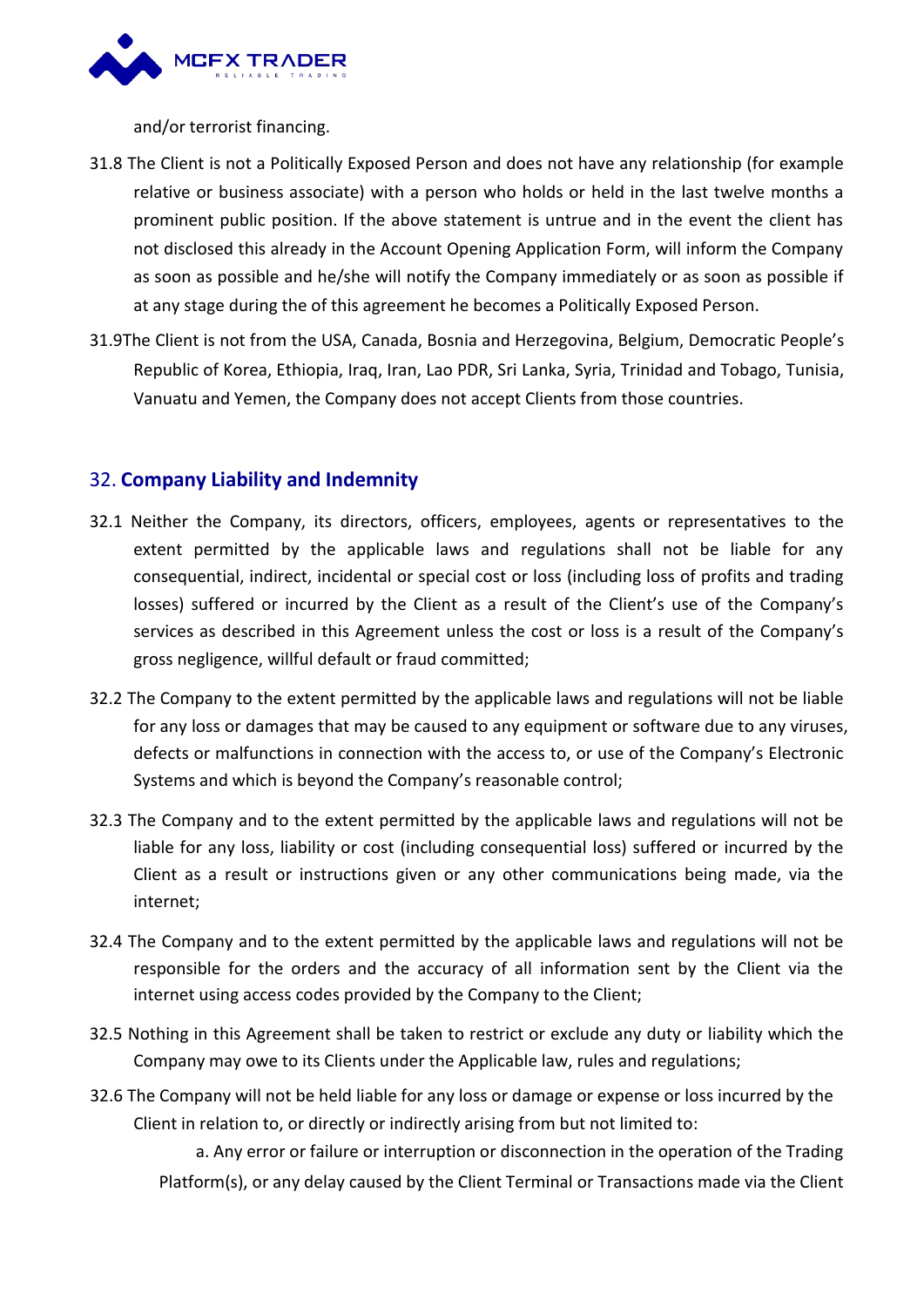and/or terrorist financing.

31.8 The Client is not a Politically Exposed Person and does not have any relationship (for example relative or business associate) with a person who holds or held in the last twelve months a prominent public position. If the above statement is untrue and in the event the client has not disclosed this already in the Account Opening Application Form, will inform the Company as soon as possible and he/she will notify the Company immediately or as soon as possible if at any stage during the of this agreement he becomes a Politically Exposed Person.

31.9The Client is not from the USA, Canada, Bosnia and Herzegovina, Belgium, Democratic People's Republic of Korea, Ethiopia, Iraq, Iran, Lao PDR, Sri Lanka, Syria, Trinidad and Tobago, Tunisia, Vanuatu and Yemen, the Company does not accept Clients from those countries.

## 32. **Company Liability and Indemnity**

32.1 Neither the Company, its directors, officers, employees, agents or representatives to the extent permitted by the applicable laws and regulations shall not be liable for any consequential, indirect, incidental or special cost or loss (including loss of profits and trading losses) suffered or incurred by the Client as a result of the Client's use of the Company's services as described in this Agreement unless the cost or loss is a result of the Company's gross negligence, willful default or fraud committed;

32.2 The Company to the extent permitted by the applicable laws and regulations will not be liable for any loss or damages that may be caused to any equipment or software due to any viruses, defects or malfunctions in connection with the access to, or use of the Company's Electronic Systems and which is beyond the Company's reasonable control;

32.3 The Company and to the extent permitted by the applicable laws and regulations will not be liable for any loss, liability or cost (including consequential loss) suffered or incurred by the Client as a result or instructions given or any other communications being made, via the internet;

32.4 The Company and to the extent permitted by the applicable laws and regulations will not be responsible for the orders and the accuracy of all information sent by the Client via the internet using access codes provided by the Company to the Client;

32.5 Nothing in this Agreement shall be taken to restrict or exclude any duty or liability which the Company may owe to its Clients under the Applicable law, rules and regulations;

32.6 The Company will not be held liable for any loss or damage or expense or loss incurred by the Client in relation to, or directly or indirectly arising from but not limited to:

a. Any error or failure or interruption or disconnection in the operation of the Trading Platform(s), or any delay caused by the Client Terminal or Transactions made via the Client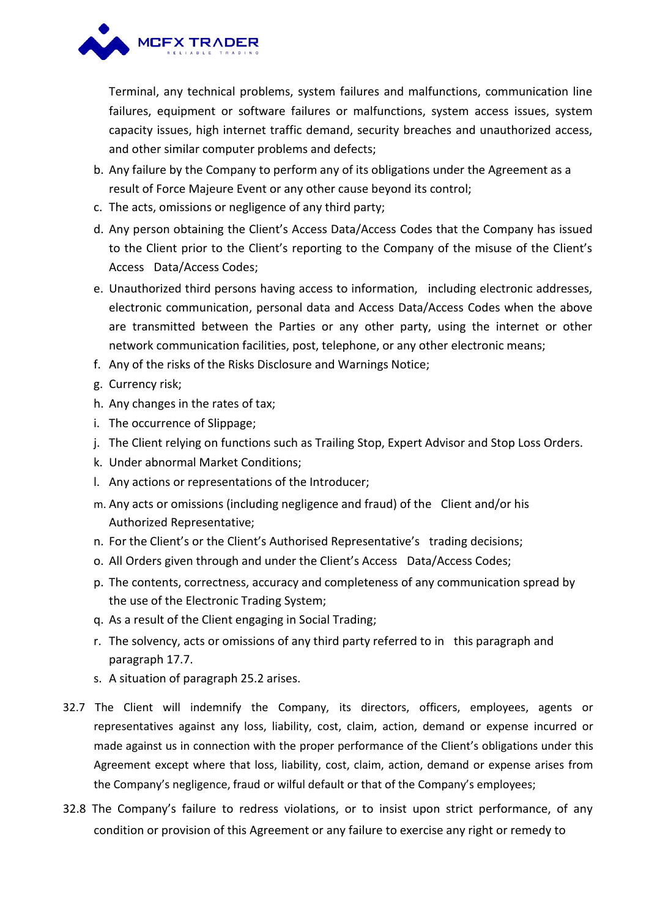Terminal, any technical problems, system failures and malfunctions, communication line failures, equipment or software failures or malfunctions, system access issues, system capacity issues, high internet traffic demand, security breaches and unauthorized access, and other similar computer problems and defects;

b. Any failure by the Company to perform any of its obligations under the Agreement as a result of Force Majeure Event or any other cause beyond its control;
c. The acts, omissions or negligence of any third party;
d. Any person obtaining the Client's Access Data/Access Codes that the Company has issued to the Client prior to the Client's reporting to the Company of the misuse of the Client's Access Data/Access Codes;
e. Unauthorized third persons having access to information, including electronic addresses, electronic communication, personal data and Access Data/Access Codes when the above are transmitted between the Parties or any other party, using the internet or other network communication facilities, post, telephone, or any other electronic means;
f. Any of the risks of the Risks Disclosure and Warnings Notice;
g. Currency risk;
h. Any changes in the rates of tax;
i. The occurrence of Slippage;
j. The Client relying on functions such as Trailing Stop, Expert Advisor and Stop Loss Orders.
k. Under abnormal Market Conditions;
l. Any actions or representations of the Introducer;
m. Any acts or omissions (including negligence and fraud) of the Client and/or his Authorized Representative;
n. For the Client's or the Client's Authorised Representative's trading decisions;
o. All Orders given through and under the Client's Access Data/Access Codes;
p. The contents, correctness, accuracy and completeness of any communication spread by the use of the Electronic Trading System;
q. As a result of the Client engaging in Social Trading;
r. The solvency, acts or omissions of any third party referred to in this paragraph and paragraph 17.7.
s. A situation of paragraph 25.2 arises.

32.7 The Client will indemnify the Company, its directors, officers, employees, agents or representatives against any loss, liability, cost, claim, action, demand or expense incurred or made against us in connection with the proper performance of the Client's obligations under this Agreement except where that loss, liability, cost, claim, action, demand or expense arises from the Company's negligence, fraud or wilful default or that of the Company's employees;

32.8 The Company's failure to redress violations, or to insist upon strict performance, of any condition or provision of this Agreement or any failure to exercise any right or remedy to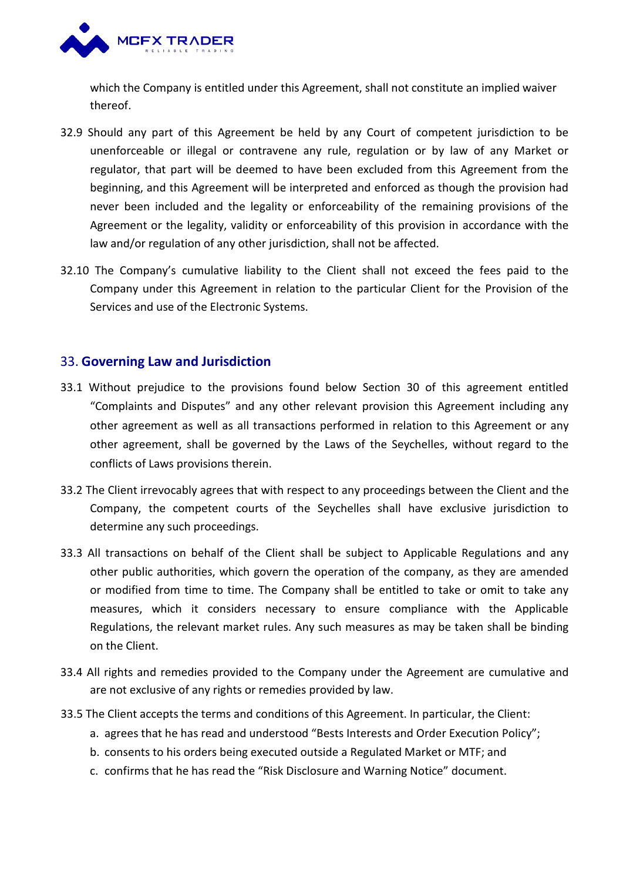which the Company is entitled under this Agreement, shall not constitute an implied waiver thereof.

32.9 Should any part of this Agreement be held by any Court of competent jurisdiction to be unenforceable or illegal or contravene any rule, regulation or by law of any Market or regulator, that part will be deemed to have been excluded from this Agreement from the beginning, and this Agreement will be interpreted and enforced as though the provision had never been included and the legality or enforceability of the remaining provisions of the Agreement or the legality, validity or enforceability of this provision in accordance with the law and/or regulation of any other jurisdiction, shall not be affected.

32.10 The Company's cumulative liability to the Client shall not exceed the fees paid to the Company under this Agreement in relation to the particular Client for the Provision of the Services and use of the Electronic Systems.

## 33. **Governing Law and Jurisdiction**

33.1 Without prejudice to the provisions found below Section 30 of this agreement entitled "Complaints and Disputes" and any other relevant provision this Agreement including any other agreement as well as all transactions performed in relation to this Agreement or any other agreement, shall be governed by the Laws of the Seychelles, without regard to the conflicts of Laws provisions therein.

33.2 The Client irrevocably agrees that with respect to any proceedings between the Client and the Company, the competent courts of the Seychelles shall have exclusive jurisdiction to determine any such proceedings.

33.3 All transactions on behalf of the Client shall be subject to Applicable Regulations and any other public authorities, which govern the operation of the company, as they are amended or modified from time to time. The Company shall be entitled to take or omit to take any measures, which it considers necessary to ensure compliance with the Applicable Regulations, the relevant market rules. Any such measures as may be taken shall be binding on the Client.

33.4 All rights and remedies provided to the Company under the Agreement are cumulative and are not exclusive of any rights or remedies provided by law.

33.5 The Client accepts the terms and conditions of this Agreement. In particular, the Client:

a. agrees that he has read and understood "Bests Interests and Order Execution Policy";
b. consents to his orders being executed outside a Regulated Market or MTF; and
c. confirms that he has read the "Risk Disclosure and Warning Notice" document.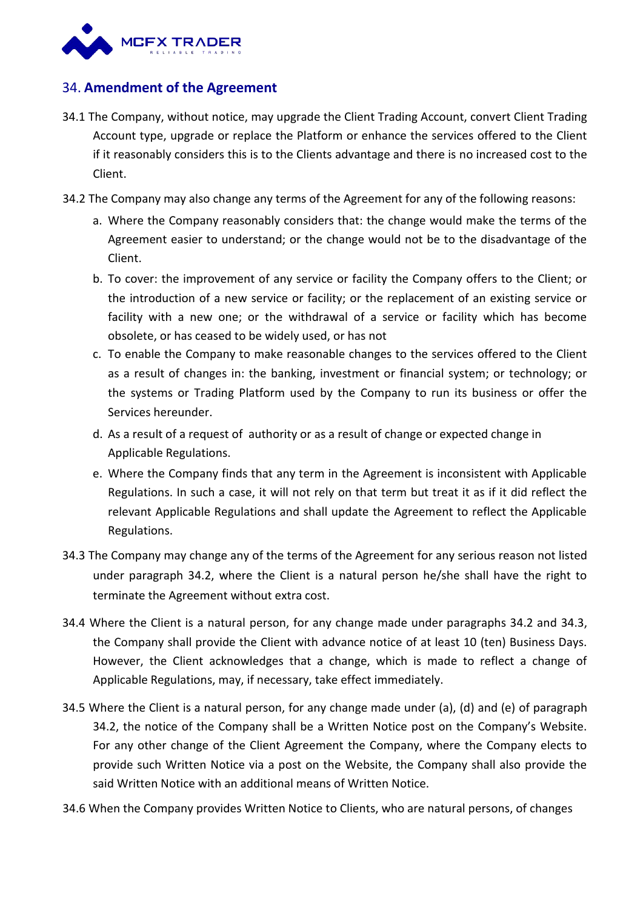## 34. **Amendment of the Agreement**

34.1 The Company, without notice, may upgrade the Client Trading Account, convert Client Trading Account type, upgrade or replace the Platform or enhance the services offered to the Client if it reasonably considers this is to the Clients advantage and there is no increased cost to the Client.

34.2 The Company may also change any terms of the Agreement for any of the following reasons:

a. Where the Company reasonably considers that: the change would make the terms of the Agreement easier to understand; or the change would not be to the disadvantage of the Client.

b. To cover: the improvement of any service or facility the Company offers to the Client; or the introduction of a new service or facility; or the replacement of an existing service or facility with a new one; or the withdrawal of a service or facility which has become obsolete, or has ceased to be widely used, or has not

c. To enable the Company to make reasonable changes to the services offered to the Client as a result of changes in: the banking, investment or financial system; or technology; or the systems or Trading Platform used by the Company to run its business or offer the Services hereunder.

d. As a result of a request of authority or as a result of change or expected change in Applicable Regulations.

e. Where the Company finds that any term in the Agreement is inconsistent with Applicable Regulations. In such a case, it will not rely on that term but treat it as if it did reflect the relevant Applicable Regulations and shall update the Agreement to reflect the Applicable Regulations.

34.3 The Company may change any of the terms of the Agreement for any serious reason not listed under paragraph 34.2, where the Client is a natural person he/she shall have the right to terminate the Agreement without extra cost.

34.4 Where the Client is a natural person, for any change made under paragraphs 34.2 and 34.3, the Company shall provide the Client with advance notice of at least 10 (ten) Business Days. However, the Client acknowledges that a change, which is made to reflect a change of Applicable Regulations, may, if necessary, take effect immediately.

34.5 Where the Client is a natural person, for any change made under (a), (d) and (e) of paragraph 34.2, the notice of the Company shall be a Written Notice post on the Company's Website. For any other change of the Client Agreement the Company, where the Company elects to provide such Written Notice via a post on the Website, the Company shall also provide the said Written Notice with an additional means of Written Notice.

34.6 When the Company provides Written Notice to Clients, who are natural persons, of changes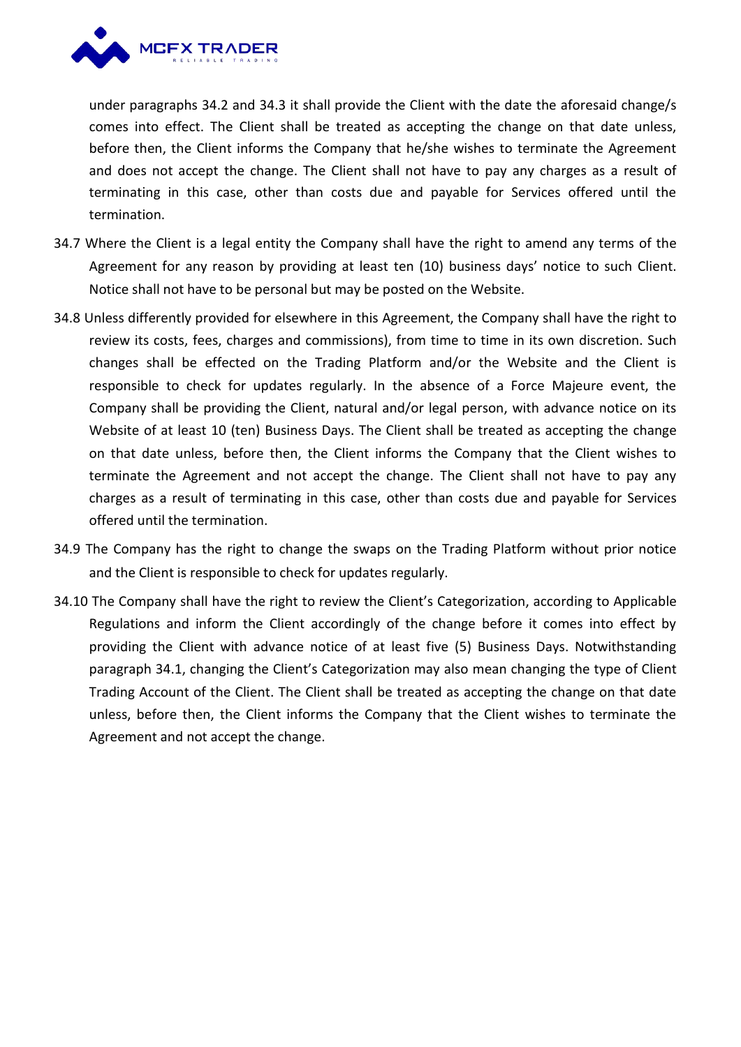under paragraphs 34.2 and 34.3 it shall provide the Client with the date the aforesaid change/s comes into effect. The Client shall be treated as accepting the change on that date unless, before then, the Client informs the Company that he/she wishes to terminate the Agreement and does not accept the change. The Client shall not have to pay any charges as a result of terminating in this case, other than costs due and payable for Services offered until the termination.

34.7 Where the Client is a legal entity the Company shall have the right to amend any terms of the Agreement for any reason by providing at least ten (10) business days' notice to such Client. Notice shall not have to be personal but may be posted on the Website.

34.8 Unless differently provided for elsewhere in this Agreement, the Company shall have the right to review its costs, fees, charges and commissions), from time to time in its own discretion. Such changes shall be effected on the Trading Platform and/or the Website and the Client is responsible to check for updates regularly. In the absence of a Force Majeure event, the Company shall be providing the Client, natural and/or legal person, with advance notice on its Website of at least 10 (ten) Business Days. The Client shall be treated as accepting the change on that date unless, before then, the Client informs the Company that the Client wishes to terminate the Agreement and not accept the change. The Client shall not have to pay any charges as a result of terminating in this case, other than costs due and payable for Services offered until the termination.

34.9 The Company has the right to change the swaps on the Trading Platform without prior notice and the Client is responsible to check for updates regularly.

34.10 The Company shall have the right to review the Client's Categorization, according to Applicable Regulations and inform the Client accordingly of the change before it comes into effect by providing the Client with advance notice of at least five (5) Business Days. Notwithstanding paragraph 34.1, changing the Client's Categorization may also mean changing the type of Client Trading Account of the Client. The Client shall be treated as accepting the change on that date unless, before then, the Client informs the Company that the Client wishes to terminate the Agreement and not accept the change.